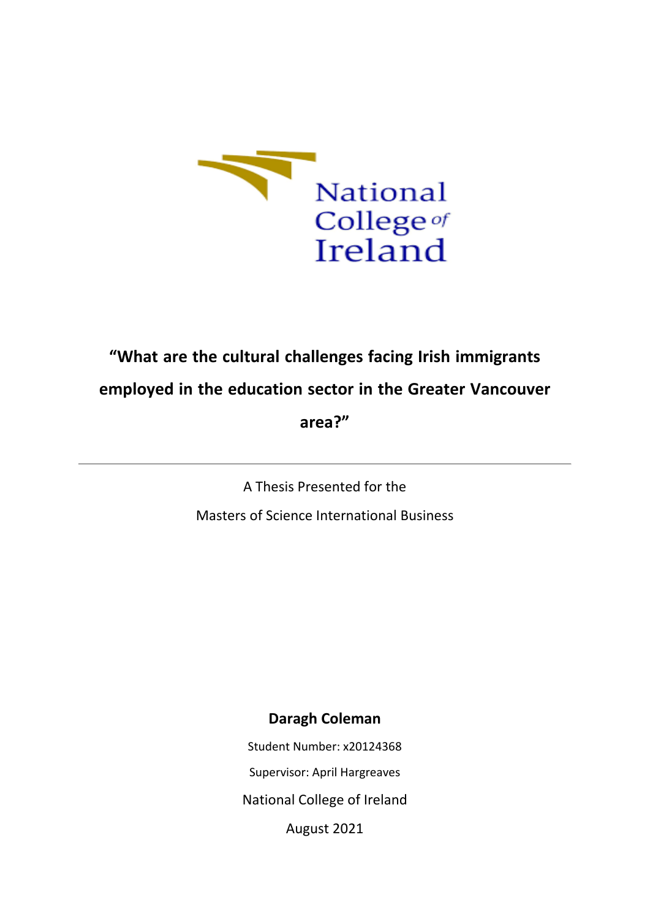National College of Ireland

# "What are the cultural challenges facing Irish immigrants employed in the education sector in the Greater Vancouver area?"

---

A Thesis Presented for the

Masters of Science International Business

**Daragh Coleman**

Student Number: x20124368

Supervisor: April Hargreaves

National College of Ireland

August 2021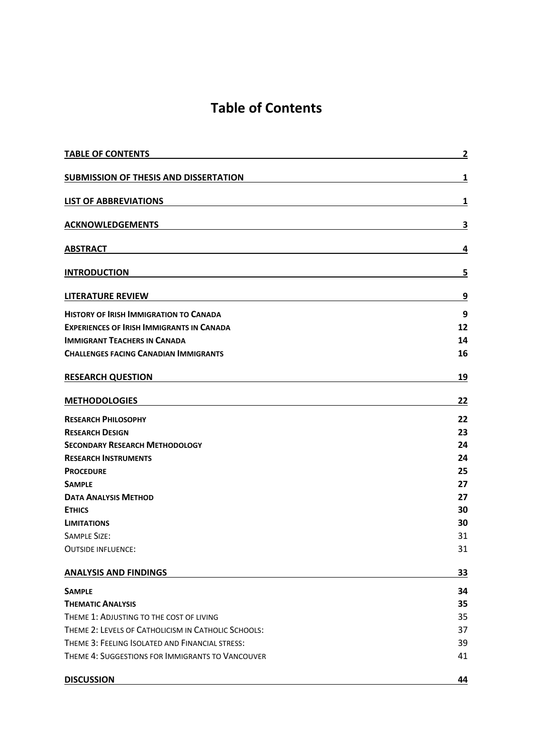# Table of Contents

| | |
|---|---|
| **TABLE OF CONTENTS** | **2** |
| **SUBMISSION OF THESIS AND DISSERTATION** | **1** |
| **LIST OF ABBREVIATIONS** | **1** |
| **ACKNOWLEDGEMENTS** | **3** |
| **ABSTRACT** | **4** |
| **INTRODUCTION** | **5** |
| **LITERATURE REVIEW** | **9** |
| **HISTORY OF IRISH IMMIGRATION TO CANADA** | **9** |
| **EXPERIENCES OF IRISH IMMIGRANTS IN CANADA** | **12** |
| **IMMIGRANT TEACHERS IN CANADA** | **14** |
| **CHALLENGES FACING CANADIAN IMMIGRANTS** | **16** |
| **RESEARCH QUESTION** | **19** |
| **METHODOLOGIES** | **22** |
| **RESEARCH PHILOSOPHY** | **22** |
| **RESEARCH DESIGN** | **23** |
| **SECONDARY RESEARCH METHODOLOGY** | **24** |
| **RESEARCH INSTRUMENTS** | **24** |
| **PROCEDURE** | **25** |
| **SAMPLE** | **27** |
| **DATA ANALYSIS METHOD** | **27** |
| **ETHICS** | **30** |
| **LIMITATIONS** | **30** |
| SAMPLE SIZE: | 31 |
| OUTSIDE INFLUENCE: | 31 |
| **ANALYSIS AND FINDINGS** | **33** |
| **SAMPLE** | **34** |
| **THEMATIC ANALYSIS** | **35** |
| THEME 1: ADJUSTING TO THE COST OF LIVING | 35 |
| THEME 2: LEVELS OF CATHOLICISM IN CATHOLIC SCHOOLS: | 37 |
| THEME 3: FEELING ISOLATED AND FINANCIAL STRESS: | 39 |
| THEME 4: SUGGESTIONS FOR IMMIGRANTS TO VANCOUVER | 41 |
| **DISCUSSION** | **44** |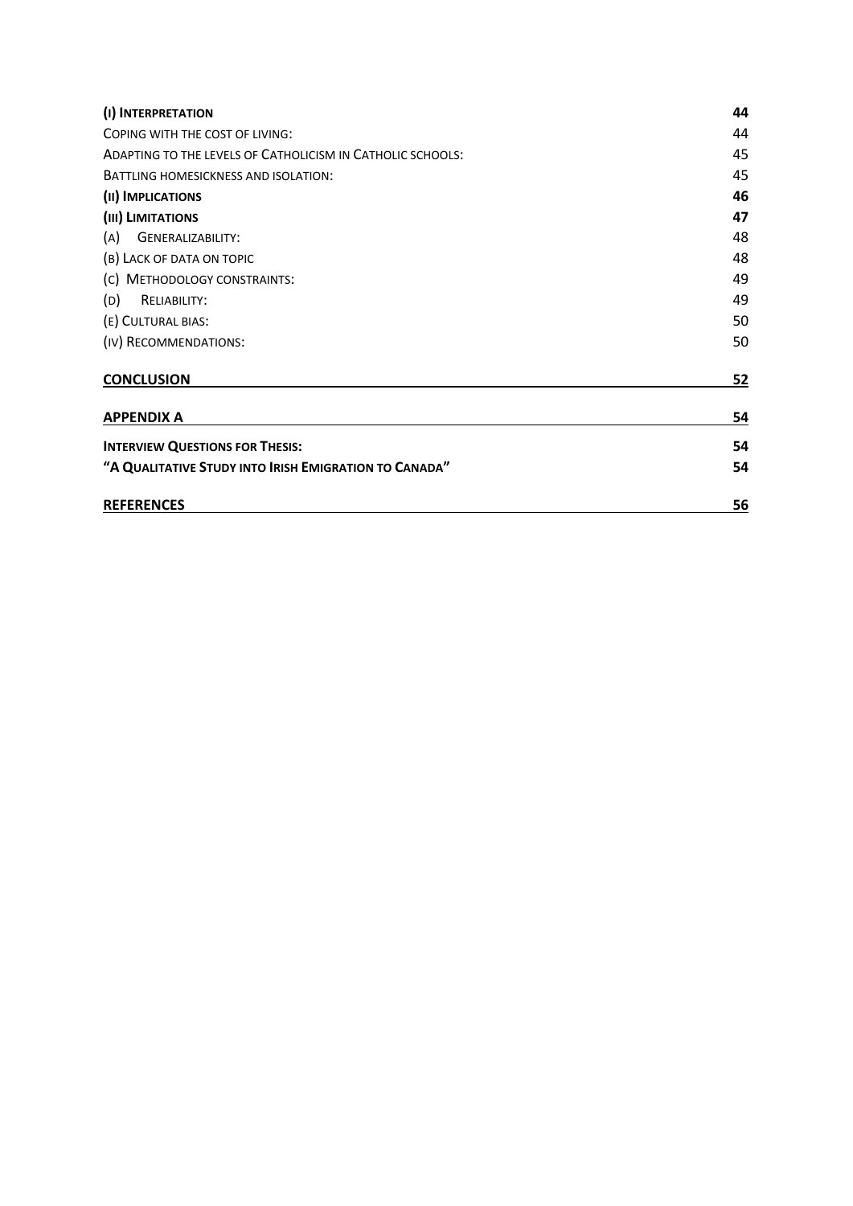**(I) Interpretation** 44

Coping with the cost of living: 44

Adapting to the levels of Catholicism in Catholic schools: 45

Battling homesickness and isolation: 45

**(II) Implications** 46

**(III) Limitations** 47

(A) Generalizability: 48

(B) Lack of data on topic 48

(C) Methodology constraints: 49

(D) Reliability: 49

(E) Cultural bias: 50

(IV) Recommendations: 50

**Conclusion** 52

**Appendix A** 54

**Interview Questions for Thesis:** 54

**"A Qualitative Study into Irish Emigration to Canada"** 54

**References** 56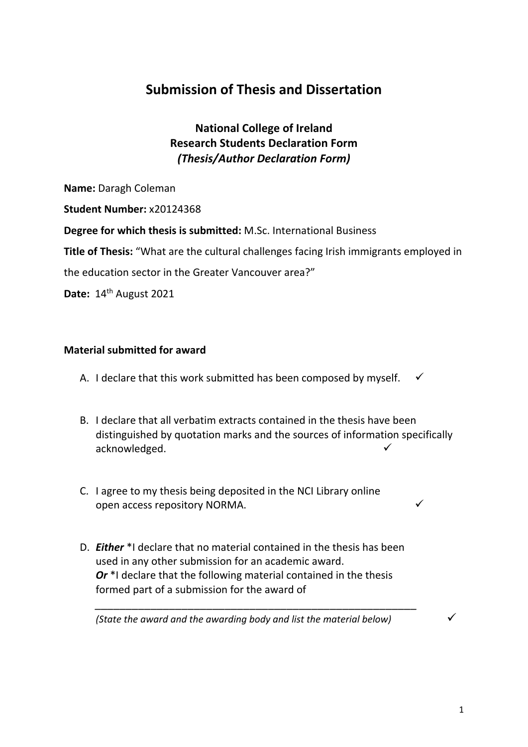# Submission of Thesis and Dissertation

**National College of Ireland**
**Research Students Declaration Form**
***(Thesis/Author Declaration Form)***

**Name:** Daragh Coleman

**Student Number:** x20124368

**Degree for which thesis is submitted:** M.Sc. International Business

**Title of Thesis:** "What are the cultural challenges facing Irish immigrants employed in the education sector in the Greater Vancouver area?"

**Date:** 14th August 2021

**Material submitted for award**

A. I declare that this work submitted has been composed by myself. ✓

B. I declare that all verbatim extracts contained in the thesis have been distinguished by quotation marks and the sources of information specifically acknowledged. ✓

C. I agree to my thesis being deposited in the NCI Library online open access repository NORMA. ✓

D. ***Either*** *I declare that no material contained in the thesis has been used in any other submission for an academic award.
***Or*** *I declare that the following material contained in the thesis formed part of a submission for the award of

\_\_\_\_\_\_\_\_\_\_\_\_\_\_\_\_\_\_\_\_\_\_\_\_\_\_\_\_\_\_\_\_\_\_\_\_\_\_\_\_\_\_\_\_\_\_\_\_\_\_\_\_\_\_\_\_\_\_\_\_

*(State the award and the awarding body and list the material below)* ✓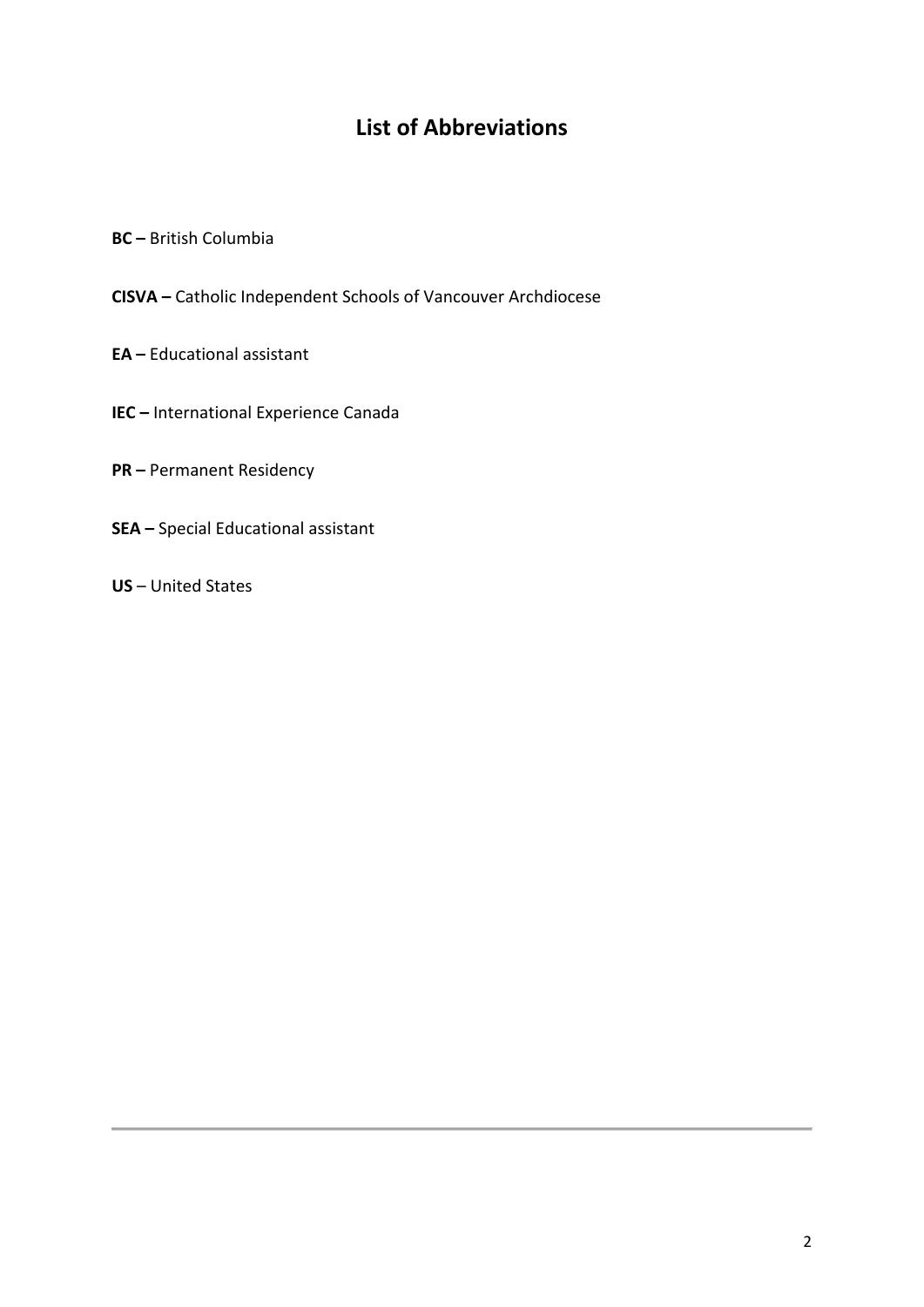# List of Abbreviations

**BC –** British Columbia

**CISVA –** Catholic Independent Schools of Vancouver Archdiocese

**EA –** Educational assistant

**IEC –** International Experience Canada

**PR –** Permanent Residency

**SEA –** Special Educational assistant

**US** – United States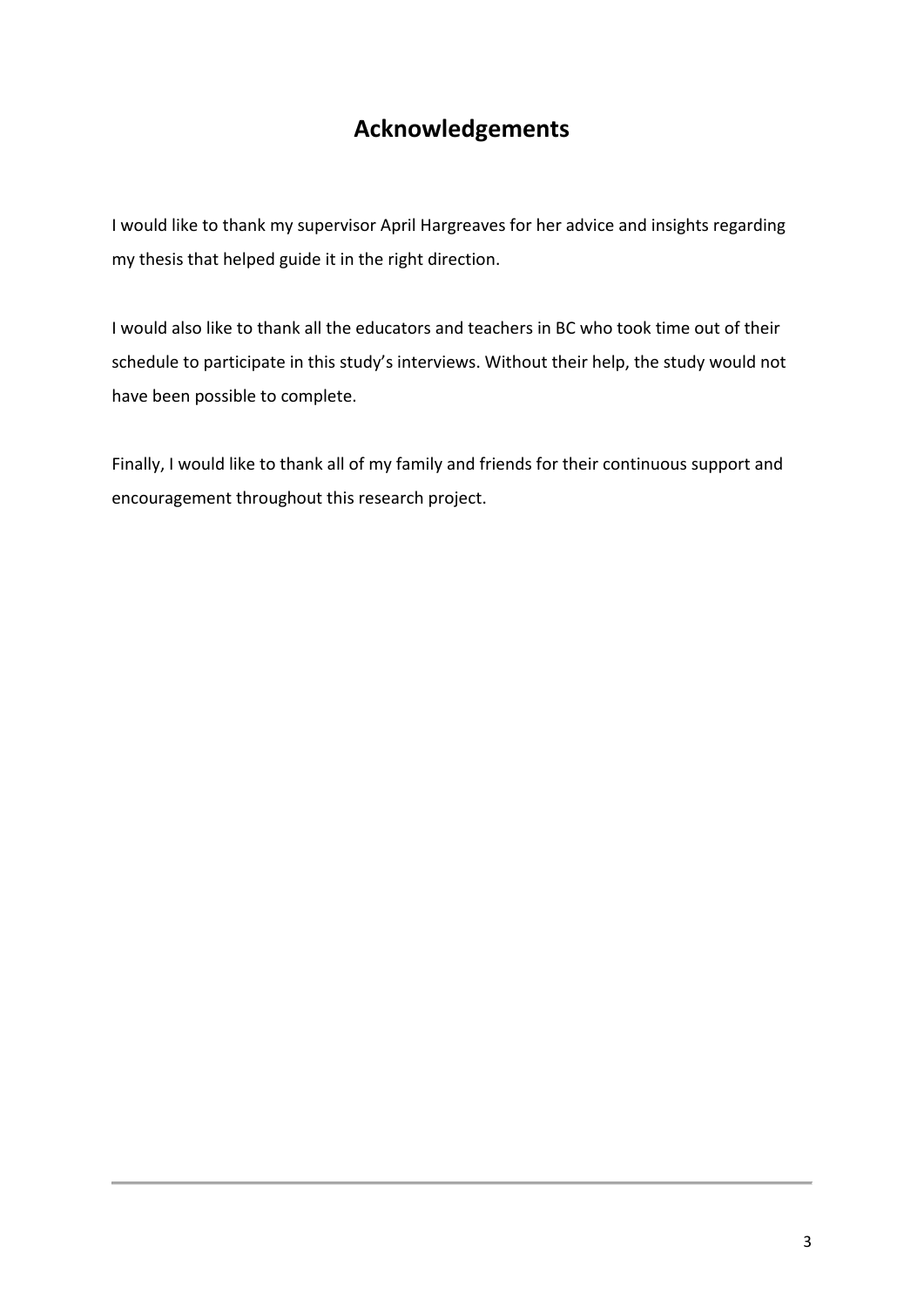# Acknowledgements

I would like to thank my supervisor April Hargreaves for her advice and insights regarding my thesis that helped guide it in the right direction.

I would also like to thank all the educators and teachers in BC who took time out of their schedule to participate in this study's interviews. Without their help, the study would not have been possible to complete.

Finally, I would like to thank all of my family and friends for their continuous support and encouragement throughout this research project.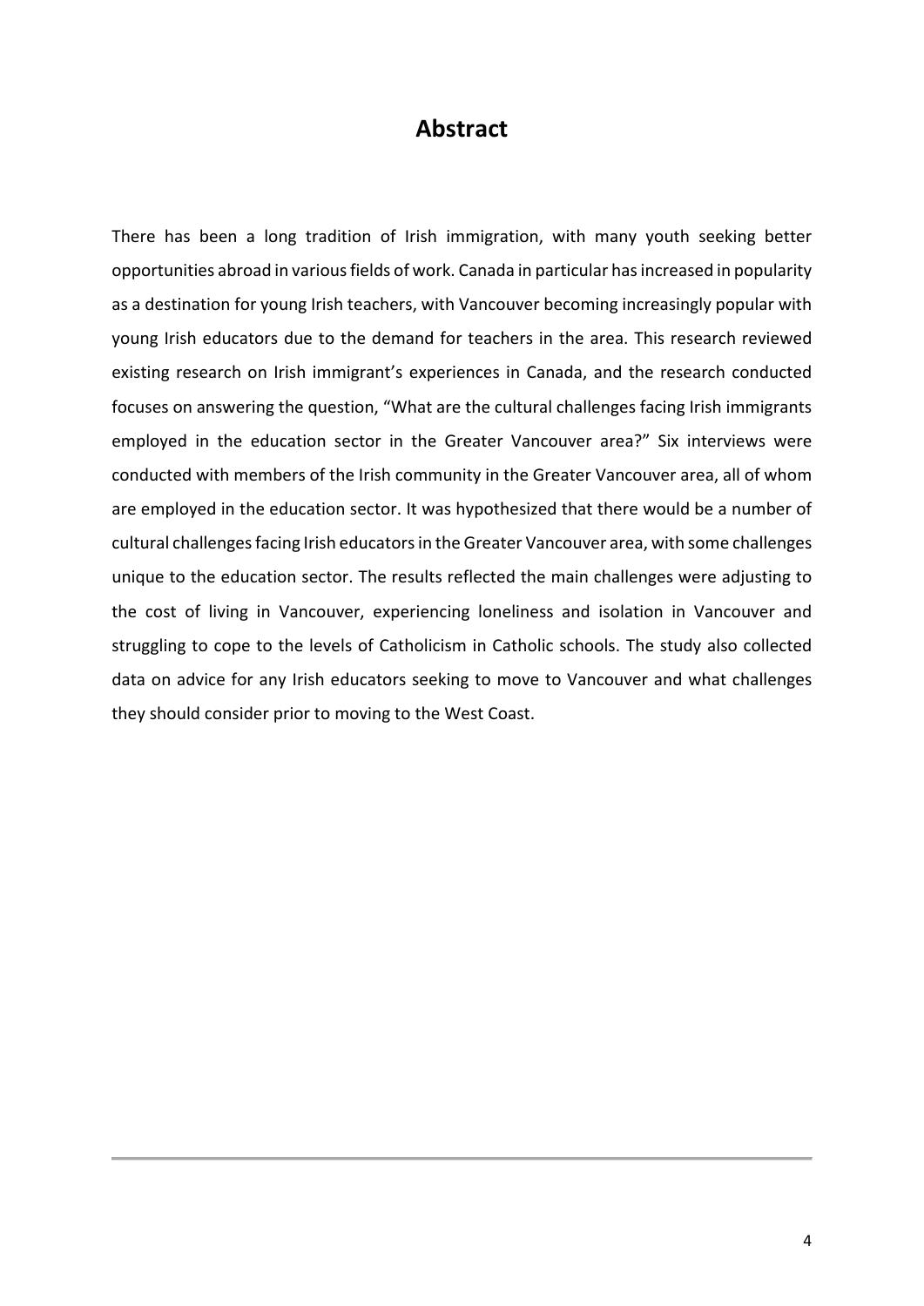# Abstract

There has been a long tradition of Irish immigration, with many youth seeking better opportunities abroad in various fields of work. Canada in particular has increased in popularity as a destination for young Irish teachers, with Vancouver becoming increasingly popular with young Irish educators due to the demand for teachers in the area. This research reviewed existing research on Irish immigrant's experiences in Canada, and the research conducted focuses on answering the question, "What are the cultural challenges facing Irish immigrants employed in the education sector in the Greater Vancouver area?" Six interviews were conducted with members of the Irish community in the Greater Vancouver area, all of whom are employed in the education sector. It was hypothesized that there would be a number of cultural challenges facing Irish educators in the Greater Vancouver area, with some challenges unique to the education sector. The results reflected the main challenges were adjusting to the cost of living in Vancouver, experiencing loneliness and isolation in Vancouver and struggling to cope to the levels of Catholicism in Catholic schools. The study also collected data on advice for any Irish educators seeking to move to Vancouver and what challenges they should consider prior to moving to the West Coast.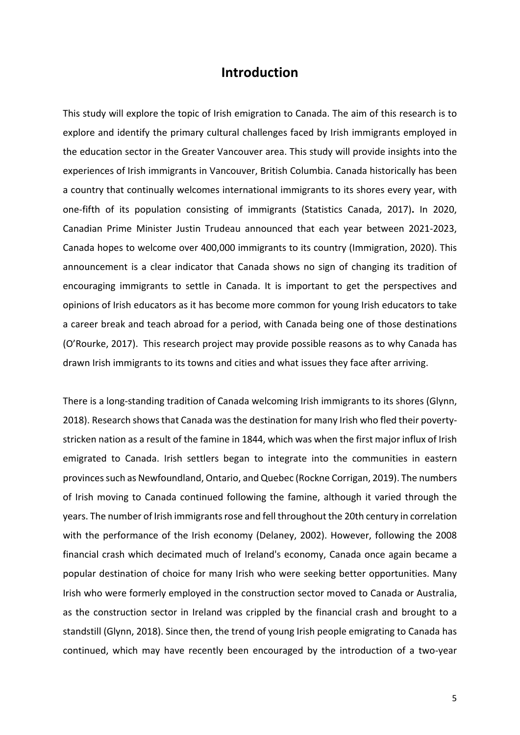# Introduction

This study will explore the topic of Irish emigration to Canada. The aim of this research is to explore and identify the primary cultural challenges faced by Irish immigrants employed in the education sector in the Greater Vancouver area. This study will provide insights into the experiences of Irish immigrants in Vancouver, British Columbia. Canada historically has been a country that continually welcomes international immigrants to its shores every year, with one-fifth of its population consisting of immigrants (Statistics Canada, 2017)**.** In 2020, Canadian Prime Minister Justin Trudeau announced that each year between 2021-2023, Canada hopes to welcome over 400,000 immigrants to its country (Immigration, 2020). This announcement is a clear indicator that Canada shows no sign of changing its tradition of encouraging immigrants to settle in Canada. It is important to get the perspectives and opinions of Irish educators as it has become more common for young Irish educators to take a career break and teach abroad for a period, with Canada being one of those destinations (O'Rourke, 2017). This research project may provide possible reasons as to why Canada has drawn Irish immigrants to its towns and cities and what issues they face after arriving.

There is a long-standing tradition of Canada welcoming Irish immigrants to its shores (Glynn, 2018). Research shows that Canada was the destination for many Irish who fled their poverty-stricken nation as a result of the famine in 1844, which was when the first major influx of Irish emigrated to Canada. Irish settlers began to integrate into the communities in eastern provinces such as Newfoundland, Ontario, and Quebec (Rockne Corrigan, 2019). The numbers of Irish moving to Canada continued following the famine, although it varied through the years. The number of Irish immigrants rose and fell throughout the 20th century in correlation with the performance of the Irish economy (Delaney, 2002). However, following the 2008 financial crash which decimated much of Ireland's economy, Canada once again became a popular destination of choice for many Irish who were seeking better opportunities. Many Irish who were formerly employed in the construction sector moved to Canada or Australia, as the construction sector in Ireland was crippled by the financial crash and brought to a standstill (Glynn, 2018). Since then, the trend of young Irish people emigrating to Canada has continued, which may have recently been encouraged by the introduction of a two-year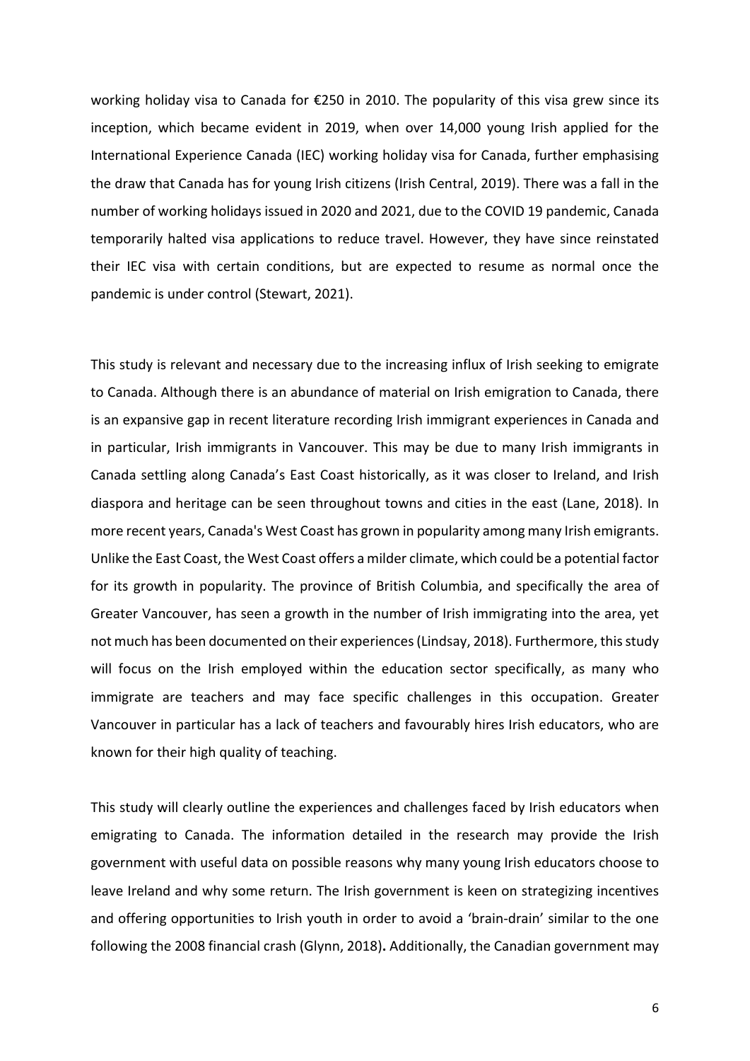working holiday visa to Canada for €250 in 2010. The popularity of this visa grew since its inception, which became evident in 2019, when over 14,000 young Irish applied for the International Experience Canada (IEC) working holiday visa for Canada, further emphasising the draw that Canada has for young Irish citizens (Irish Central, 2019). There was a fall in the number of working holidays issued in 2020 and 2021, due to the COVID 19 pandemic, Canada temporarily halted visa applications to reduce travel. However, they have since reinstated their IEC visa with certain conditions, but are expected to resume as normal once the pandemic is under control (Stewart, 2021).

This study is relevant and necessary due to the increasing influx of Irish seeking to emigrate to Canada. Although there is an abundance of material on Irish emigration to Canada, there is an expansive gap in recent literature recording Irish immigrant experiences in Canada and in particular, Irish immigrants in Vancouver. This may be due to many Irish immigrants in Canada settling along Canada's East Coast historically, as it was closer to Ireland, and Irish diaspora and heritage can be seen throughout towns and cities in the east (Lane, 2018). In more recent years, Canada's West Coast has grown in popularity among many Irish emigrants. Unlike the East Coast, the West Coast offers a milder climate, which could be a potential factor for its growth in popularity. The province of British Columbia, and specifically the area of Greater Vancouver, has seen a growth in the number of Irish immigrating into the area, yet not much has been documented on their experiences (Lindsay, 2018). Furthermore, this study will focus on the Irish employed within the education sector specifically, as many who immigrate are teachers and may face specific challenges in this occupation. Greater Vancouver in particular has a lack of teachers and favourably hires Irish educators, who are known for their high quality of teaching.

This study will clearly outline the experiences and challenges faced by Irish educators when emigrating to Canada. The information detailed in the research may provide the Irish government with useful data on possible reasons why many young Irish educators choose to leave Ireland and why some return. The Irish government is keen on strategizing incentives and offering opportunities to Irish youth in order to avoid a 'brain-drain' similar to the one following the 2008 financial crash (Glynn, 2018). Additionally, the Canadian government may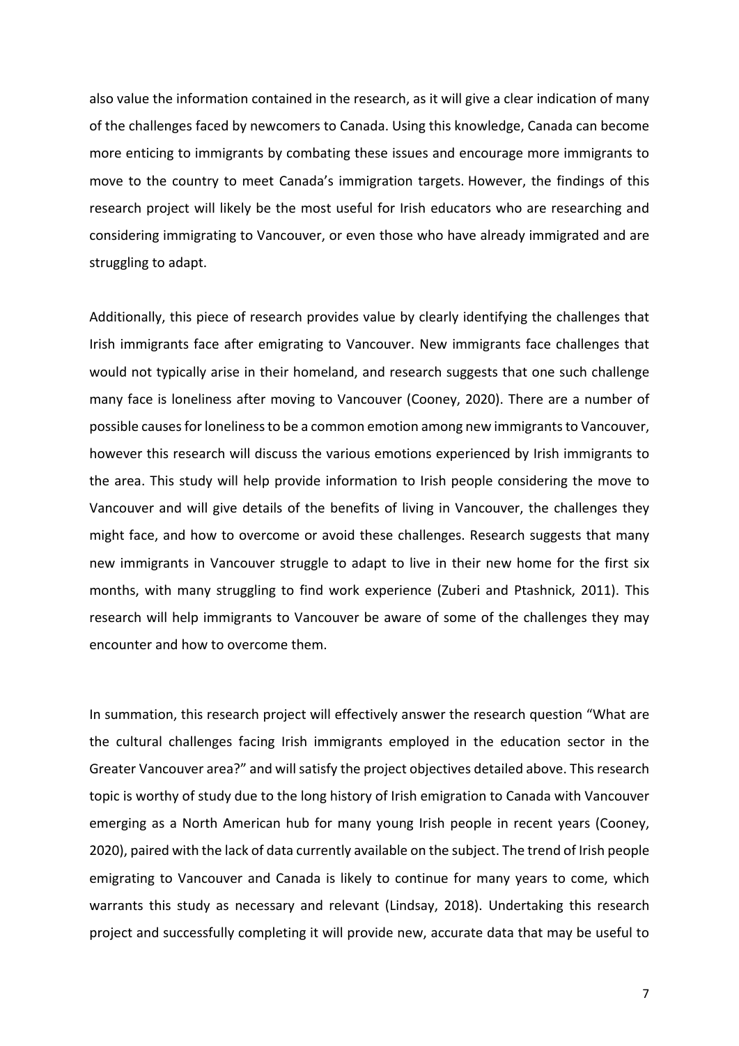also value the information contained in the research, as it will give a clear indication of many of the challenges faced by newcomers to Canada. Using this knowledge, Canada can become more enticing to immigrants by combating these issues and encourage more immigrants to move to the country to meet Canada's immigration targets. However, the findings of this research project will likely be the most useful for Irish educators who are researching and considering immigrating to Vancouver, or even those who have already immigrated and are struggling to adapt.

Additionally, this piece of research provides value by clearly identifying the challenges that Irish immigrants face after emigrating to Vancouver. New immigrants face challenges that would not typically arise in their homeland, and research suggests that one such challenge many face is loneliness after moving to Vancouver (Cooney, 2020). There are a number of possible causes for loneliness to be a common emotion among new immigrants to Vancouver, however this research will discuss the various emotions experienced by Irish immigrants to the area. This study will help provide information to Irish people considering the move to Vancouver and will give details of the benefits of living in Vancouver, the challenges they might face, and how to overcome or avoid these challenges. Research suggests that many new immigrants in Vancouver struggle to adapt to live in their new home for the first six months, with many struggling to find work experience (Zuberi and Ptashnick, 2011). This research will help immigrants to Vancouver be aware of some of the challenges they may encounter and how to overcome them.

In summation, this research project will effectively answer the research question "What are the cultural challenges facing Irish immigrants employed in the education sector in the Greater Vancouver area?" and will satisfy the project objectives detailed above. This research topic is worthy of study due to the long history of Irish emigration to Canada with Vancouver emerging as a North American hub for many young Irish people in recent years (Cooney, 2020), paired with the lack of data currently available on the subject. The trend of Irish people emigrating to Vancouver and Canada is likely to continue for many years to come, which warrants this study as necessary and relevant (Lindsay, 2018). Undertaking this research project and successfully completing it will provide new, accurate data that may be useful to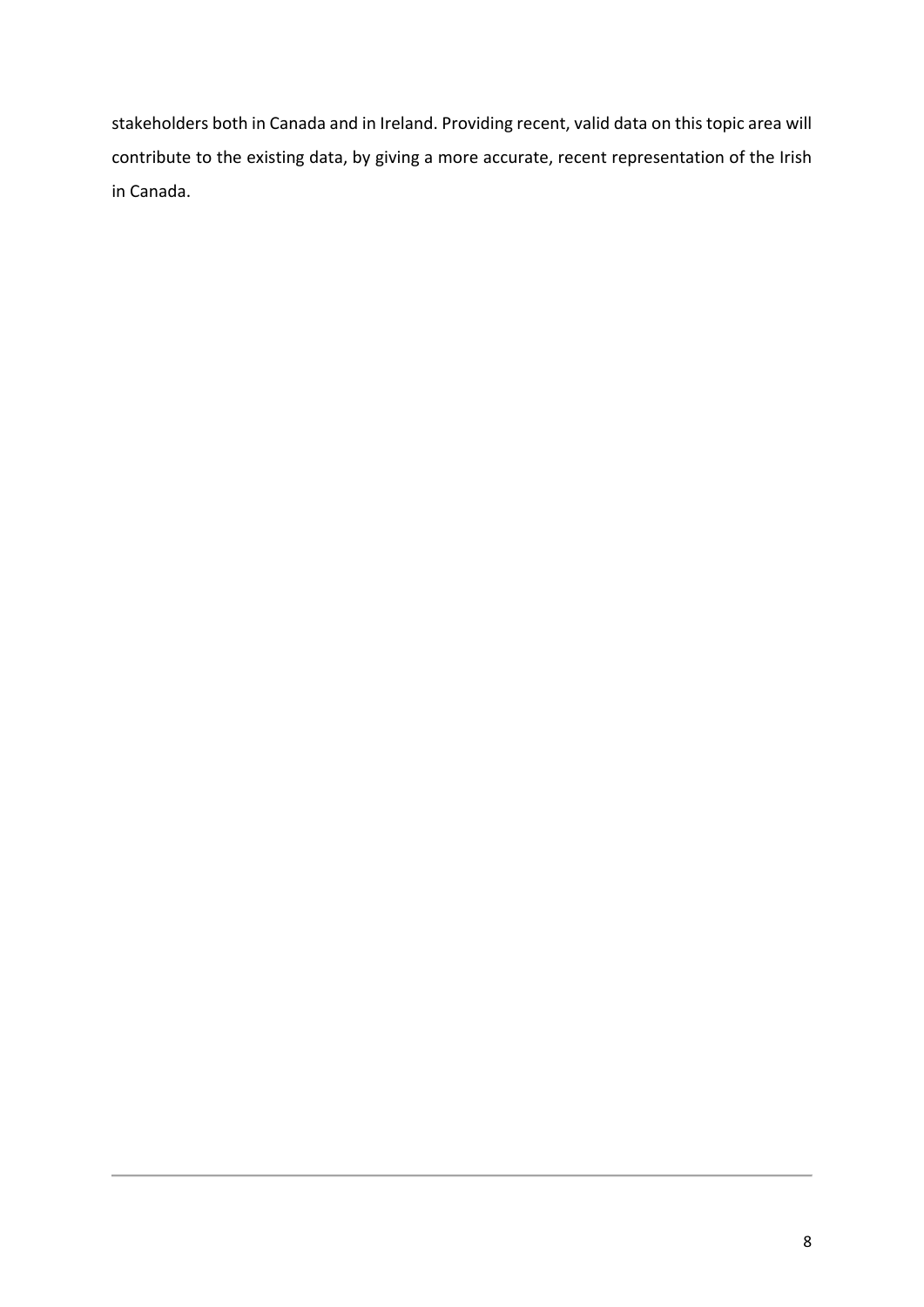stakeholders both in Canada and in Ireland. Providing recent, valid data on this topic area will contribute to the existing data, by giving a more accurate, recent representation of the Irish in Canada.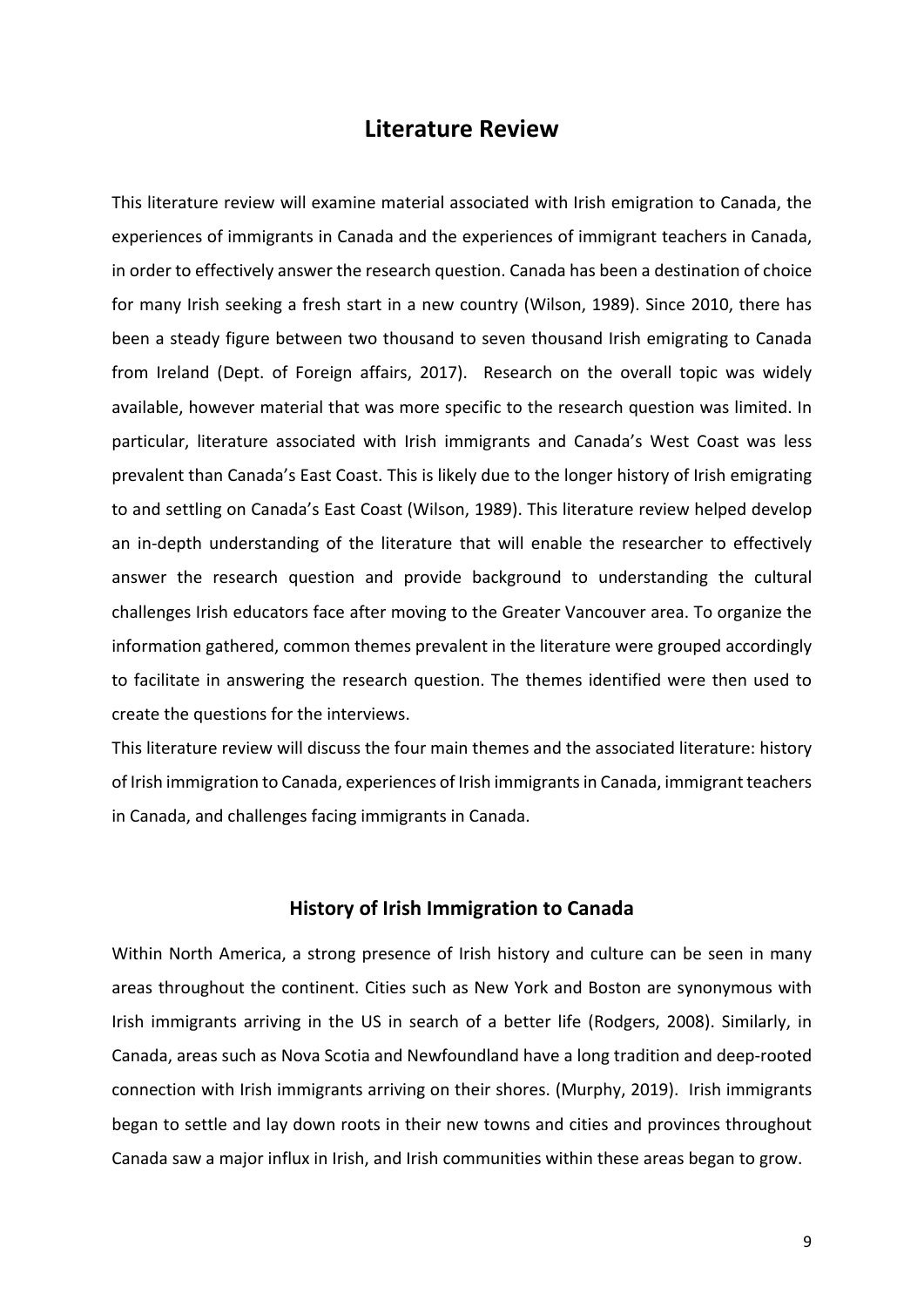# Literature Review

This literature review will examine material associated with Irish emigration to Canada, the experiences of immigrants in Canada and the experiences of immigrant teachers in Canada, in order to effectively answer the research question. Canada has been a destination of choice for many Irish seeking a fresh start in a new country (Wilson, 1989). Since 2010, there has been a steady figure between two thousand to seven thousand Irish emigrating to Canada from Ireland (Dept. of Foreign affairs, 2017). Research on the overall topic was widely available, however material that was more specific to the research question was limited. In particular, literature associated with Irish immigrants and Canada's West Coast was less prevalent than Canada's East Coast. This is likely due to the longer history of Irish emigrating to and settling on Canada's East Coast (Wilson, 1989). This literature review helped develop an in-depth understanding of the literature that will enable the researcher to effectively answer the research question and provide background to understanding the cultural challenges Irish educators face after moving to the Greater Vancouver area. To organize the information gathered, common themes prevalent in the literature were grouped accordingly to facilitate in answering the research question. The themes identified were then used to create the questions for the interviews.

This literature review will discuss the four main themes and the associated literature: history of Irish immigration to Canada, experiences of Irish immigrants in Canada, immigrant teachers in Canada, and challenges facing immigrants in Canada.

## History of Irish Immigration to Canada

Within North America, a strong presence of Irish history and culture can be seen in many areas throughout the continent. Cities such as New York and Boston are synonymous with Irish immigrants arriving in the US in search of a better life (Rodgers, 2008). Similarly, in Canada, areas such as Nova Scotia and Newfoundland have a long tradition and deep-rooted connection with Irish immigrants arriving on their shores. (Murphy, 2019). Irish immigrants began to settle and lay down roots in their new towns and cities and provinces throughout Canada saw a major influx in Irish, and Irish communities within these areas began to grow.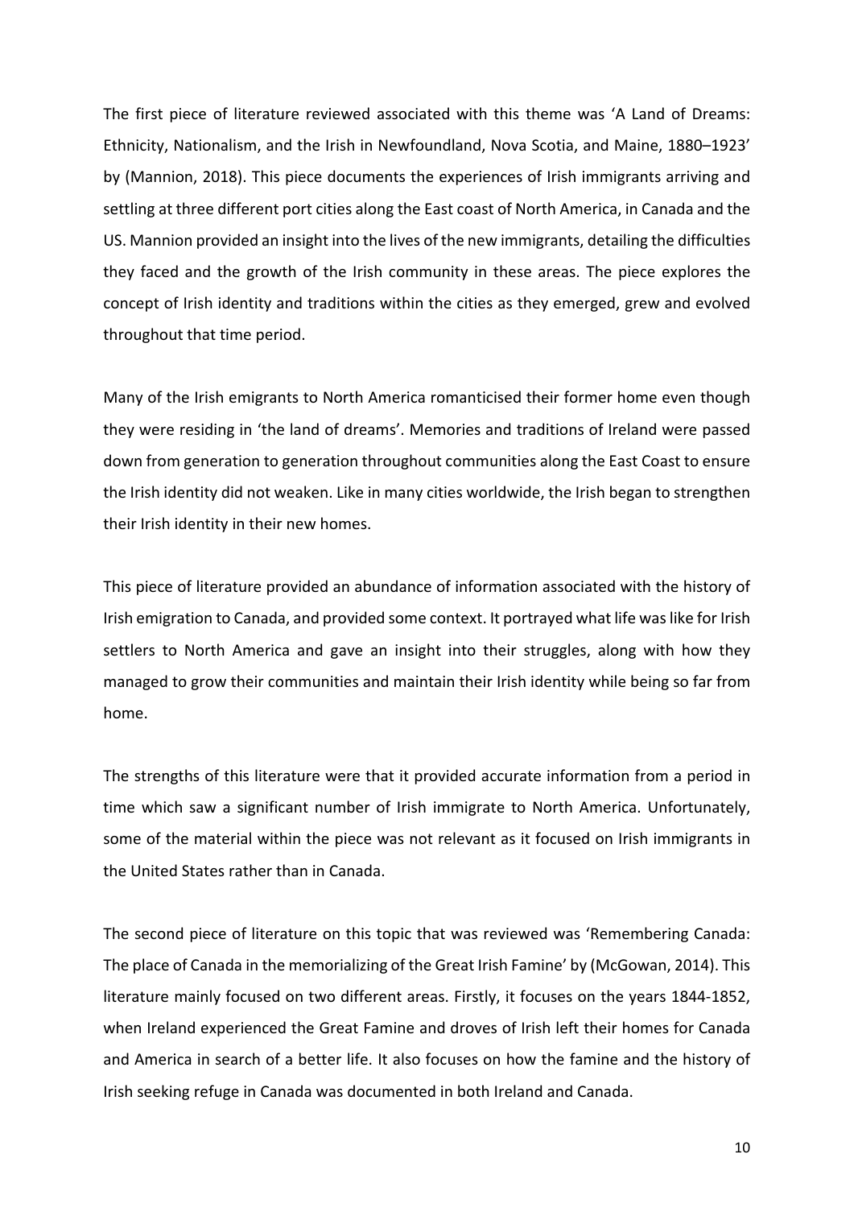The first piece of literature reviewed associated with this theme was 'A Land of Dreams: Ethnicity, Nationalism, and the Irish in Newfoundland, Nova Scotia, and Maine, 1880–1923' by (Mannion, 2018). This piece documents the experiences of Irish immigrants arriving and settling at three different port cities along the East coast of North America, in Canada and the US. Mannion provided an insight into the lives of the new immigrants, detailing the difficulties they faced and the growth of the Irish community in these areas. The piece explores the concept of Irish identity and traditions within the cities as they emerged, grew and evolved throughout that time period.

Many of the Irish emigrants to North America romanticised their former home even though they were residing in 'the land of dreams'. Memories and traditions of Ireland were passed down from generation to generation throughout communities along the East Coast to ensure the Irish identity did not weaken. Like in many cities worldwide, the Irish began to strengthen their Irish identity in their new homes.

This piece of literature provided an abundance of information associated with the history of Irish emigration to Canada, and provided some context. It portrayed what life was like for Irish settlers to North America and gave an insight into their struggles, along with how they managed to grow their communities and maintain their Irish identity while being so far from home.

The strengths of this literature were that it provided accurate information from a period in time which saw a significant number of Irish immigrate to North America. Unfortunately, some of the material within the piece was not relevant as it focused on Irish immigrants in the United States rather than in Canada.

The second piece of literature on this topic that was reviewed was 'Remembering Canada: The place of Canada in the memorializing of the Great Irish Famine' by (McGowan, 2014). This literature mainly focused on two different areas. Firstly, it focuses on the years 1844-1852, when Ireland experienced the Great Famine and droves of Irish left their homes for Canada and America in search of a better life. It also focuses on how the famine and the history of Irish seeking refuge in Canada was documented in both Ireland and Canada.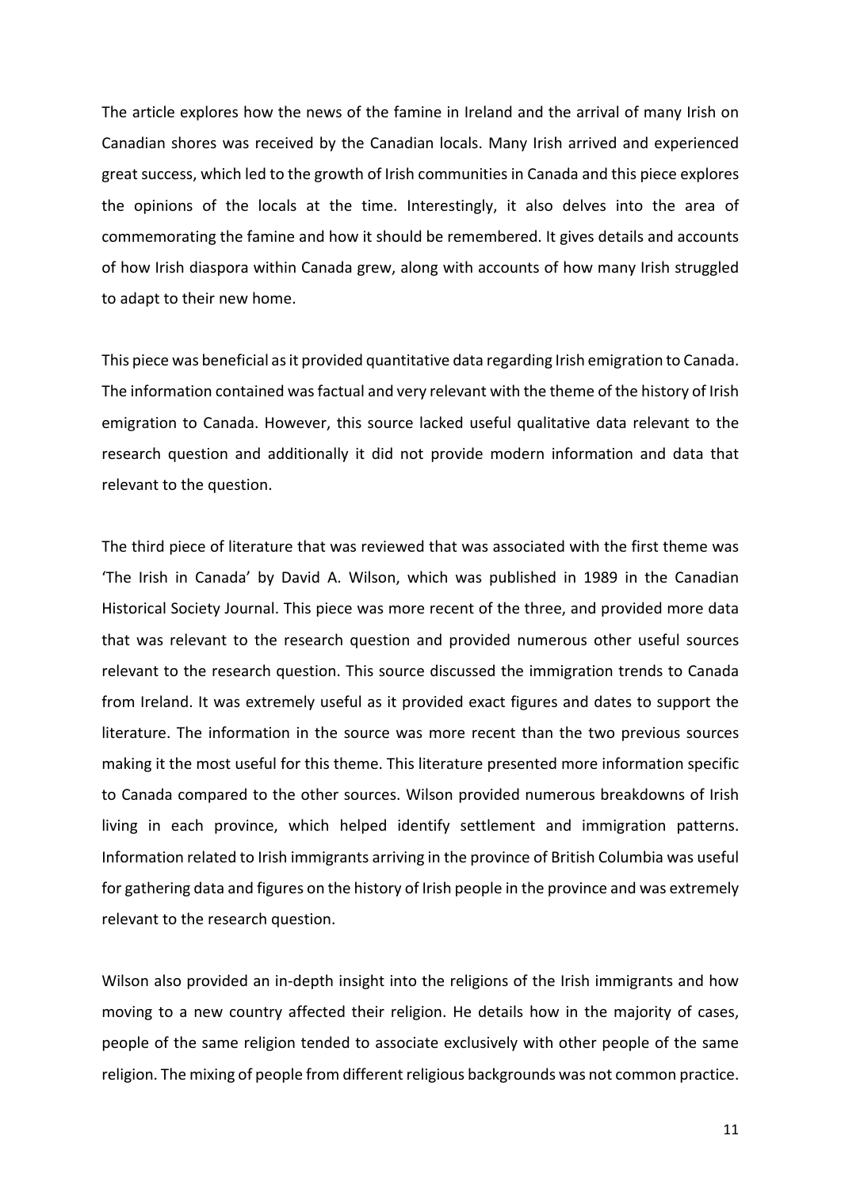The article explores how the news of the famine in Ireland and the arrival of many Irish on Canadian shores was received by the Canadian locals. Many Irish arrived and experienced great success, which led to the growth of Irish communities in Canada and this piece explores the opinions of the locals at the time. Interestingly, it also delves into the area of commemorating the famine and how it should be remembered. It gives details and accounts of how Irish diaspora within Canada grew, along with accounts of how many Irish struggled to adapt to their new home.

This piece was beneficial as it provided quantitative data regarding Irish emigration to Canada. The information contained was factual and very relevant with the theme of the history of Irish emigration to Canada. However, this source lacked useful qualitative data relevant to the research question and additionally it did not provide modern information and data that relevant to the question.

The third piece of literature that was reviewed that was associated with the first theme was 'The Irish in Canada' by David A. Wilson, which was published in 1989 in the Canadian Historical Society Journal. This piece was more recent of the three, and provided more data that was relevant to the research question and provided numerous other useful sources relevant to the research question. This source discussed the immigration trends to Canada from Ireland. It was extremely useful as it provided exact figures and dates to support the literature. The information in the source was more recent than the two previous sources making it the most useful for this theme. This literature presented more information specific to Canada compared to the other sources. Wilson provided numerous breakdowns of Irish living in each province, which helped identify settlement and immigration patterns. Information related to Irish immigrants arriving in the province of British Columbia was useful for gathering data and figures on the history of Irish people in the province and was extremely relevant to the research question.

Wilson also provided an in-depth insight into the religions of the Irish immigrants and how moving to a new country affected their religion. He details how in the majority of cases, people of the same religion tended to associate exclusively with other people of the same religion. The mixing of people from different religious backgrounds was not common practice.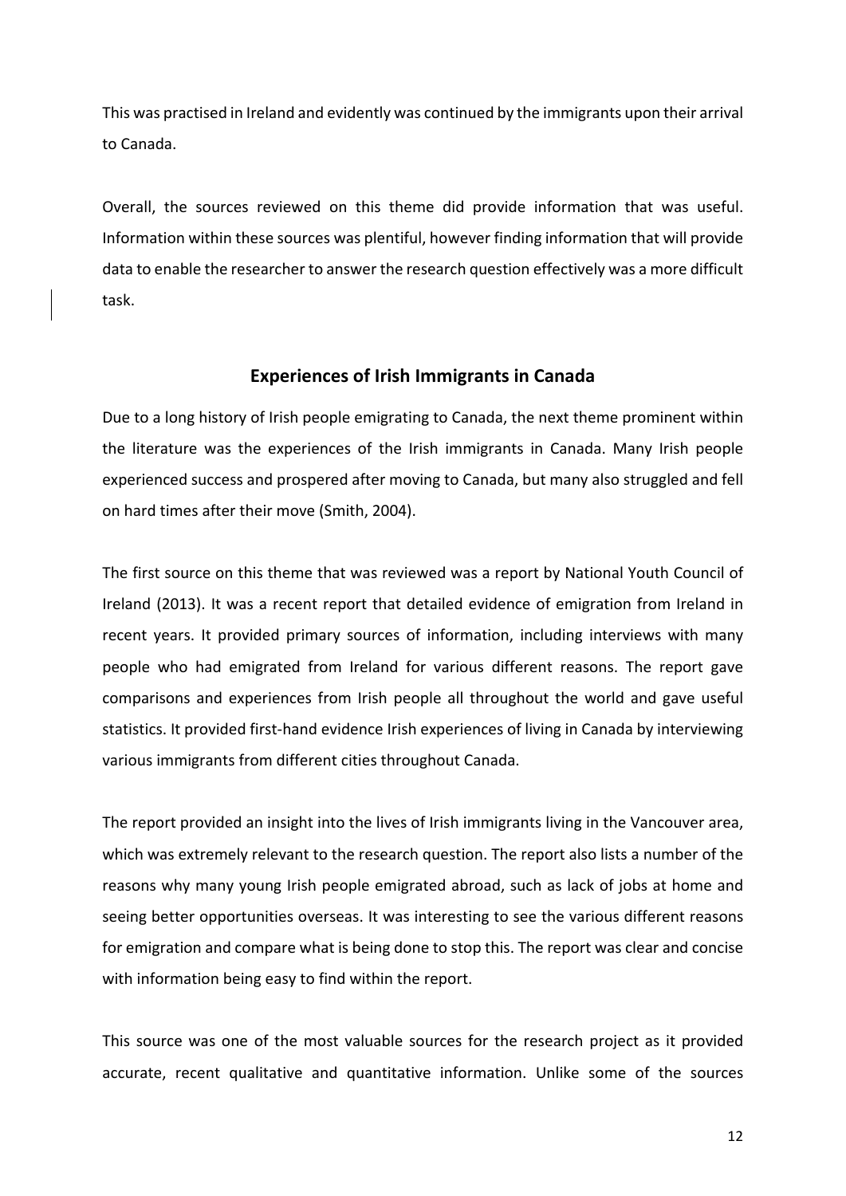This was practised in Ireland and evidently was continued by the immigrants upon their arrival to Canada.

Overall, the sources reviewed on this theme did provide information that was useful. Information within these sources was plentiful, however finding information that will provide data to enable the researcher to answer the research question effectively was a more difficult task.

## Experiences of Irish Immigrants in Canada

Due to a long history of Irish people emigrating to Canada, the next theme prominent within the literature was the experiences of the Irish immigrants in Canada. Many Irish people experienced success and prospered after moving to Canada, but many also struggled and fell on hard times after their move (Smith, 2004).

The first source on this theme that was reviewed was a report by National Youth Council of Ireland (2013). It was a recent report that detailed evidence of emigration from Ireland in recent years. It provided primary sources of information, including interviews with many people who had emigrated from Ireland for various different reasons. The report gave comparisons and experiences from Irish people all throughout the world and gave useful statistics. It provided first-hand evidence Irish experiences of living in Canada by interviewing various immigrants from different cities throughout Canada.

The report provided an insight into the lives of Irish immigrants living in the Vancouver area, which was extremely relevant to the research question. The report also lists a number of the reasons why many young Irish people emigrated abroad, such as lack of jobs at home and seeing better opportunities overseas. It was interesting to see the various different reasons for emigration and compare what is being done to stop this. The report was clear and concise with information being easy to find within the report.

This source was one of the most valuable sources for the research project as it provided accurate, recent qualitative and quantitative information. Unlike some of the sources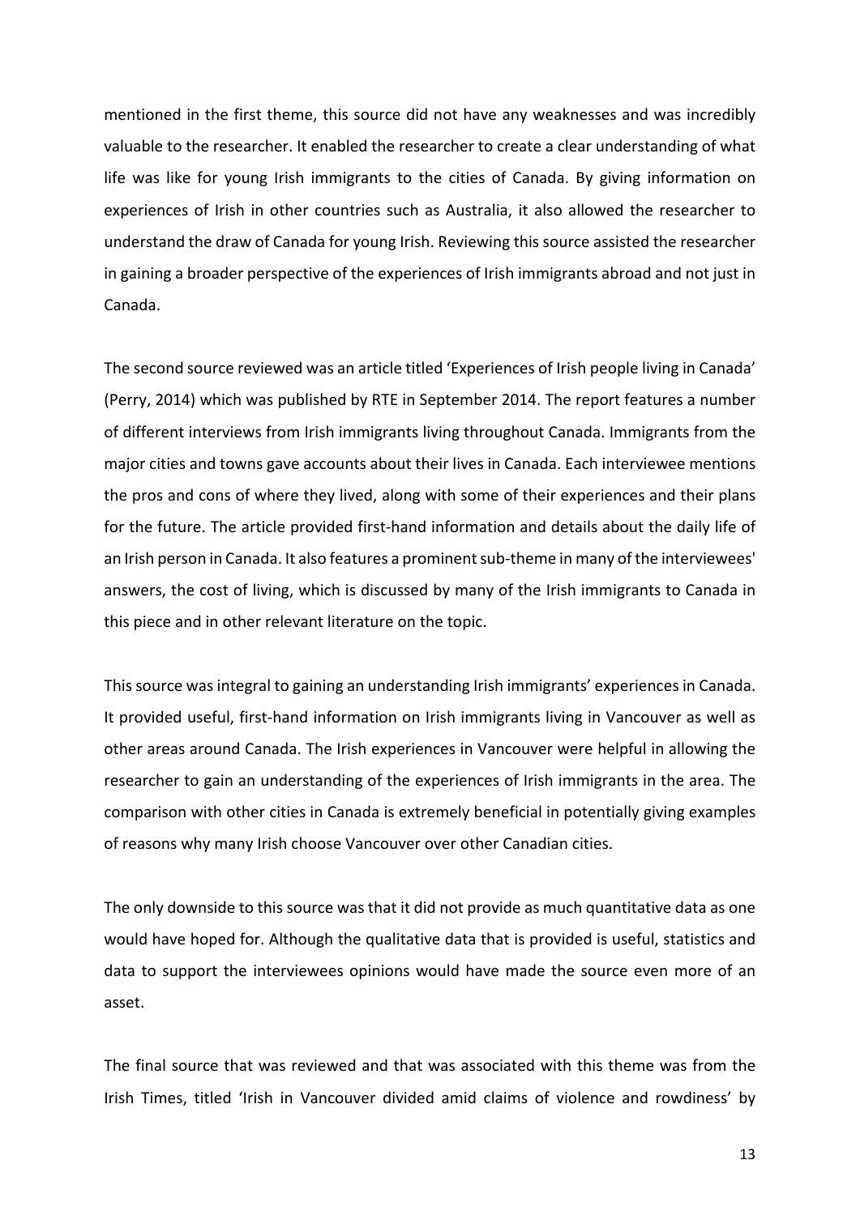mentioned in the first theme, this source did not have any weaknesses and was incredibly valuable to the researcher. It enabled the researcher to create a clear understanding of what life was like for young Irish immigrants to the cities of Canada. By giving information on experiences of Irish in other countries such as Australia, it also allowed the researcher to understand the draw of Canada for young Irish. Reviewing this source assisted the researcher in gaining a broader perspective of the experiences of Irish immigrants abroad and not just in Canada.

The second source reviewed was an article titled 'Experiences of Irish people living in Canada' (Perry, 2014) which was published by RTE in September 2014. The report features a number of different interviews from Irish immigrants living throughout Canada. Immigrants from the major cities and towns gave accounts about their lives in Canada. Each interviewee mentions the pros and cons of where they lived, along with some of their experiences and their plans for the future. The article provided first-hand information and details about the daily life of an Irish person in Canada. It also features a prominent sub-theme in many of the interviewees' answers, the cost of living, which is discussed by many of the Irish immigrants to Canada in this piece and in other relevant literature on the topic.

This source was integral to gaining an understanding Irish immigrants' experiences in Canada. It provided useful, first-hand information on Irish immigrants living in Vancouver as well as other areas around Canada. The Irish experiences in Vancouver were helpful in allowing the researcher to gain an understanding of the experiences of Irish immigrants in the area. The comparison with other cities in Canada is extremely beneficial in potentially giving examples of reasons why many Irish choose Vancouver over other Canadian cities.

The only downside to this source was that it did not provide as much quantitative data as one would have hoped for. Although the qualitative data that is provided is useful, statistics and data to support the interviewees opinions would have made the source even more of an asset.

The final source that was reviewed and that was associated with this theme was from the Irish Times, titled 'Irish in Vancouver divided amid claims of violence and rowdiness' by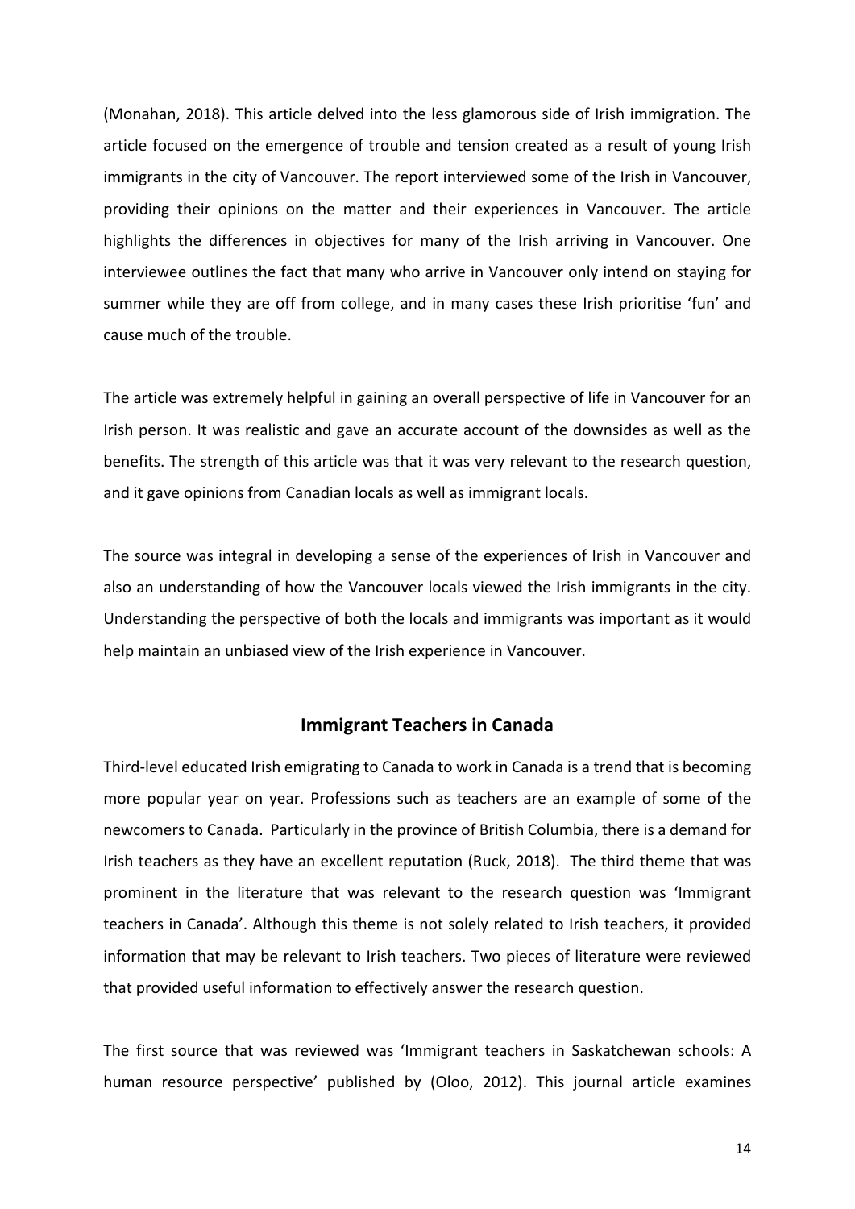(Monahan, 2018). This article delved into the less glamorous side of Irish immigration. The article focused on the emergence of trouble and tension created as a result of young Irish immigrants in the city of Vancouver. The report interviewed some of the Irish in Vancouver, providing their opinions on the matter and their experiences in Vancouver. The article highlights the differences in objectives for many of the Irish arriving in Vancouver. One interviewee outlines the fact that many who arrive in Vancouver only intend on staying for summer while they are off from college, and in many cases these Irish prioritise 'fun' and cause much of the trouble.

The article was extremely helpful in gaining an overall perspective of life in Vancouver for an Irish person. It was realistic and gave an accurate account of the downsides as well as the benefits. The strength of this article was that it was very relevant to the research question, and it gave opinions from Canadian locals as well as immigrant locals.

The source was integral in developing a sense of the experiences of Irish in Vancouver and also an understanding of how the Vancouver locals viewed the Irish immigrants in the city. Understanding the perspective of both the locals and immigrants was important as it would help maintain an unbiased view of the Irish experience in Vancouver.

## Immigrant Teachers in Canada

Third-level educated Irish emigrating to Canada to work in Canada is a trend that is becoming more popular year on year. Professions such as teachers are an example of some of the newcomers to Canada. Particularly in the province of British Columbia, there is a demand for Irish teachers as they have an excellent reputation (Ruck, 2018). The third theme that was prominent in the literature that was relevant to the research question was 'Immigrant teachers in Canada'. Although this theme is not solely related to Irish teachers, it provided information that may be relevant to Irish teachers. Two pieces of literature were reviewed that provided useful information to effectively answer the research question.

The first source that was reviewed was 'Immigrant teachers in Saskatchewan schools: A human resource perspective' published by (Oloo, 2012). This journal article examines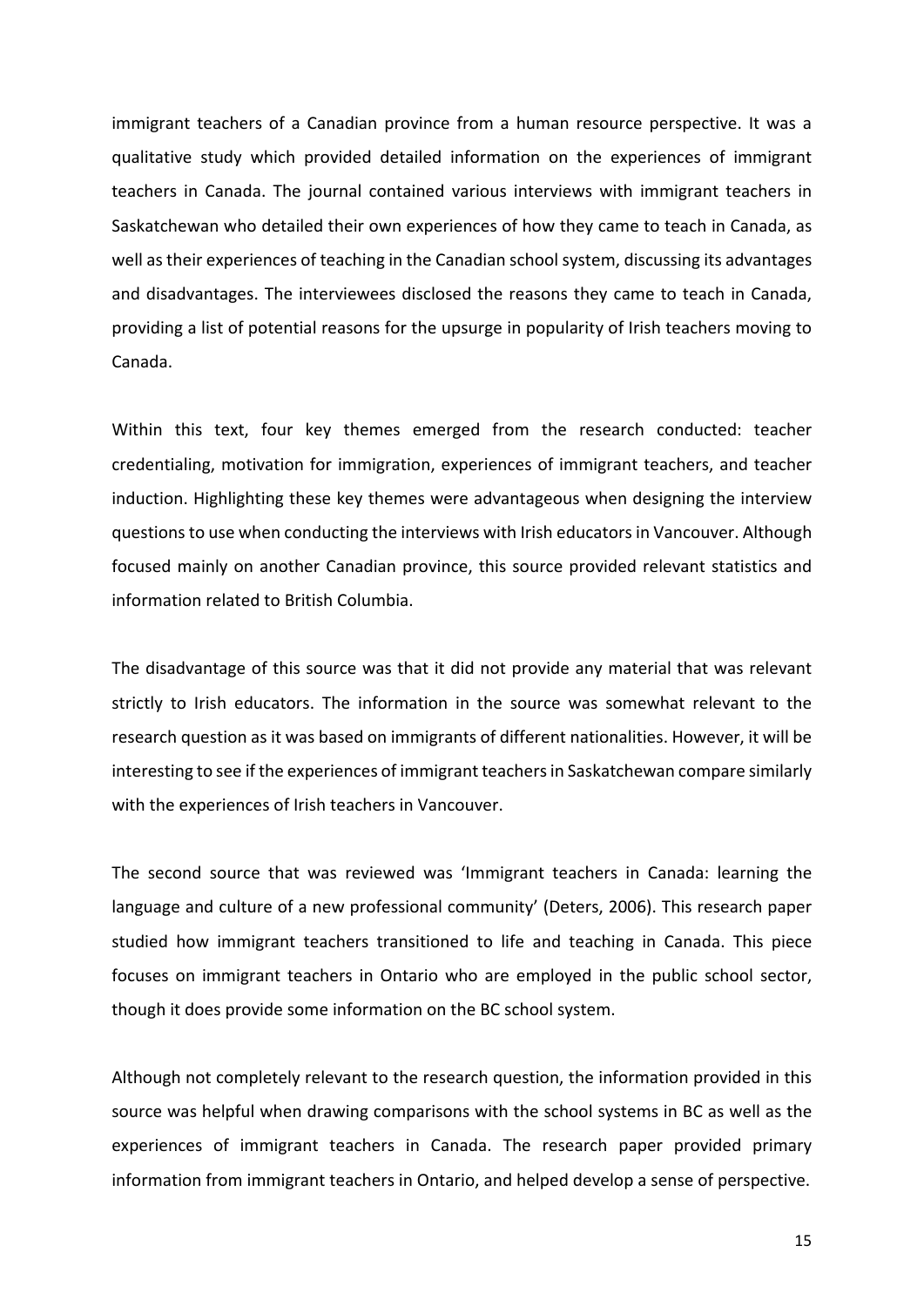immigrant teachers of a Canadian province from a human resource perspective. It was a qualitative study which provided detailed information on the experiences of immigrant teachers in Canada. The journal contained various interviews with immigrant teachers in Saskatchewan who detailed their own experiences of how they came to teach in Canada, as well as their experiences of teaching in the Canadian school system, discussing its advantages and disadvantages. The interviewees disclosed the reasons they came to teach in Canada, providing a list of potential reasons for the upsurge in popularity of Irish teachers moving to Canada.

Within this text, four key themes emerged from the research conducted: teacher credentialing, motivation for immigration, experiences of immigrant teachers, and teacher induction. Highlighting these key themes were advantageous when designing the interview questions to use when conducting the interviews with Irish educators in Vancouver. Although focused mainly on another Canadian province, this source provided relevant statistics and information related to British Columbia.

The disadvantage of this source was that it did not provide any material that was relevant strictly to Irish educators. The information in the source was somewhat relevant to the research question as it was based on immigrants of different nationalities. However, it will be interesting to see if the experiences of immigrant teachers in Saskatchewan compare similarly with the experiences of Irish teachers in Vancouver.

The second source that was reviewed was 'Immigrant teachers in Canada: learning the language and culture of a new professional community' (Deters, 2006). This research paper studied how immigrant teachers transitioned to life and teaching in Canada. This piece focuses on immigrant teachers in Ontario who are employed in the public school sector, though it does provide some information on the BC school system.

Although not completely relevant to the research question, the information provided in this source was helpful when drawing comparisons with the school systems in BC as well as the experiences of immigrant teachers in Canada. The research paper provided primary information from immigrant teachers in Ontario, and helped develop a sense of perspective.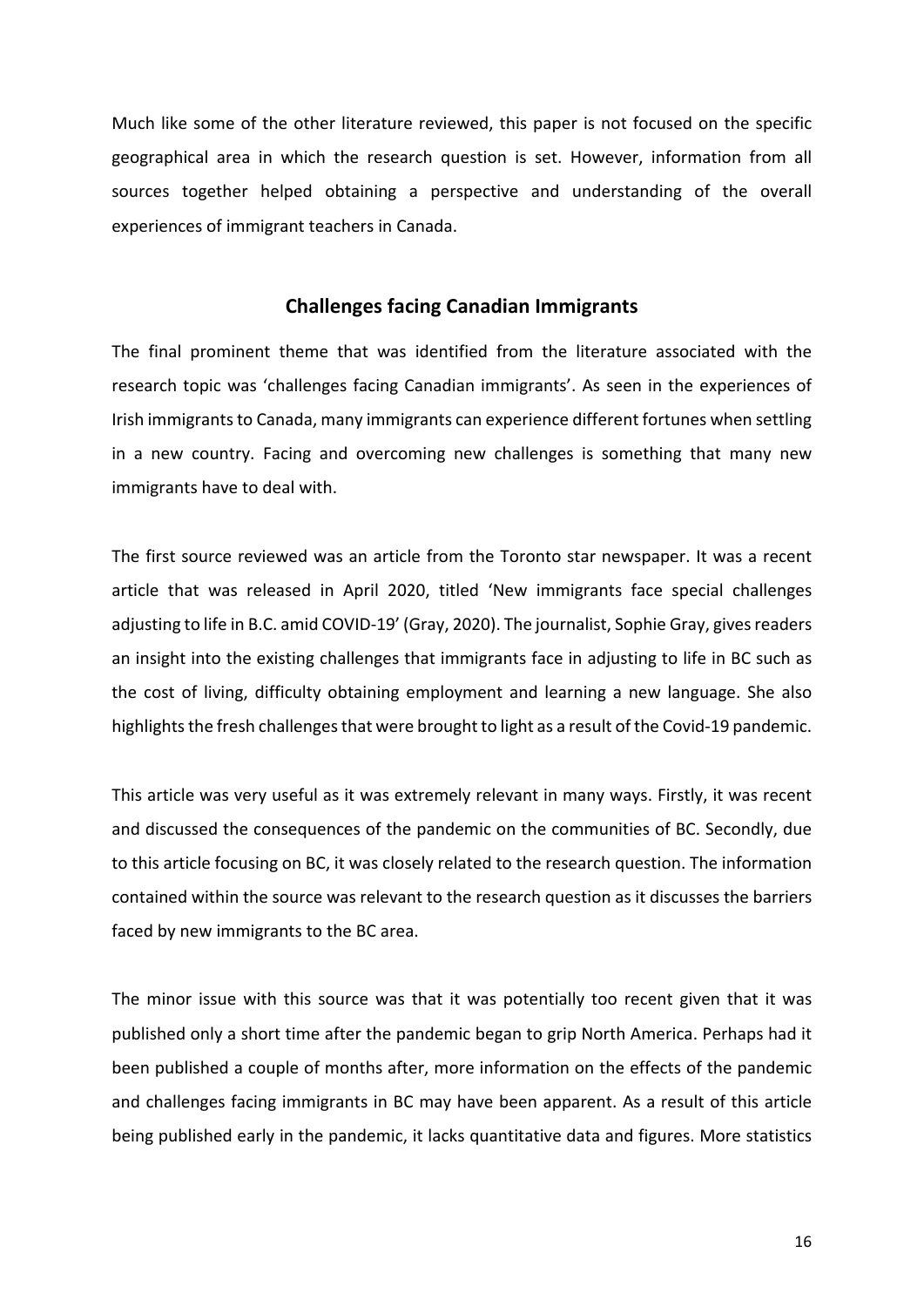Much like some of the other literature reviewed, this paper is not focused on the specific geographical area in which the research question is set. However, information from all sources together helped obtaining a perspective and understanding of the overall experiences of immigrant teachers in Canada.

## Challenges facing Canadian Immigrants

The final prominent theme that was identified from the literature associated with the research topic was 'challenges facing Canadian immigrants'. As seen in the experiences of Irish immigrants to Canada, many immigrants can experience different fortunes when settling in a new country. Facing and overcoming new challenges is something that many new immigrants have to deal with.

The first source reviewed was an article from the Toronto star newspaper. It was a recent article that was released in April 2020, titled 'New immigrants face special challenges adjusting to life in B.C. amid COVID-19' (Gray, 2020). The journalist, Sophie Gray, gives readers an insight into the existing challenges that immigrants face in adjusting to life in BC such as the cost of living, difficulty obtaining employment and learning a new language. She also highlights the fresh challenges that were brought to light as a result of the Covid-19 pandemic.

This article was very useful as it was extremely relevant in many ways. Firstly, it was recent and discussed the consequences of the pandemic on the communities of BC. Secondly, due to this article focusing on BC, it was closely related to the research question. The information contained within the source was relevant to the research question as it discusses the barriers faced by new immigrants to the BC area.

The minor issue with this source was that it was potentially too recent given that it was published only a short time after the pandemic began to grip North America. Perhaps had it been published a couple of months after, more information on the effects of the pandemic and challenges facing immigrants in BC may have been apparent. As a result of this article being published early in the pandemic, it lacks quantitative data and figures. More statistics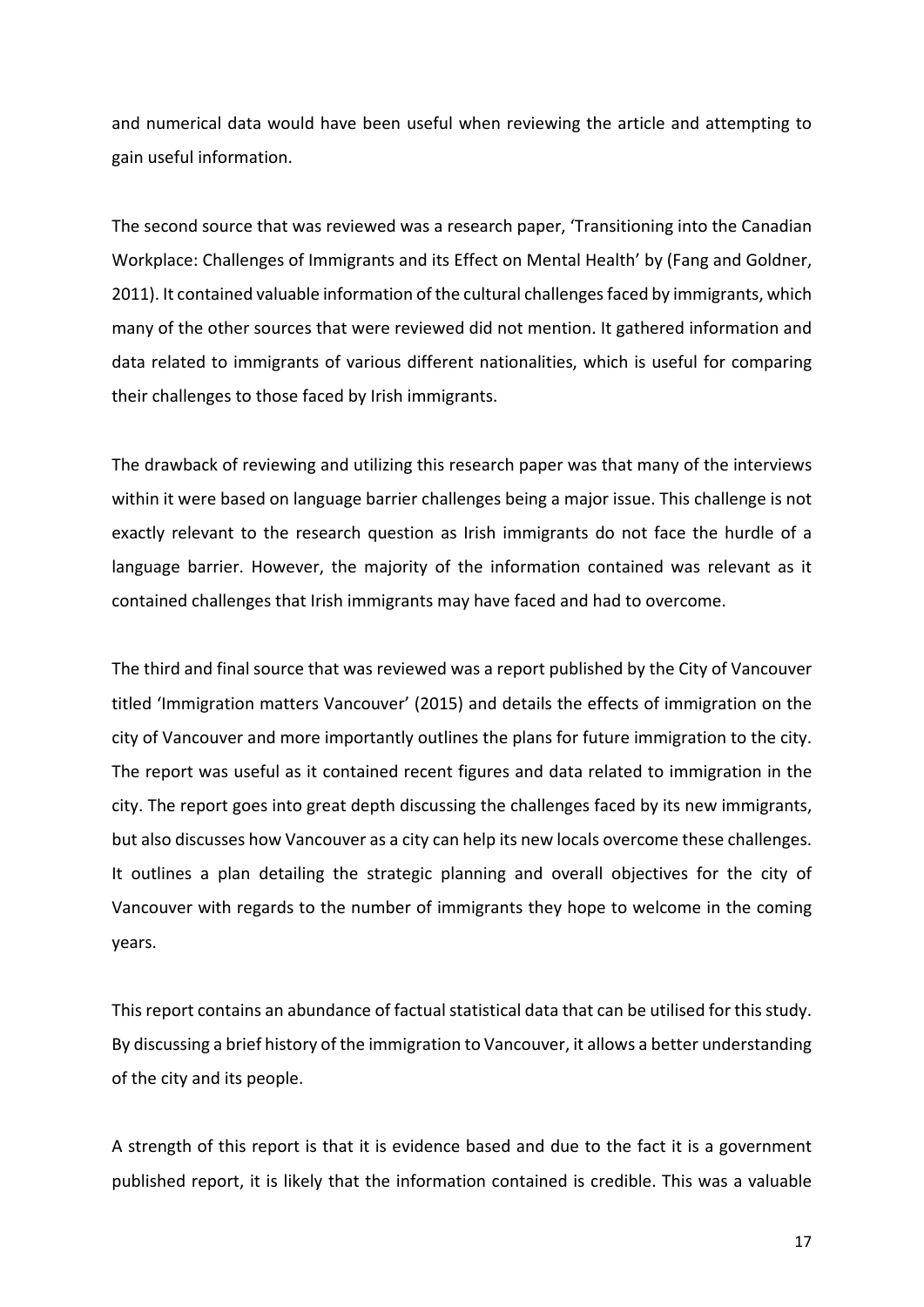and numerical data would have been useful when reviewing the article and attempting to gain useful information.

The second source that was reviewed was a research paper, 'Transitioning into the Canadian Workplace: Challenges of Immigrants and its Effect on Mental Health' by (Fang and Goldner, 2011). It contained valuable information of the cultural challenges faced by immigrants, which many of the other sources that were reviewed did not mention. It gathered information and data related to immigrants of various different nationalities, which is useful for comparing their challenges to those faced by Irish immigrants.

The drawback of reviewing and utilizing this research paper was that many of the interviews within it were based on language barrier challenges being a major issue. This challenge is not exactly relevant to the research question as Irish immigrants do not face the hurdle of a language barrier. However, the majority of the information contained was relevant as it contained challenges that Irish immigrants may have faced and had to overcome.

The third and final source that was reviewed was a report published by the City of Vancouver titled 'Immigration matters Vancouver' (2015) and details the effects of immigration on the city of Vancouver and more importantly outlines the plans for future immigration to the city. The report was useful as it contained recent figures and data related to immigration in the city. The report goes into great depth discussing the challenges faced by its new immigrants, but also discusses how Vancouver as a city can help its new locals overcome these challenges. It outlines a plan detailing the strategic planning and overall objectives for the city of Vancouver with regards to the number of immigrants they hope to welcome in the coming years.

This report contains an abundance of factual statistical data that can be utilised for this study. By discussing a brief history of the immigration to Vancouver, it allows a better understanding of the city and its people.

A strength of this report is that it is evidence based and due to the fact it is a government published report, it is likely that the information contained is credible. This was a valuable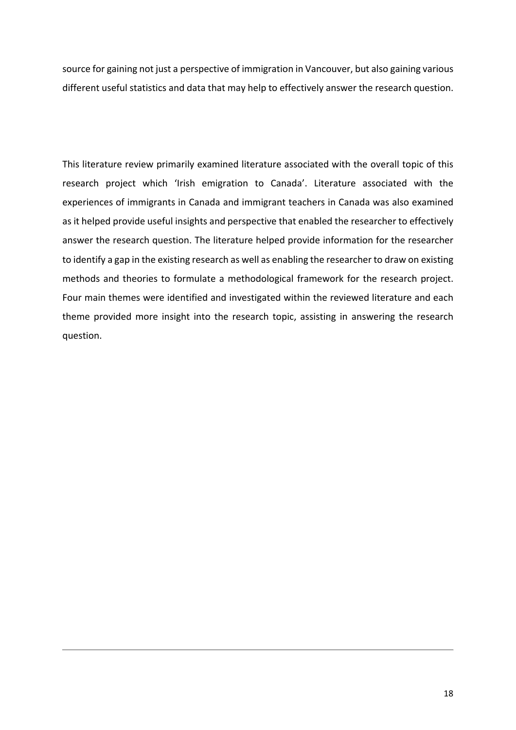source for gaining not just a perspective of immigration in Vancouver, but also gaining various different useful statistics and data that may help to effectively answer the research question.

This literature review primarily examined literature associated with the overall topic of this research project which 'Irish emigration to Canada'. Literature associated with the experiences of immigrants in Canada and immigrant teachers in Canada was also examined as it helped provide useful insights and perspective that enabled the researcher to effectively answer the research question. The literature helped provide information for the researcher to identify a gap in the existing research as well as enabling the researcher to draw on existing methods and theories to formulate a methodological framework for the research project. Four main themes were identified and investigated within the reviewed literature and each theme provided more insight into the research topic, assisting in answering the research question.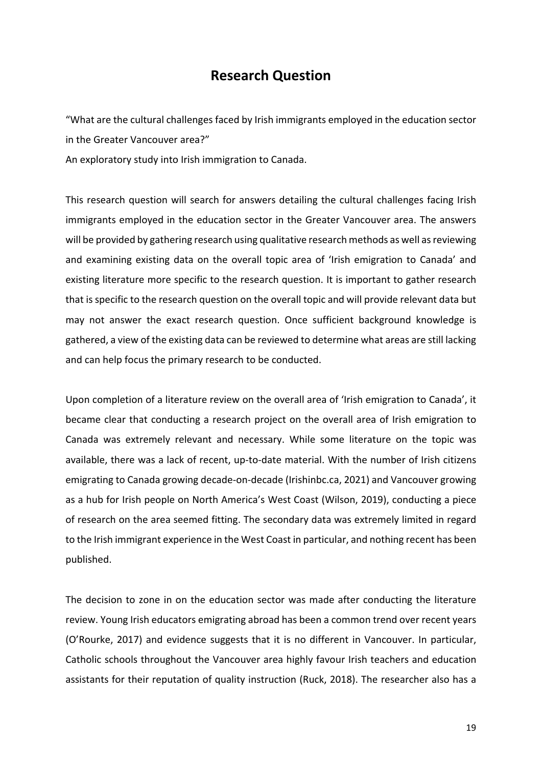# Research Question

"What are the cultural challenges faced by Irish immigrants employed in the education sector in the Greater Vancouver area?"
An exploratory study into Irish immigration to Canada.

This research question will search for answers detailing the cultural challenges facing Irish immigrants employed in the education sector in the Greater Vancouver area. The answers will be provided by gathering research using qualitative research methods as well as reviewing and examining existing data on the overall topic area of 'Irish emigration to Canada' and existing literature more specific to the research question. It is important to gather research that is specific to the research question on the overall topic and will provide relevant data but may not answer the exact research question. Once sufficient background knowledge is gathered, a view of the existing data can be reviewed to determine what areas are still lacking and can help focus the primary research to be conducted.

Upon completion of a literature review on the overall area of 'Irish emigration to Canada', it became clear that conducting a research project on the overall area of Irish emigration to Canada was extremely relevant and necessary. While some literature on the topic was available, there was a lack of recent, up-to-date material. With the number of Irish citizens emigrating to Canada growing decade-on-decade (Irishinbc.ca, 2021) and Vancouver growing as a hub for Irish people on North America's West Coast (Wilson, 2019), conducting a piece of research on the area seemed fitting. The secondary data was extremely limited in regard to the Irish immigrant experience in the West Coast in particular, and nothing recent has been published.

The decision to zone in on the education sector was made after conducting the literature review. Young Irish educators emigrating abroad has been a common trend over recent years (O'Rourke, 2017) and evidence suggests that it is no different in Vancouver. In particular, Catholic schools throughout the Vancouver area highly favour Irish teachers and education assistants for their reputation of quality instruction (Ruck, 2018). The researcher also has a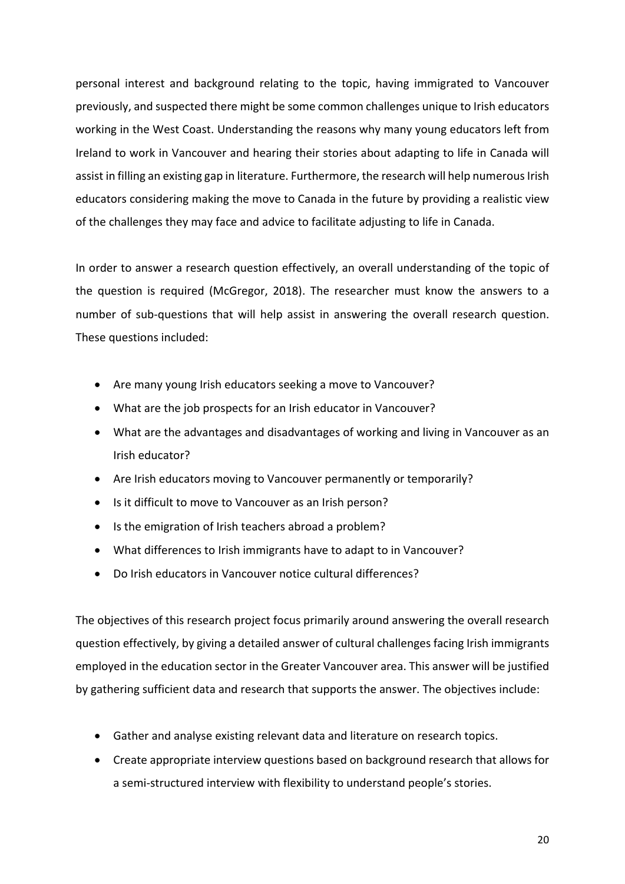personal interest and background relating to the topic, having immigrated to Vancouver previously, and suspected there might be some common challenges unique to Irish educators working in the West Coast. Understanding the reasons why many young educators left from Ireland to work in Vancouver and hearing their stories about adapting to life in Canada will assist in filling an existing gap in literature. Furthermore, the research will help numerous Irish educators considering making the move to Canada in the future by providing a realistic view of the challenges they may face and advice to facilitate adjusting to life in Canada.

In order to answer a research question effectively, an overall understanding of the topic of the question is required (McGregor, 2018). The researcher must know the answers to a number of sub-questions that will help assist in answering the overall research question. These questions included:

- Are many young Irish educators seeking a move to Vancouver?
- What are the job prospects for an Irish educator in Vancouver?
- What are the advantages and disadvantages of working and living in Vancouver as an Irish educator?
- Are Irish educators moving to Vancouver permanently or temporarily?
- Is it difficult to move to Vancouver as an Irish person?
- Is the emigration of Irish teachers abroad a problem?
- What differences to Irish immigrants have to adapt to in Vancouver?
- Do Irish educators in Vancouver notice cultural differences?

The objectives of this research project focus primarily around answering the overall research question effectively, by giving a detailed answer of cultural challenges facing Irish immigrants employed in the education sector in the Greater Vancouver area. This answer will be justified by gathering sufficient data and research that supports the answer. The objectives include:

- Gather and analyse existing relevant data and literature on research topics.
- Create appropriate interview questions based on background research that allows for a semi-structured interview with flexibility to understand people's stories.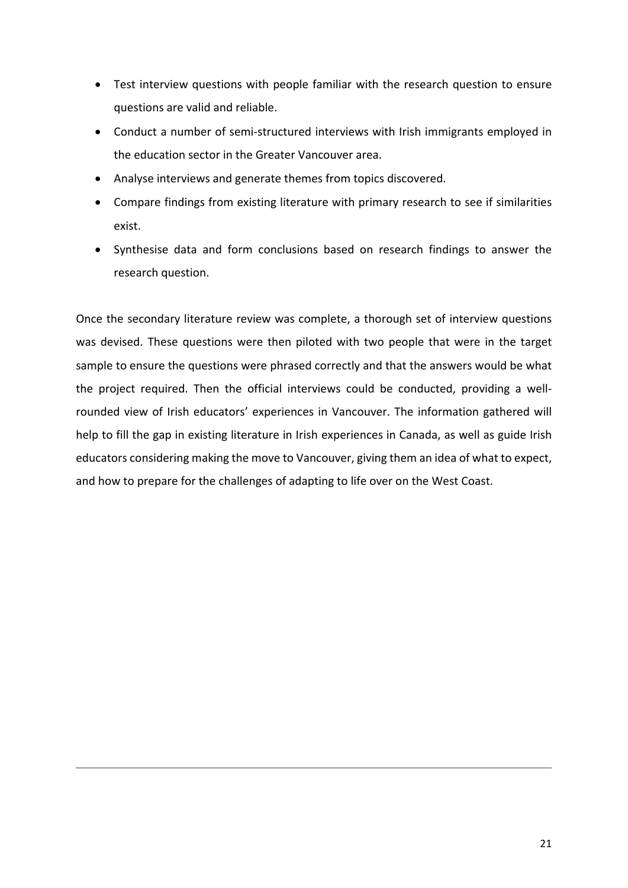- Test interview questions with people familiar with the research question to ensure questions are valid and reliable.
- Conduct a number of semi-structured interviews with Irish immigrants employed in the education sector in the Greater Vancouver area.
- Analyse interviews and generate themes from topics discovered.
- Compare findings from existing literature with primary research to see if similarities exist.
- Synthesise data and form conclusions based on research findings to answer the research question.

Once the secondary literature review was complete, a thorough set of interview questions was devised. These questions were then piloted with two people that were in the target sample to ensure the questions were phrased correctly and that the answers would be what the project required. Then the official interviews could be conducted, providing a well-rounded view of Irish educators' experiences in Vancouver. The information gathered will help to fill the gap in existing literature in Irish experiences in Canada, as well as guide Irish educators considering making the move to Vancouver, giving them an idea of what to expect, and how to prepare for the challenges of adapting to life over on the West Coast.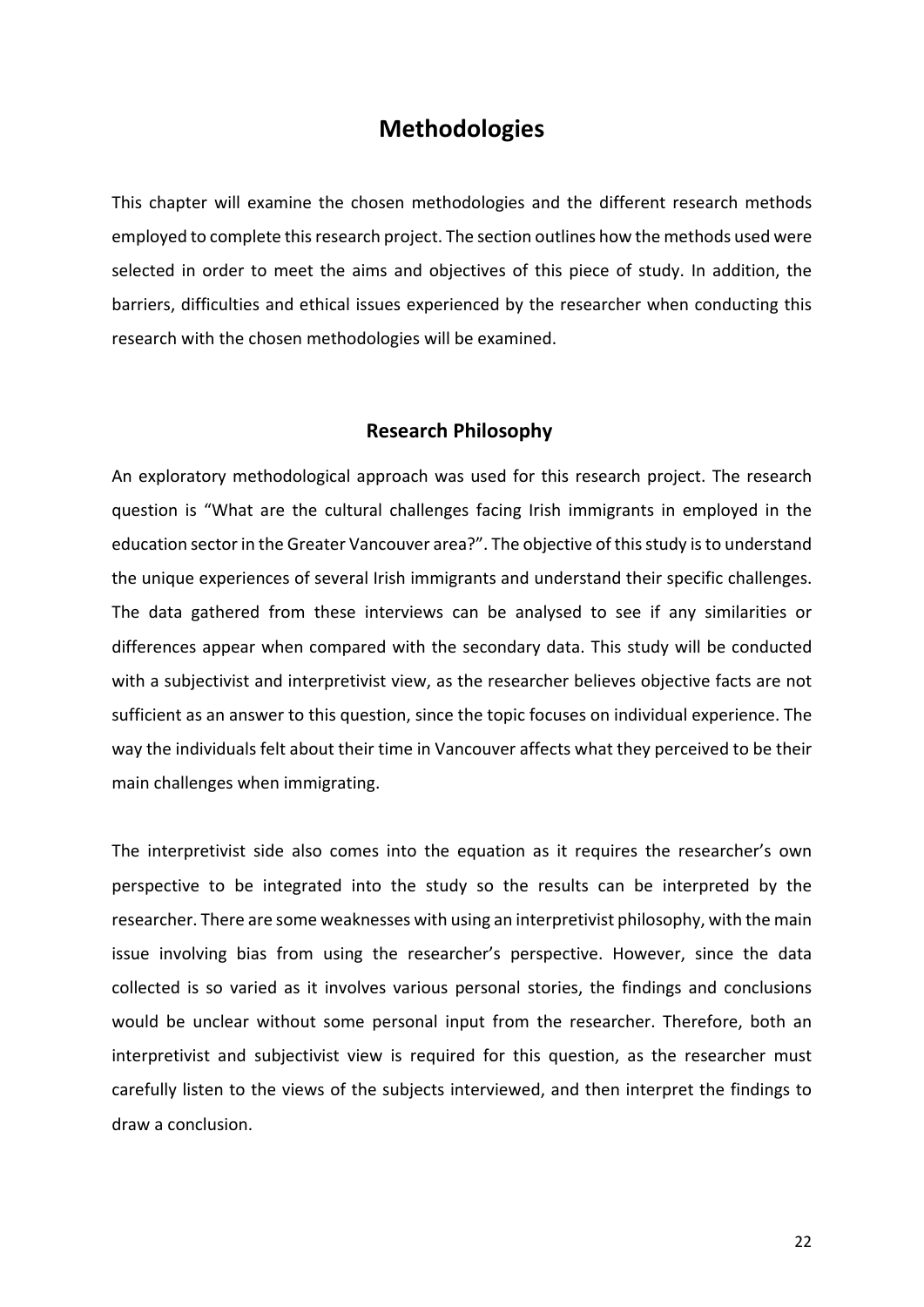# Methodologies

This chapter will examine the chosen methodologies and the different research methods employed to complete this research project. The section outlines how the methods used were selected in order to meet the aims and objectives of this piece of study. In addition, the barriers, difficulties and ethical issues experienced by the researcher when conducting this research with the chosen methodologies will be examined.

## Research Philosophy

An exploratory methodological approach was used for this research project. The research question is "What are the cultural challenges facing Irish immigrants in employed in the education sector in the Greater Vancouver area?". The objective of this study is to understand the unique experiences of several Irish immigrants and understand their specific challenges. The data gathered from these interviews can be analysed to see if any similarities or differences appear when compared with the secondary data. This study will be conducted with a subjectivist and interpretivist view, as the researcher believes objective facts are not sufficient as an answer to this question, since the topic focuses on individual experience. The way the individuals felt about their time in Vancouver affects what they perceived to be their main challenges when immigrating.

The interpretivist side also comes into the equation as it requires the researcher's own perspective to be integrated into the study so the results can be interpreted by the researcher. There are some weaknesses with using an interpretivist philosophy, with the main issue involving bias from using the researcher's perspective. However, since the data collected is so varied as it involves various personal stories, the findings and conclusions would be unclear without some personal input from the researcher. Therefore, both an interpretivist and subjectivist view is required for this question, as the researcher must carefully listen to the views of the subjects interviewed, and then interpret the findings to draw a conclusion.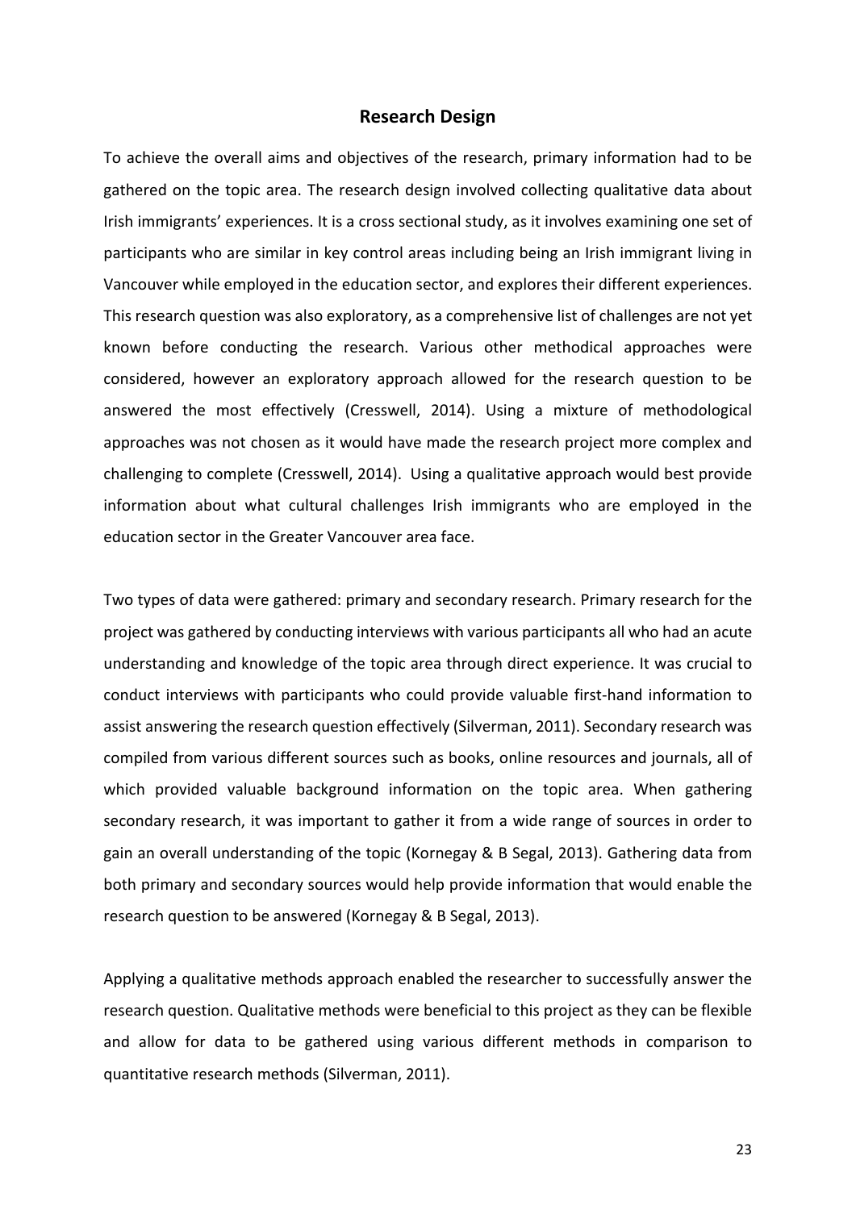## Research Design

To achieve the overall aims and objectives of the research, primary information had to be gathered on the topic area. The research design involved collecting qualitative data about Irish immigrants' experiences. It is a cross sectional study, as it involves examining one set of participants who are similar in key control areas including being an Irish immigrant living in Vancouver while employed in the education sector, and explores their different experiences. This research question was also exploratory, as a comprehensive list of challenges are not yet known before conducting the research. Various other methodical approaches were considered, however an exploratory approach allowed for the research question to be answered the most effectively (Cresswell, 2014). Using a mixture of methodological approaches was not chosen as it would have made the research project more complex and challenging to complete (Cresswell, 2014). Using a qualitative approach would best provide information about what cultural challenges Irish immigrants who are employed in the education sector in the Greater Vancouver area face.

Two types of data were gathered: primary and secondary research. Primary research for the project was gathered by conducting interviews with various participants all who had an acute understanding and knowledge of the topic area through direct experience. It was crucial to conduct interviews with participants who could provide valuable first-hand information to assist answering the research question effectively (Silverman, 2011). Secondary research was compiled from various different sources such as books, online resources and journals, all of which provided valuable background information on the topic area. When gathering secondary research, it was important to gather it from a wide range of sources in order to gain an overall understanding of the topic (Kornegay & B Segal, 2013). Gathering data from both primary and secondary sources would help provide information that would enable the research question to be answered (Kornegay & B Segal, 2013).

Applying a qualitative methods approach enabled the researcher to successfully answer the research question. Qualitative methods were beneficial to this project as they can be flexible and allow for data to be gathered using various different methods in comparison to quantitative research methods (Silverman, 2011).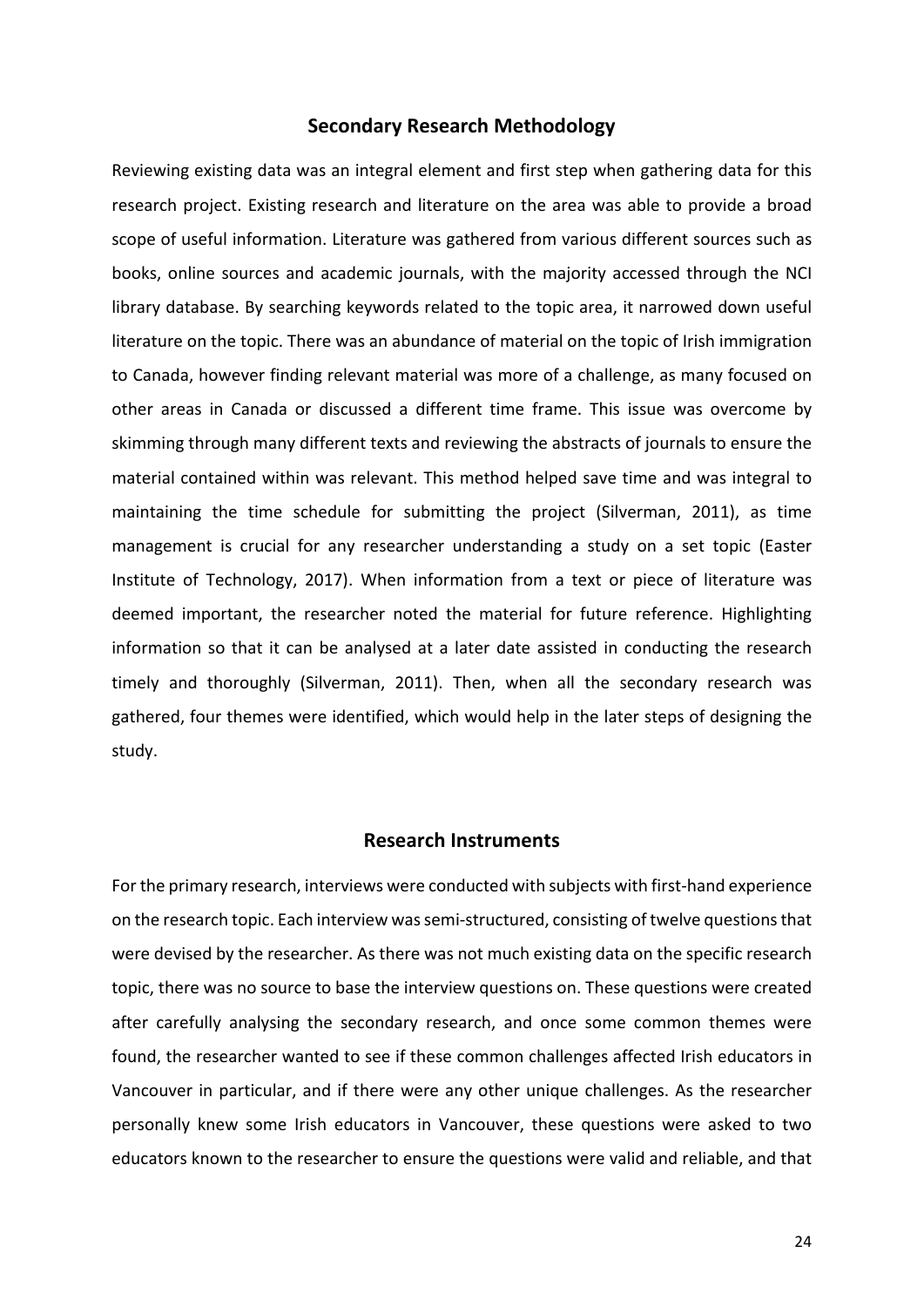## Secondary Research Methodology

Reviewing existing data was an integral element and first step when gathering data for this research project. Existing research and literature on the area was able to provide a broad scope of useful information. Literature was gathered from various different sources such as books, online sources and academic journals, with the majority accessed through the NCI library database. By searching keywords related to the topic area, it narrowed down useful literature on the topic. There was an abundance of material on the topic of Irish immigration to Canada, however finding relevant material was more of a challenge, as many focused on other areas in Canada or discussed a different time frame. This issue was overcome by skimming through many different texts and reviewing the abstracts of journals to ensure the material contained within was relevant. This method helped save time and was integral to maintaining the time schedule for submitting the project (Silverman, 2011), as time management is crucial for any researcher understanding a study on a set topic (Easter Institute of Technology, 2017). When information from a text or piece of literature was deemed important, the researcher noted the material for future reference. Highlighting information so that it can be analysed at a later date assisted in conducting the research timely and thoroughly (Silverman, 2011). Then, when all the secondary research was gathered, four themes were identified, which would help in the later steps of designing the study.

## Research Instruments

For the primary research, interviews were conducted with subjects with first-hand experience on the research topic. Each interview was semi-structured, consisting of twelve questions that were devised by the researcher. As there was not much existing data on the specific research topic, there was no source to base the interview questions on. These questions were created after carefully analysing the secondary research, and once some common themes were found, the researcher wanted to see if these common challenges affected Irish educators in Vancouver in particular, and if there were any other unique challenges. As the researcher personally knew some Irish educators in Vancouver, these questions were asked to two educators known to the researcher to ensure the questions were valid and reliable, and that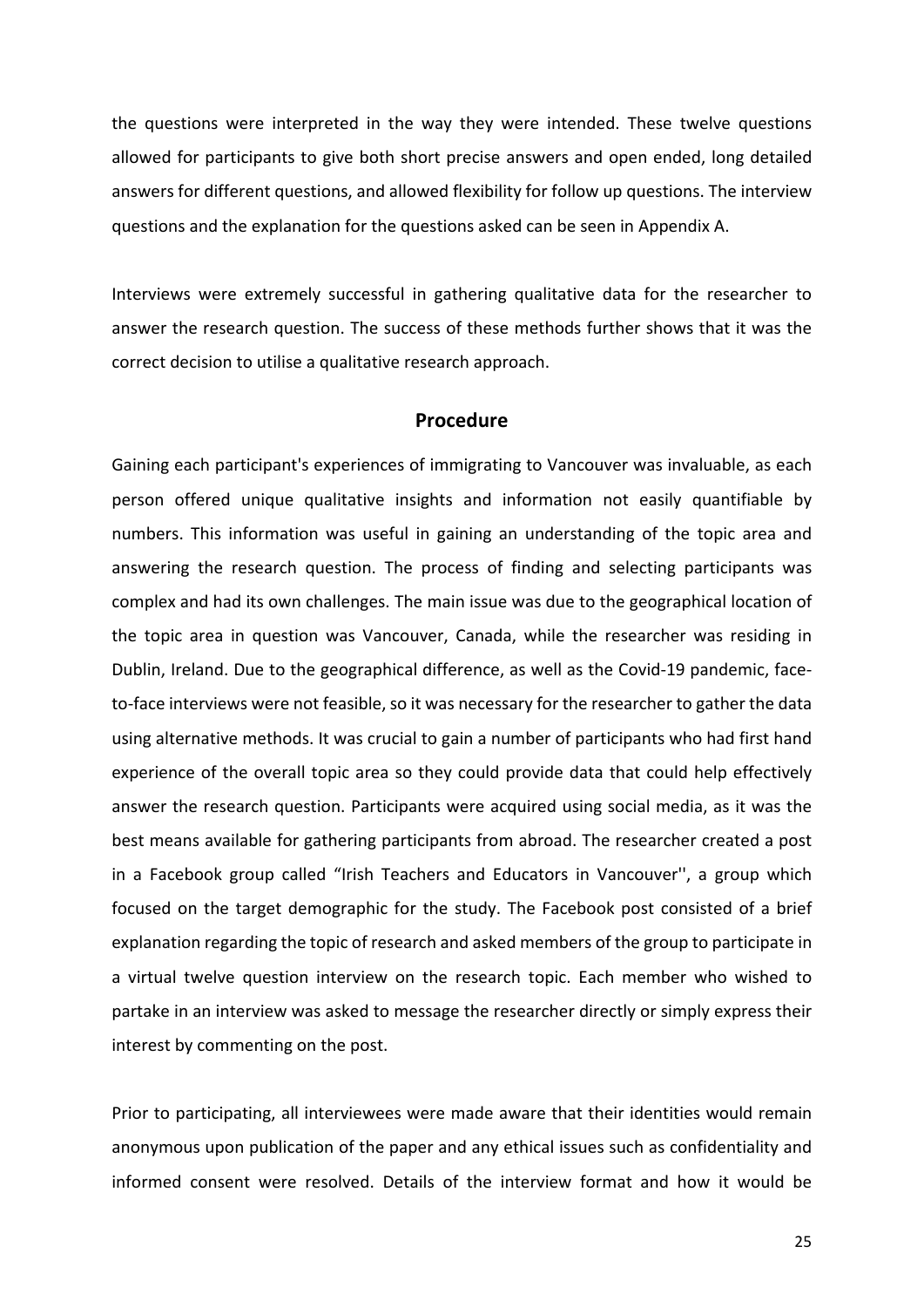the questions were interpreted in the way they were intended. These twelve questions allowed for participants to give both short precise answers and open ended, long detailed answers for different questions, and allowed flexibility for follow up questions. The interview questions and the explanation for the questions asked can be seen in Appendix A.

Interviews were extremely successful in gathering qualitative data for the researcher to answer the research question. The success of these methods further shows that it was the correct decision to utilise a qualitative research approach.

## Procedure

Gaining each participant's experiences of immigrating to Vancouver was invaluable, as each person offered unique qualitative insights and information not easily quantifiable by numbers. This information was useful in gaining an understanding of the topic area and answering the research question. The process of finding and selecting participants was complex and had its own challenges. The main issue was due to the geographical location of the topic area in question was Vancouver, Canada, while the researcher was residing in Dublin, Ireland. Due to the geographical difference, as well as the Covid-19 pandemic, face-to-face interviews were not feasible, so it was necessary for the researcher to gather the data using alternative methods. It was crucial to gain a number of participants who had first hand experience of the overall topic area so they could provide data that could help effectively answer the research question. Participants were acquired using social media, as it was the best means available for gathering participants from abroad. The researcher created a post in a Facebook group called "Irish Teachers and Educators in Vancouver'', a group which focused on the target demographic for the study. The Facebook post consisted of a brief explanation regarding the topic of research and asked members of the group to participate in a virtual twelve question interview on the research topic. Each member who wished to partake in an interview was asked to message the researcher directly or simply express their interest by commenting on the post.

Prior to participating, all interviewees were made aware that their identities would remain anonymous upon publication of the paper and any ethical issues such as confidentiality and informed consent were resolved. Details of the interview format and how it would be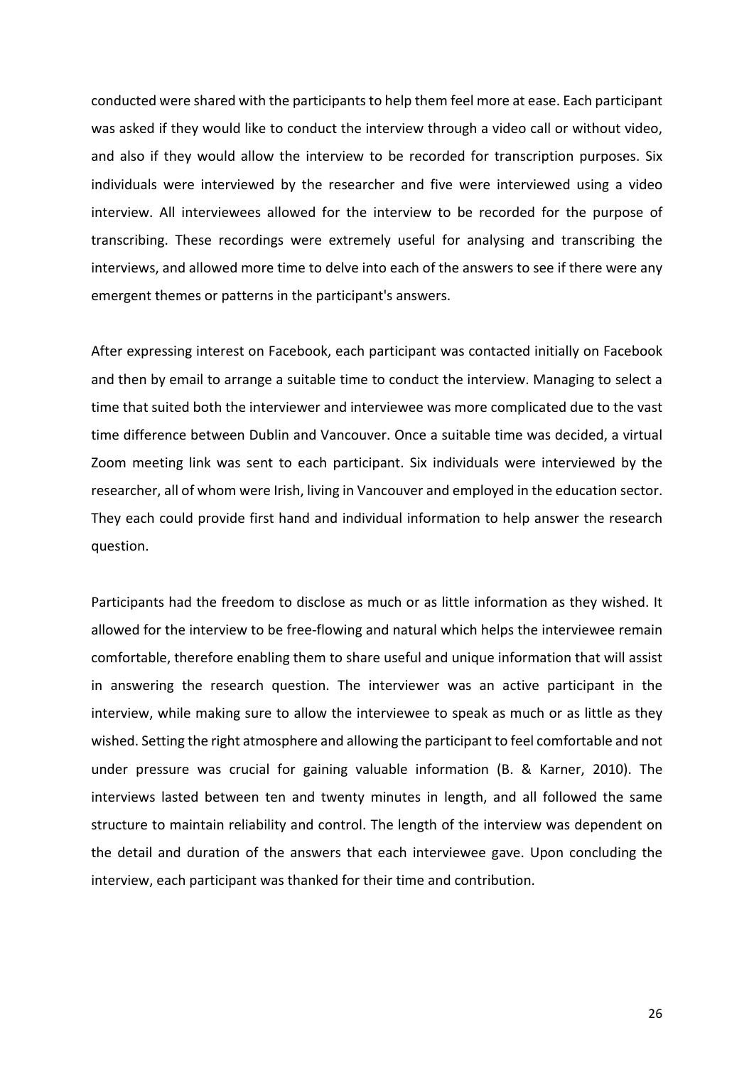conducted were shared with the participants to help them feel more at ease. Each participant was asked if they would like to conduct the interview through a video call or without video, and also if they would allow the interview to be recorded for transcription purposes. Six individuals were interviewed by the researcher and five were interviewed using a video interview. All interviewees allowed for the interview to be recorded for the purpose of transcribing. These recordings were extremely useful for analysing and transcribing the interviews, and allowed more time to delve into each of the answers to see if there were any emergent themes or patterns in the participant's answers.

After expressing interest on Facebook, each participant was contacted initially on Facebook and then by email to arrange a suitable time to conduct the interview. Managing to select a time that suited both the interviewer and interviewee was more complicated due to the vast time difference between Dublin and Vancouver. Once a suitable time was decided, a virtual Zoom meeting link was sent to each participant. Six individuals were interviewed by the researcher, all of whom were Irish, living in Vancouver and employed in the education sector. They each could provide first hand and individual information to help answer the research question.

Participants had the freedom to disclose as much or as little information as they wished. It allowed for the interview to be free-flowing and natural which helps the interviewee remain comfortable, therefore enabling them to share useful and unique information that will assist in answering the research question. The interviewer was an active participant in the interview, while making sure to allow the interviewee to speak as much or as little as they wished. Setting the right atmosphere and allowing the participant to feel comfortable and not under pressure was crucial for gaining valuable information (B. & Karner, 2010). The interviews lasted between ten and twenty minutes in length, and all followed the same structure to maintain reliability and control. The length of the interview was dependent on the detail and duration of the answers that each interviewee gave. Upon concluding the interview, each participant was thanked for their time and contribution.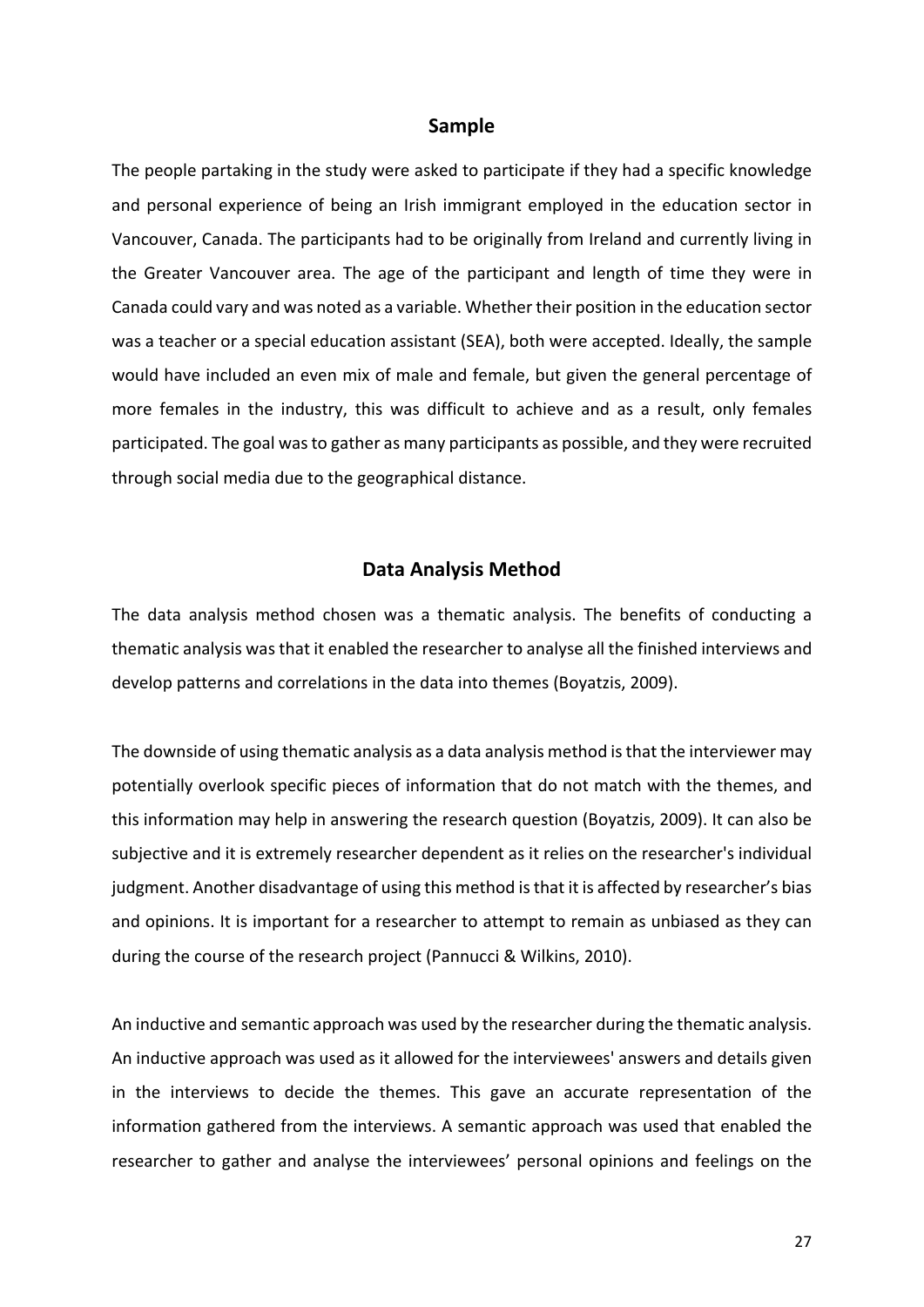## Sample

The people partaking in the study were asked to participate if they had a specific knowledge and personal experience of being an Irish immigrant employed in the education sector in Vancouver, Canada. The participants had to be originally from Ireland and currently living in the Greater Vancouver area. The age of the participant and length of time they were in Canada could vary and was noted as a variable. Whether their position in the education sector was a teacher or a special education assistant (SEA), both were accepted. Ideally, the sample would have included an even mix of male and female, but given the general percentage of more females in the industry, this was difficult to achieve and as a result, only females participated. The goal was to gather as many participants as possible, and they were recruited through social media due to the geographical distance.

## Data Analysis Method

The data analysis method chosen was a thematic analysis. The benefits of conducting a thematic analysis was that it enabled the researcher to analyse all the finished interviews and develop patterns and correlations in the data into themes (Boyatzis, 2009).

The downside of using thematic analysis as a data analysis method is that the interviewer may potentially overlook specific pieces of information that do not match with the themes, and this information may help in answering the research question (Boyatzis, 2009). It can also be subjective and it is extremely researcher dependent as it relies on the researcher's individual judgment. Another disadvantage of using this method is that it is affected by researcher's bias and opinions. It is important for a researcher to attempt to remain as unbiased as they can during the course of the research project (Pannucci & Wilkins, 2010).

An inductive and semantic approach was used by the researcher during the thematic analysis. An inductive approach was used as it allowed for the interviewees' answers and details given in the interviews to decide the themes. This gave an accurate representation of the information gathered from the interviews. A semantic approach was used that enabled the researcher to gather and analyse the interviewees' personal opinions and feelings on the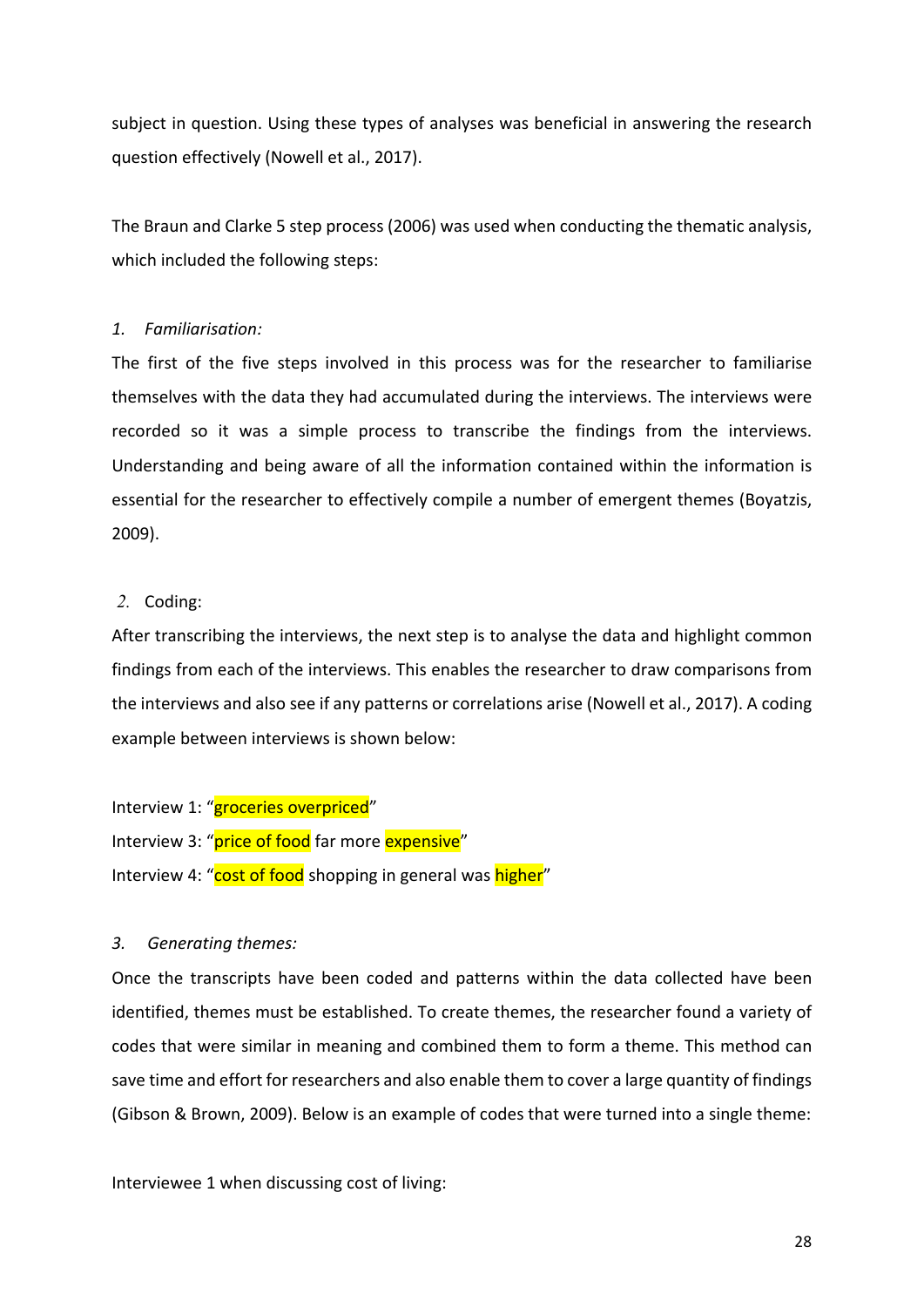subject in question. Using these types of analyses was beneficial in answering the research question effectively (Nowell et al., 2017).

The Braun and Clarke 5 step process (2006) was used when conducting the thematic analysis, which included the following steps:

1. *Familiarisation:*

The first of the five steps involved in this process was for the researcher to familiarise themselves with the data they had accumulated during the interviews. The interviews were recorded so it was a simple process to transcribe the findings from the interviews. Understanding and being aware of all the information contained within the information is essential for the researcher to effectively compile a number of emergent themes (Boyatzis, 2009).

2. Coding:

After transcribing the interviews, the next step is to analyse the data and highlight common findings from each of the interviews. This enables the researcher to draw comparisons from the interviews and also see if any patterns or correlations arise (Nowell et al., 2017). A coding example between interviews is shown below:

Interview 1: "groceries overpriced"
Interview 3: "price of food far more expensive"
Interview 4: "cost of food shopping in general was higher"

3. *Generating themes:*

Once the transcripts have been coded and patterns within the data collected have been identified, themes must be established. To create themes, the researcher found a variety of codes that were similar in meaning and combined them to form a theme. This method can save time and effort for researchers and also enable them to cover a large quantity of findings (Gibson & Brown, 2009). Below is an example of codes that were turned into a single theme:

Interviewee 1 when discussing cost of living: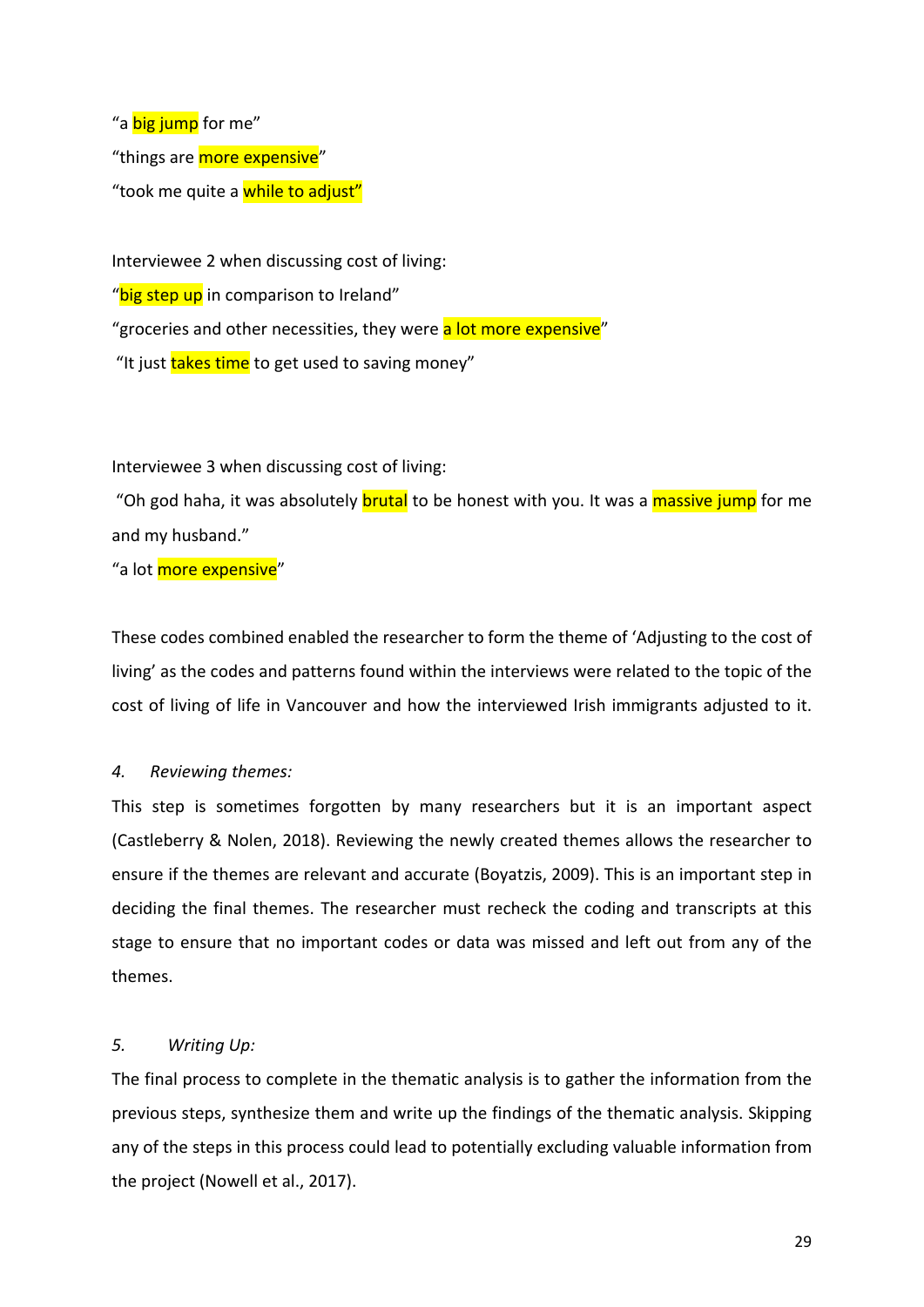"a big jump for me"

"things are more expensive"

"took me quite a while to adjust"

Interviewee 2 when discussing cost of living:

"big step up in comparison to Ireland"

"groceries and other necessities, they were a lot more expensive"

"It just takes time to get used to saving money"

Interviewee 3 when discussing cost of living:

"Oh god haha, it was absolutely brutal to be honest with you. It was a massive jump for me and my husband."

"a lot more expensive"

These codes combined enabled the researcher to form the theme of 'Adjusting to the cost of living' as the codes and patterns found within the interviews were related to the topic of the cost of living of life in Vancouver and how the interviewed Irish immigrants adjusted to it.

*4. Reviewing themes:*

This step is sometimes forgotten by many researchers but it is an important aspect (Castleberry & Nolen, 2018). Reviewing the newly created themes allows the researcher to ensure if the themes are relevant and accurate (Boyatzis, 2009). This is an important step in deciding the final themes. The researcher must recheck the coding and transcripts at this stage to ensure that no important codes or data was missed and left out from any of the themes.

*5. Writing Up:*

The final process to complete in the thematic analysis is to gather the information from the previous steps, synthesize them and write up the findings of the thematic analysis. Skipping any of the steps in this process could lead to potentially excluding valuable information from the project (Nowell et al., 2017).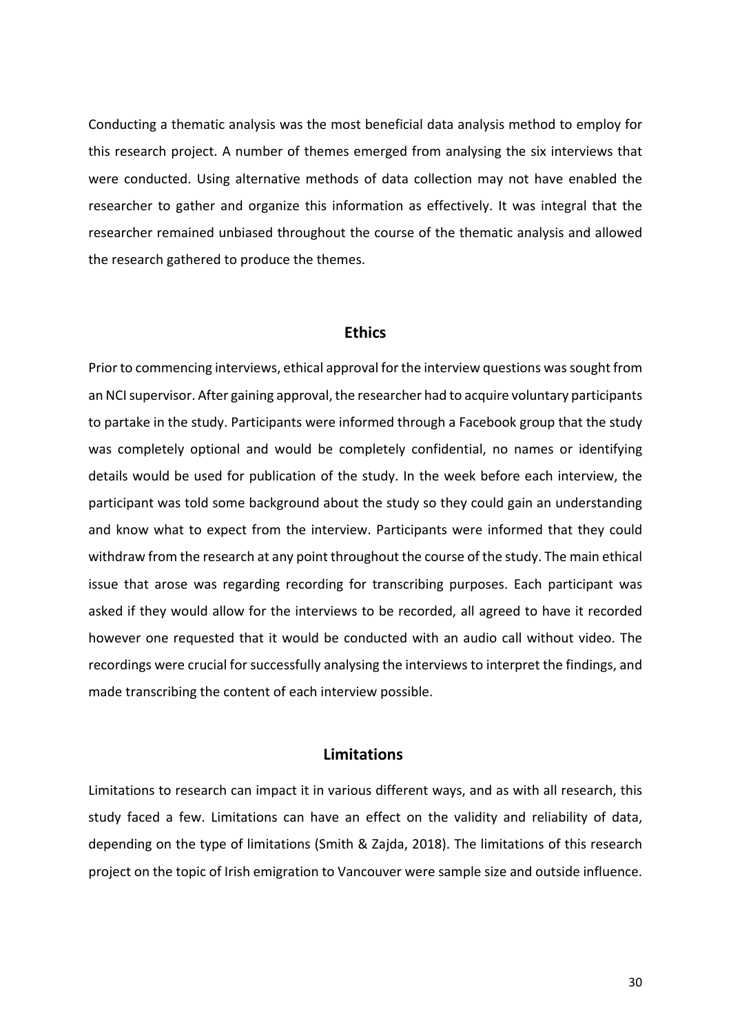Conducting a thematic analysis was the most beneficial data analysis method to employ for this research project. A number of themes emerged from analysing the six interviews that were conducted. Using alternative methods of data collection may not have enabled the researcher to gather and organize this information as effectively. It was integral that the researcher remained unbiased throughout the course of the thematic analysis and allowed the research gathered to produce the themes.

## Ethics

Prior to commencing interviews, ethical approval for the interview questions was sought from an NCI supervisor. After gaining approval, the researcher had to acquire voluntary participants to partake in the study. Participants were informed through a Facebook group that the study was completely optional and would be completely confidential, no names or identifying details would be used for publication of the study. In the week before each interview, the participant was told some background about the study so they could gain an understanding and know what to expect from the interview. Participants were informed that they could withdraw from the research at any point throughout the course of the study. The main ethical issue that arose was regarding recording for transcribing purposes. Each participant was asked if they would allow for the interviews to be recorded, all agreed to have it recorded however one requested that it would be conducted with an audio call without video. The recordings were crucial for successfully analysing the interviews to interpret the findings, and made transcribing the content of each interview possible.

## Limitations

Limitations to research can impact it in various different ways, and as with all research, this study faced a few. Limitations can have an effect on the validity and reliability of data, depending on the type of limitations (Smith & Zajda, 2018). The limitations of this research project on the topic of Irish emigration to Vancouver were sample size and outside influence.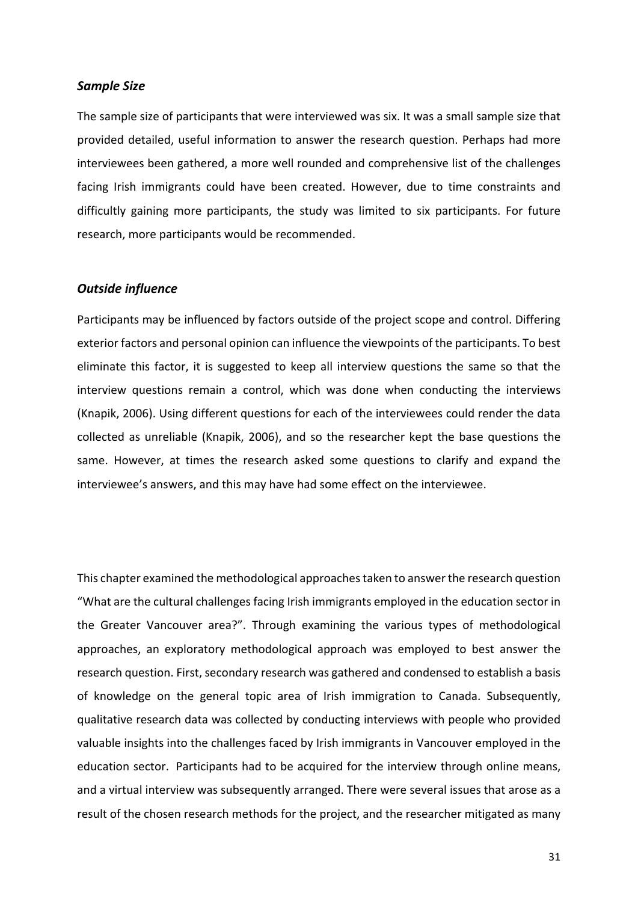### *Sample Size*

The sample size of participants that were interviewed was six. It was a small sample size that provided detailed, useful information to answer the research question. Perhaps had more interviewees been gathered, a more well rounded and comprehensive list of the challenges facing Irish immigrants could have been created. However, due to time constraints and difficultly gaining more participants, the study was limited to six participants. For future research, more participants would be recommended.

### *Outside influence*

Participants may be influenced by factors outside of the project scope and control. Differing exterior factors and personal opinion can influence the viewpoints of the participants. To best eliminate this factor, it is suggested to keep all interview questions the same so that the interview questions remain a control, which was done when conducting the interviews (Knapik, 2006). Using different questions for each of the interviewees could render the data collected as unreliable (Knapik, 2006), and so the researcher kept the base questions the same. However, at times the research asked some questions to clarify and expand the interviewee's answers, and this may have had some effect on the interviewee.

This chapter examined the methodological approaches taken to answer the research question "What are the cultural challenges facing Irish immigrants employed in the education sector in the Greater Vancouver area?". Through examining the various types of methodological approaches, an exploratory methodological approach was employed to best answer the research question. First, secondary research was gathered and condensed to establish a basis of knowledge on the general topic area of Irish immigration to Canada. Subsequently, qualitative research data was collected by conducting interviews with people who provided valuable insights into the challenges faced by Irish immigrants in Vancouver employed in the education sector. Participants had to be acquired for the interview through online means, and a virtual interview was subsequently arranged. There were several issues that arose as a result of the chosen research methods for the project, and the researcher mitigated as many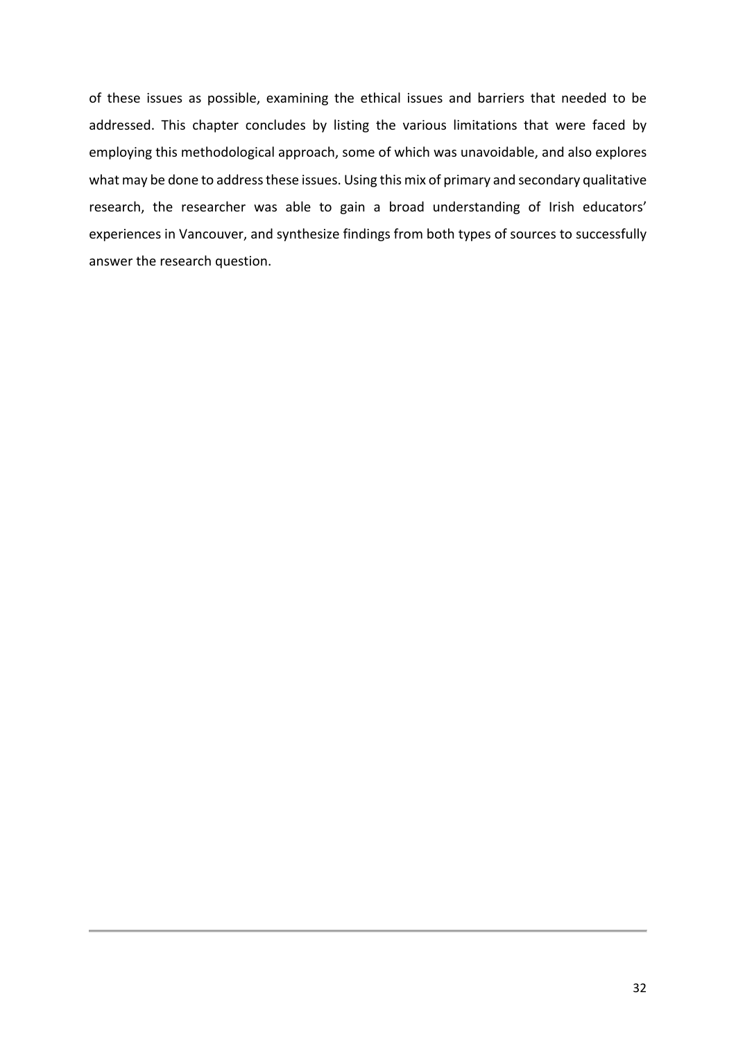of these issues as possible, examining the ethical issues and barriers that needed to be addressed. This chapter concludes by listing the various limitations that were faced by employing this methodological approach, some of which was unavoidable, and also explores what may be done to address these issues. Using this mix of primary and secondary qualitative research, the researcher was able to gain a broad understanding of Irish educators' experiences in Vancouver, and synthesize findings from both types of sources to successfully answer the research question.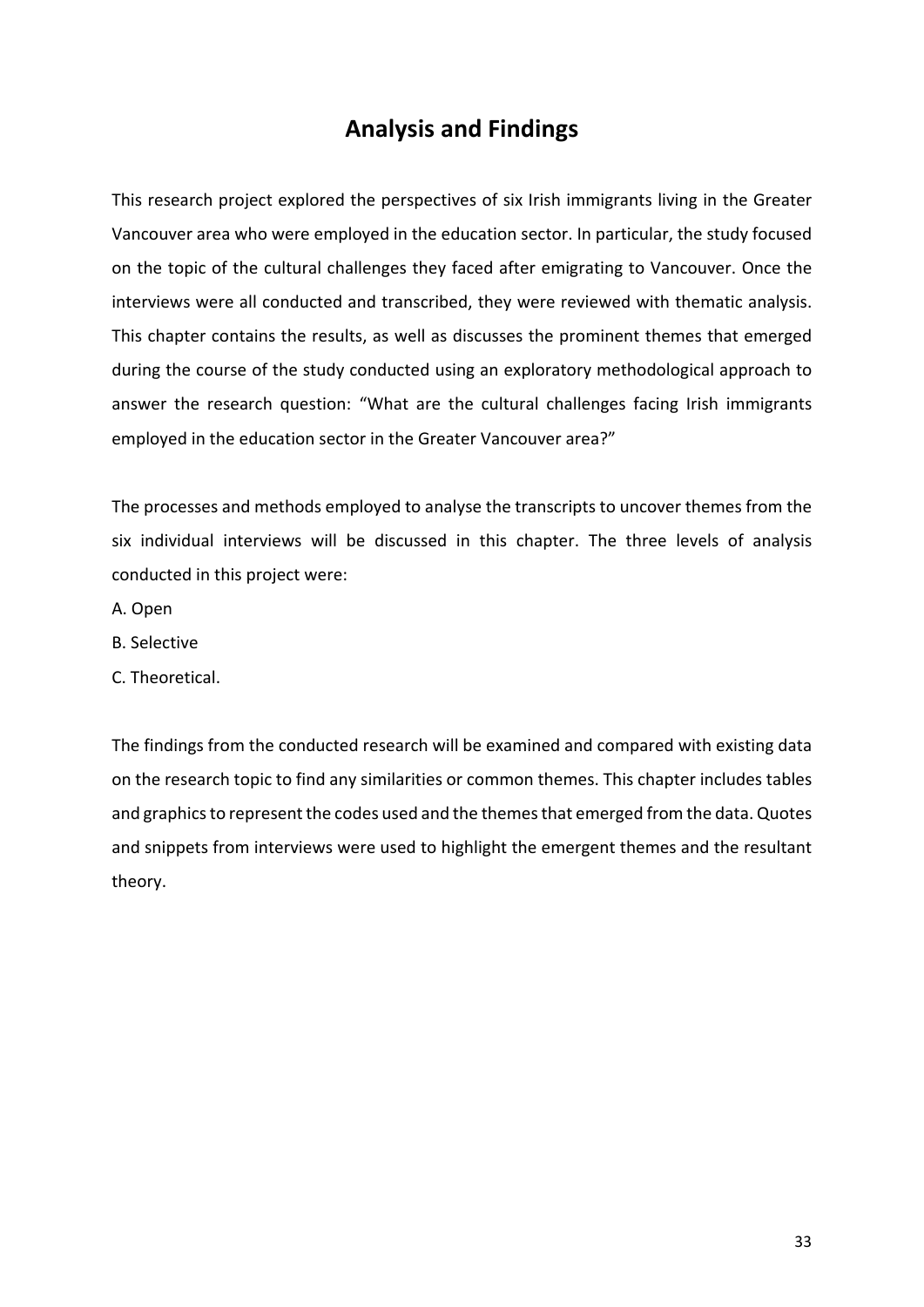# Analysis and Findings

This research project explored the perspectives of six Irish immigrants living in the Greater Vancouver area who were employed in the education sector. In particular, the study focused on the topic of the cultural challenges they faced after emigrating to Vancouver. Once the interviews were all conducted and transcribed, they were reviewed with thematic analysis. This chapter contains the results, as well as discusses the prominent themes that emerged during the course of the study conducted using an exploratory methodological approach to answer the research question: "What are the cultural challenges facing Irish immigrants employed in the education sector in the Greater Vancouver area?"

The processes and methods employed to analyse the transcripts to uncover themes from the six individual interviews will be discussed in this chapter. The three levels of analysis conducted in this project were:

A. Open

B. Selective

C. Theoretical.

The findings from the conducted research will be examined and compared with existing data on the research topic to find any similarities or common themes. This chapter includes tables and graphics to represent the codes used and the themes that emerged from the data. Quotes and snippets from interviews were used to highlight the emergent themes and the resultant theory.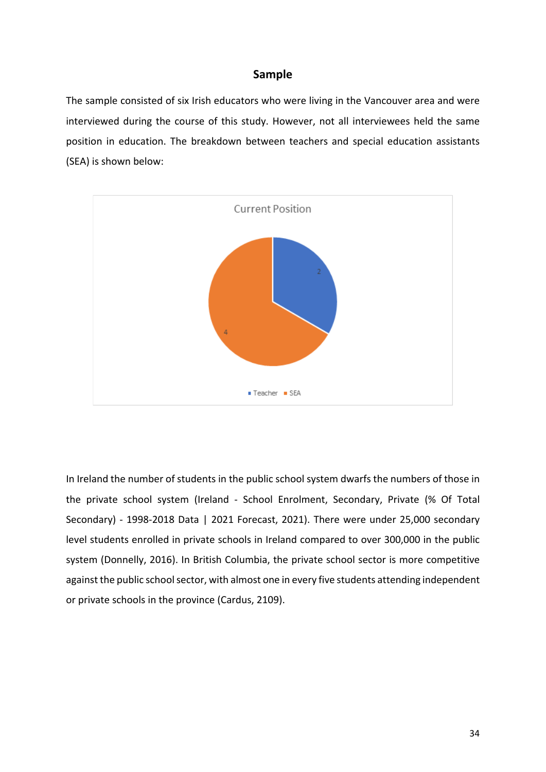## Sample

The sample consisted of six Irish educators who were living in the Vancouver area and were interviewed during the course of this study. However, not all interviewees held the same position in education. The breakdown between teachers and special education assistants (SEA) is shown below:

Current Position

2

4

Teacher SEA

In Ireland the number of students in the public school system dwarfs the numbers of those in the private school system (Ireland - School Enrolment, Secondary, Private (% Of Total Secondary) - 1998-2018 Data | 2021 Forecast, 2021). There were under 25,000 secondary level students enrolled in private schools in Ireland compared to over 300,000 in the public system (Donnelly, 2016). In British Columbia, the private school sector is more competitive against the public school sector, with almost one in every five students attending independent or private schools in the province (Cardus, 2109).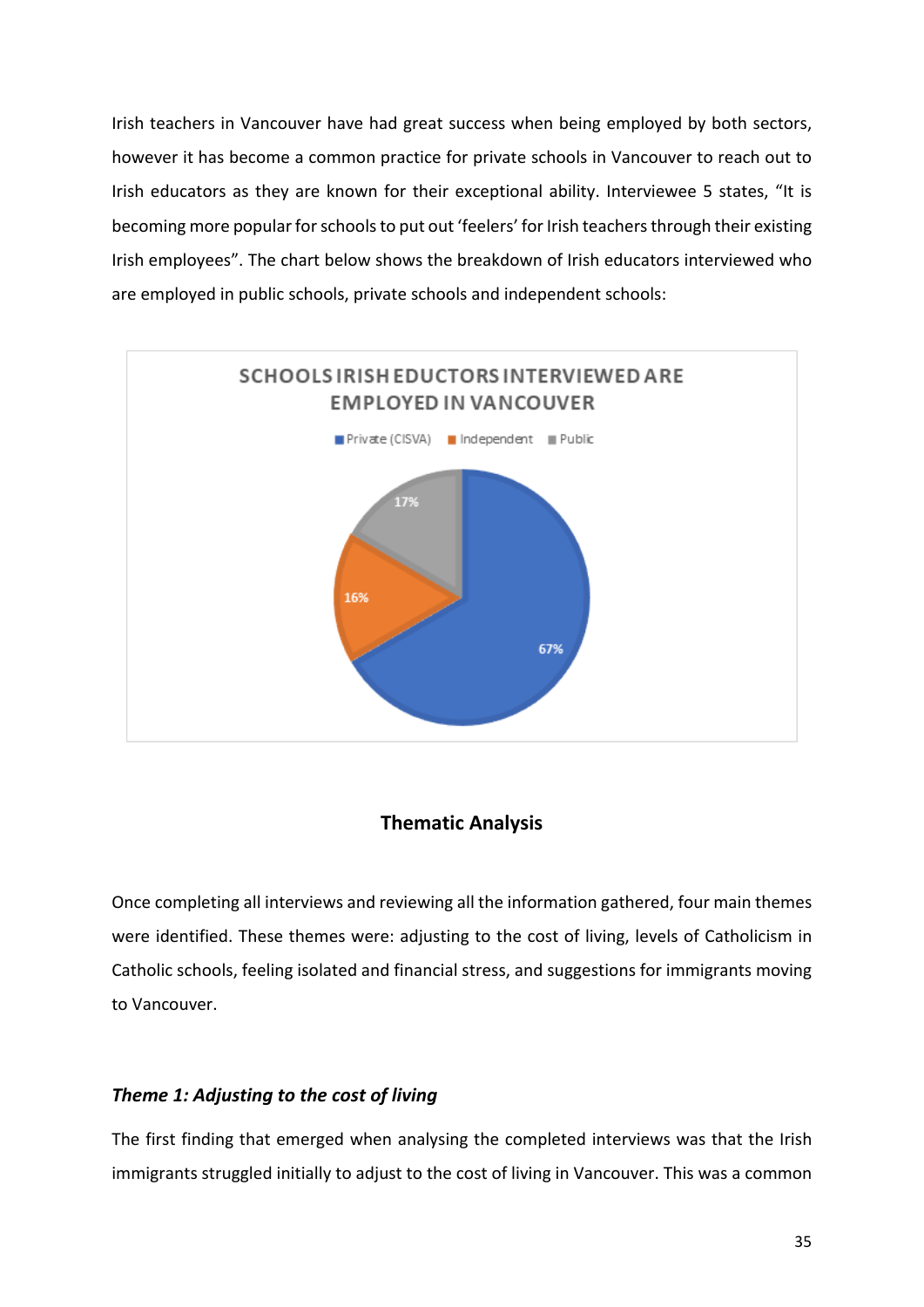Irish teachers in Vancouver have had great success when being employed by both sectors, however it has become a common practice for private schools in Vancouver to reach out to Irish educators as they are known for their exceptional ability. Interviewee 5 states, "It is becoming more popular for schools to put out 'feelers' for Irish teachers through their existing Irish employees". The chart below shows the breakdown of Irish educators interviewed who are employed in public schools, private schools and independent schools:

SCHOOLS IRISH EDUCTORS INTERVIEWED ARE EMPLOYED IN VANCOUVER

Private (CISVA)
Independent
Public

17%
16%
67%

## Thematic Analysis

Once completing all interviews and reviewing all the information gathered, four main themes were identified. These themes were: adjusting to the cost of living, levels of Catholicism in Catholic schools, feeling isolated and financial stress, and suggestions for immigrants moving to Vancouver.

### *Theme 1: Adjusting to the cost of living*

The first finding that emerged when analysing the completed interviews was that the Irish immigrants struggled initially to adjust to the cost of living in Vancouver. This was a common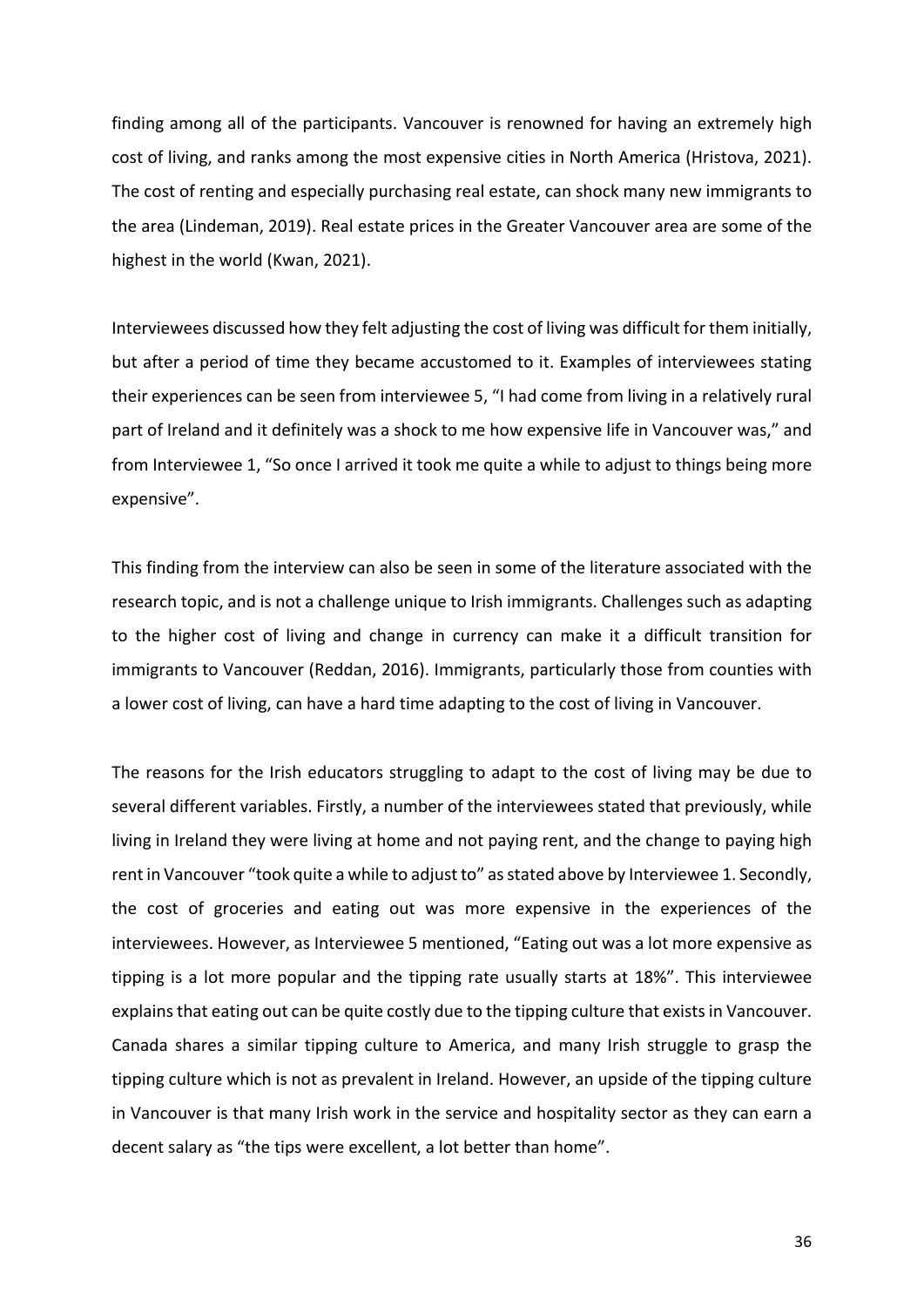finding among all of the participants. Vancouver is renowned for having an extremely high cost of living, and ranks among the most expensive cities in North America (Hristova, 2021). The cost of renting and especially purchasing real estate, can shock many new immigrants to the area (Lindeman, 2019). Real estate prices in the Greater Vancouver area are some of the highest in the world (Kwan, 2021).

Interviewees discussed how they felt adjusting the cost of living was difficult for them initially, but after a period of time they became accustomed to it. Examples of interviewees stating their experiences can be seen from interviewee 5, "I had come from living in a relatively rural part of Ireland and it definitely was a shock to me how expensive life in Vancouver was," and from Interviewee 1, "So once I arrived it took me quite a while to adjust to things being more expensive".

This finding from the interview can also be seen in some of the literature associated with the research topic, and is not a challenge unique to Irish immigrants. Challenges such as adapting to the higher cost of living and change in currency can make it a difficult transition for immigrants to Vancouver (Reddan, 2016). Immigrants, particularly those from counties with a lower cost of living, can have a hard time adapting to the cost of living in Vancouver.

The reasons for the Irish educators struggling to adapt to the cost of living may be due to several different variables. Firstly, a number of the interviewees stated that previously, while living in Ireland they were living at home and not paying rent, and the change to paying high rent in Vancouver "took quite a while to adjust to" as stated above by Interviewee 1. Secondly, the cost of groceries and eating out was more expensive in the experiences of the interviewees. However, as Interviewee 5 mentioned, "Eating out was a lot more expensive as tipping is a lot more popular and the tipping rate usually starts at 18%". This interviewee explains that eating out can be quite costly due to the tipping culture that exists in Vancouver. Canada shares a similar tipping culture to America, and many Irish struggle to grasp the tipping culture which is not as prevalent in Ireland. However, an upside of the tipping culture in Vancouver is that many Irish work in the service and hospitality sector as they can earn a decent salary as "the tips were excellent, a lot better than home".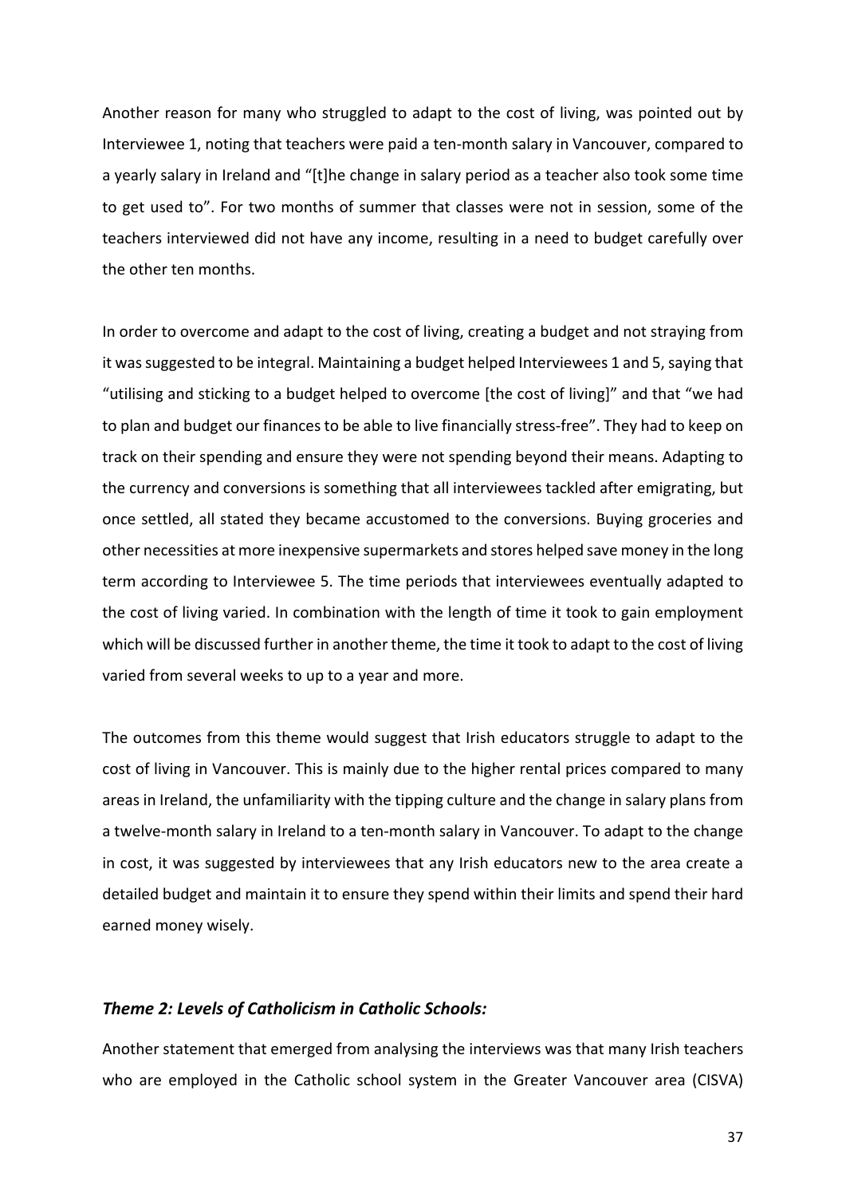Another reason for many who struggled to adapt to the cost of living, was pointed out by Interviewee 1, noting that teachers were paid a ten-month salary in Vancouver, compared to a yearly salary in Ireland and "[t]he change in salary period as a teacher also took some time to get used to". For two months of summer that classes were not in session, some of the teachers interviewed did not have any income, resulting in a need to budget carefully over the other ten months.

In order to overcome and adapt to the cost of living, creating a budget and not straying from it was suggested to be integral. Maintaining a budget helped Interviewees 1 and 5, saying that "utilising and sticking to a budget helped to overcome [the cost of living]" and that "we had to plan and budget our finances to be able to live financially stress-free". They had to keep on track on their spending and ensure they were not spending beyond their means. Adapting to the currency and conversions is something that all interviewees tackled after emigrating, but once settled, all stated they became accustomed to the conversions. Buying groceries and other necessities at more inexpensive supermarkets and stores helped save money in the long term according to Interviewee 5. The time periods that interviewees eventually adapted to the cost of living varied. In combination with the length of time it took to gain employment which will be discussed further in another theme, the time it took to adapt to the cost of living varied from several weeks to up to a year and more.

The outcomes from this theme would suggest that Irish educators struggle to adapt to the cost of living in Vancouver. This is mainly due to the higher rental prices compared to many areas in Ireland, the unfamiliarity with the tipping culture and the change in salary plans from a twelve-month salary in Ireland to a ten-month salary in Vancouver. To adapt to the change in cost, it was suggested by interviewees that any Irish educators new to the area create a detailed budget and maintain it to ensure they spend within their limits and spend their hard earned money wisely.

### *Theme 2: Levels of Catholicism in Catholic Schools:*

Another statement that emerged from analysing the interviews was that many Irish teachers who are employed in the Catholic school system in the Greater Vancouver area (CISVA)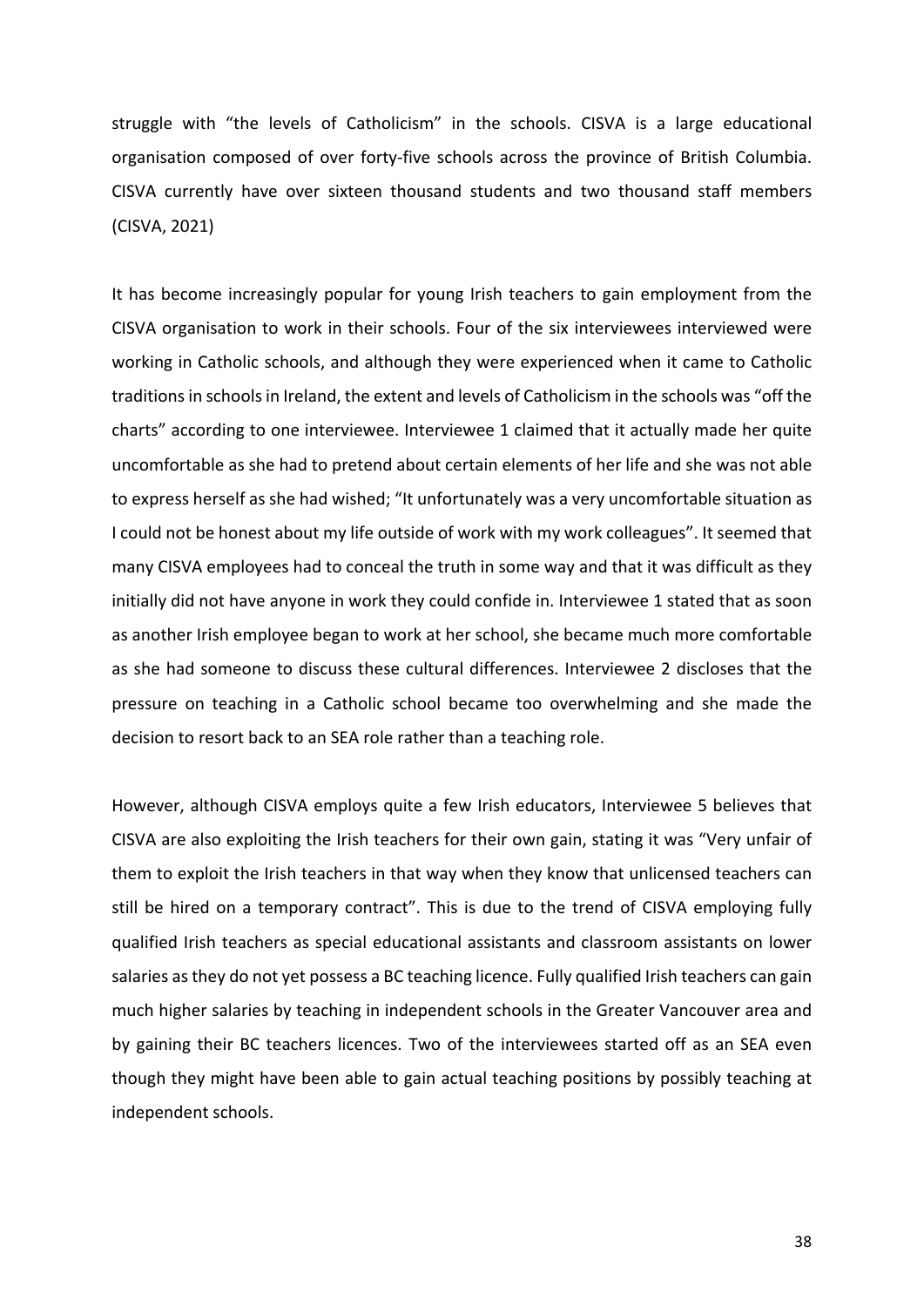struggle with "the levels of Catholicism" in the schools. CISVA is a large educational organisation composed of over forty-five schools across the province of British Columbia. CISVA currently have over sixteen thousand students and two thousand staff members (CISVA, 2021)

It has become increasingly popular for young Irish teachers to gain employment from the CISVA organisation to work in their schools. Four of the six interviewees interviewed were working in Catholic schools, and although they were experienced when it came to Catholic traditions in schools in Ireland, the extent and levels of Catholicism in the schools was "off the charts" according to one interviewee. Interviewee 1 claimed that it actually made her quite uncomfortable as she had to pretend about certain elements of her life and she was not able to express herself as she had wished; "It unfortunately was a very uncomfortable situation as I could not be honest about my life outside of work with my work colleagues". It seemed that many CISVA employees had to conceal the truth in some way and that it was difficult as they initially did not have anyone in work they could confide in. Interviewee 1 stated that as soon as another Irish employee began to work at her school, she became much more comfortable as she had someone to discuss these cultural differences. Interviewee 2 discloses that the pressure on teaching in a Catholic school became too overwhelming and she made the decision to resort back to an SEA role rather than a teaching role.

However, although CISVA employs quite a few Irish educators, Interviewee 5 believes that CISVA are also exploiting the Irish teachers for their own gain, stating it was "Very unfair of them to exploit the Irish teachers in that way when they know that unlicensed teachers can still be hired on a temporary contract". This is due to the trend of CISVA employing fully qualified Irish teachers as special educational assistants and classroom assistants on lower salaries as they do not yet possess a BC teaching licence. Fully qualified Irish teachers can gain much higher salaries by teaching in independent schools in the Greater Vancouver area and by gaining their BC teachers licences. Two of the interviewees started off as an SEA even though they might have been able to gain actual teaching positions by possibly teaching at independent schools.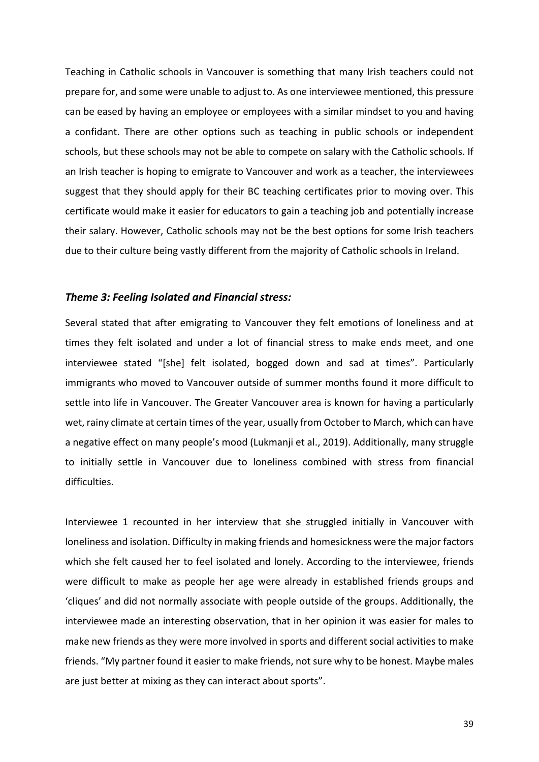Teaching in Catholic schools in Vancouver is something that many Irish teachers could not prepare for, and some were unable to adjust to. As one interviewee mentioned, this pressure can be eased by having an employee or employees with a similar mindset to you and having a confidant. There are other options such as teaching in public schools or independent schools, but these schools may not be able to compete on salary with the Catholic schools. If an Irish teacher is hoping to emigrate to Vancouver and work as a teacher, the interviewees suggest that they should apply for their BC teaching certificates prior to moving over. This certificate would make it easier for educators to gain a teaching job and potentially increase their salary. However, Catholic schools may not be the best options for some Irish teachers due to their culture being vastly different from the majority of Catholic schools in Ireland.

### *Theme 3: Feeling Isolated and Financial stress:*

Several stated that after emigrating to Vancouver they felt emotions of loneliness and at times they felt isolated and under a lot of financial stress to make ends meet, and one interviewee stated "[she] felt isolated, bogged down and sad at times". Particularly immigrants who moved to Vancouver outside of summer months found it more difficult to settle into life in Vancouver. The Greater Vancouver area is known for having a particularly wet, rainy climate at certain times of the year, usually from October to March, which can have a negative effect on many people's mood (Lukmanji et al., 2019). Additionally, many struggle to initially settle in Vancouver due to loneliness combined with stress from financial difficulties.

Interviewee 1 recounted in her interview that she struggled initially in Vancouver with loneliness and isolation. Difficulty in making friends and homesickness were the major factors which she felt caused her to feel isolated and lonely. According to the interviewee, friends were difficult to make as people her age were already in established friends groups and 'cliques' and did not normally associate with people outside of the groups. Additionally, the interviewee made an interesting observation, that in her opinion it was easier for males to make new friends as they were more involved in sports and different social activities to make friends. "My partner found it easier to make friends, not sure why to be honest. Maybe males are just better at mixing as they can interact about sports".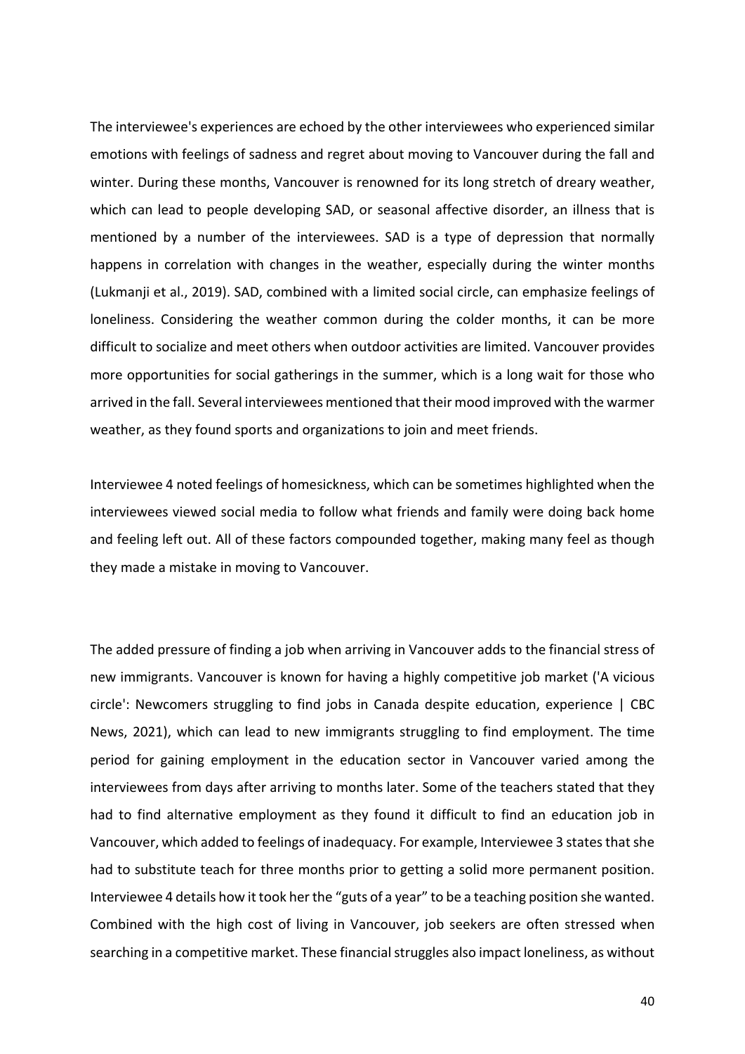The interviewee's experiences are echoed by the other interviewees who experienced similar emotions with feelings of sadness and regret about moving to Vancouver during the fall and winter. During these months, Vancouver is renowned for its long stretch of dreary weather, which can lead to people developing SAD, or seasonal affective disorder, an illness that is mentioned by a number of the interviewees. SAD is a type of depression that normally happens in correlation with changes in the weather, especially during the winter months (Lukmanji et al., 2019). SAD, combined with a limited social circle, can emphasize feelings of loneliness. Considering the weather common during the colder months, it can be more difficult to socialize and meet others when outdoor activities are limited. Vancouver provides more opportunities for social gatherings in the summer, which is a long wait for those who arrived in the fall. Several interviewees mentioned that their mood improved with the warmer weather, as they found sports and organizations to join and meet friends.

Interviewee 4 noted feelings of homesickness, which can be sometimes highlighted when the interviewees viewed social media to follow what friends and family were doing back home and feeling left out. All of these factors compounded together, making many feel as though they made a mistake in moving to Vancouver.

The added pressure of finding a job when arriving in Vancouver adds to the financial stress of new immigrants. Vancouver is known for having a highly competitive job market ('A vicious circle': Newcomers struggling to find jobs in Canada despite education, experience | CBC News, 2021), which can lead to new immigrants struggling to find employment. The time period for gaining employment in the education sector in Vancouver varied among the interviewees from days after arriving to months later. Some of the teachers stated that they had to find alternative employment as they found it difficult to find an education job in Vancouver, which added to feelings of inadequacy. For example, Interviewee 3 states that she had to substitute teach for three months prior to getting a solid more permanent position. Interviewee 4 details how it took her the "guts of a year" to be a teaching position she wanted. Combined with the high cost of living in Vancouver, job seekers are often stressed when searching in a competitive market. These financial struggles also impact loneliness, as without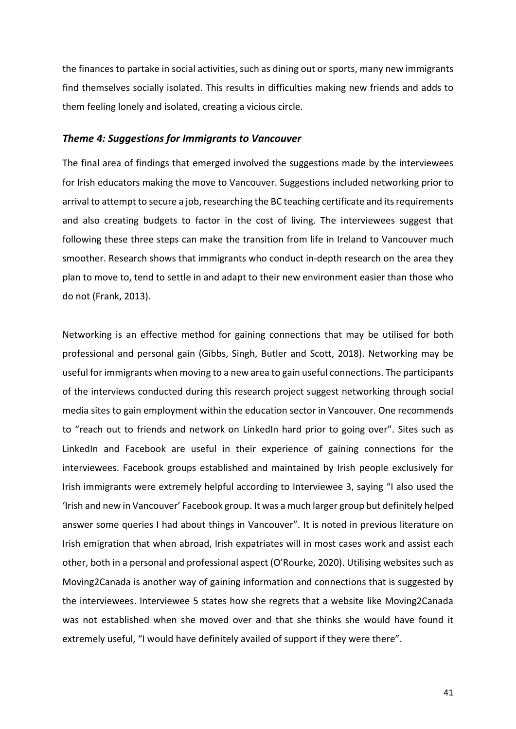the finances to partake in social activities, such as dining out or sports, many new immigrants find themselves socially isolated. This results in difficulties making new friends and adds to them feeling lonely and isolated, creating a vicious circle.

### *Theme 4: Suggestions for Immigrants to Vancouver*

The final area of findings that emerged involved the suggestions made by the interviewees for Irish educators making the move to Vancouver. Suggestions included networking prior to arrival to attempt to secure a job, researching the BC teaching certificate and its requirements and also creating budgets to factor in the cost of living. The interviewees suggest that following these three steps can make the transition from life in Ireland to Vancouver much smoother. Research shows that immigrants who conduct in-depth research on the area they plan to move to, tend to settle in and adapt to their new environment easier than those who do not (Frank, 2013).

Networking is an effective method for gaining connections that may be utilised for both professional and personal gain (Gibbs, Singh, Butler and Scott, 2018). Networking may be useful for immigrants when moving to a new area to gain useful connections. The participants of the interviews conducted during this research project suggest networking through social media sites to gain employment within the education sector in Vancouver. One recommends to "reach out to friends and network on LinkedIn hard prior to going over". Sites such as LinkedIn and Facebook are useful in their experience of gaining connections for the interviewees. Facebook groups established and maintained by Irish people exclusively for Irish immigrants were extremely helpful according to Interviewee 3, saying "I also used the 'Irish and new in Vancouver' Facebook group. It was a much larger group but definitely helped answer some queries I had about things in Vancouver". It is noted in previous literature on Irish emigration that when abroad, Irish expatriates will in most cases work and assist each other, both in a personal and professional aspect (O'Rourke, 2020). Utilising websites such as Moving2Canada is another way of gaining information and connections that is suggested by the interviewees. Interviewee 5 states how she regrets that a website like Moving2Canada was not established when she moved over and that she thinks she would have found it extremely useful, "I would have definitely availed of support if they were there".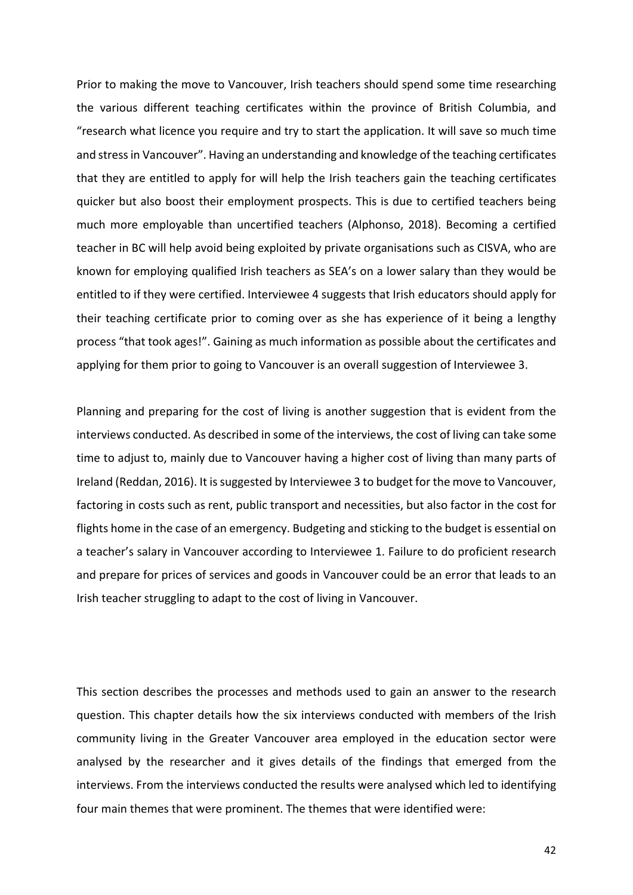Prior to making the move to Vancouver, Irish teachers should spend some time researching the various different teaching certificates within the province of British Columbia, and "research what licence you require and try to start the application. It will save so much time and stress in Vancouver". Having an understanding and knowledge of the teaching certificates that they are entitled to apply for will help the Irish teachers gain the teaching certificates quicker but also boost their employment prospects. This is due to certified teachers being much more employable than uncertified teachers (Alphonso, 2018). Becoming a certified teacher in BC will help avoid being exploited by private organisations such as CISVA, who are known for employing qualified Irish teachers as SEA's on a lower salary than they would be entitled to if they were certified. Interviewee 4 suggests that Irish educators should apply for their teaching certificate prior to coming over as she has experience of it being a lengthy process "that took ages!". Gaining as much information as possible about the certificates and applying for them prior to going to Vancouver is an overall suggestion of Interviewee 3.

Planning and preparing for the cost of living is another suggestion that is evident from the interviews conducted. As described in some of the interviews, the cost of living can take some time to adjust to, mainly due to Vancouver having a higher cost of living than many parts of Ireland (Reddan, 2016). It is suggested by Interviewee 3 to budget for the move to Vancouver, factoring in costs such as rent, public transport and necessities, but also factor in the cost for flights home in the case of an emergency. Budgeting and sticking to the budget is essential on a teacher's salary in Vancouver according to Interviewee 1. Failure to do proficient research and prepare for prices of services and goods in Vancouver could be an error that leads to an Irish teacher struggling to adapt to the cost of living in Vancouver.

This section describes the processes and methods used to gain an answer to the research question. This chapter details how the six interviews conducted with members of the Irish community living in the Greater Vancouver area employed in the education sector were analysed by the researcher and it gives details of the findings that emerged from the interviews. From the interviews conducted the results were analysed which led to identifying four main themes that were prominent. The themes that were identified were: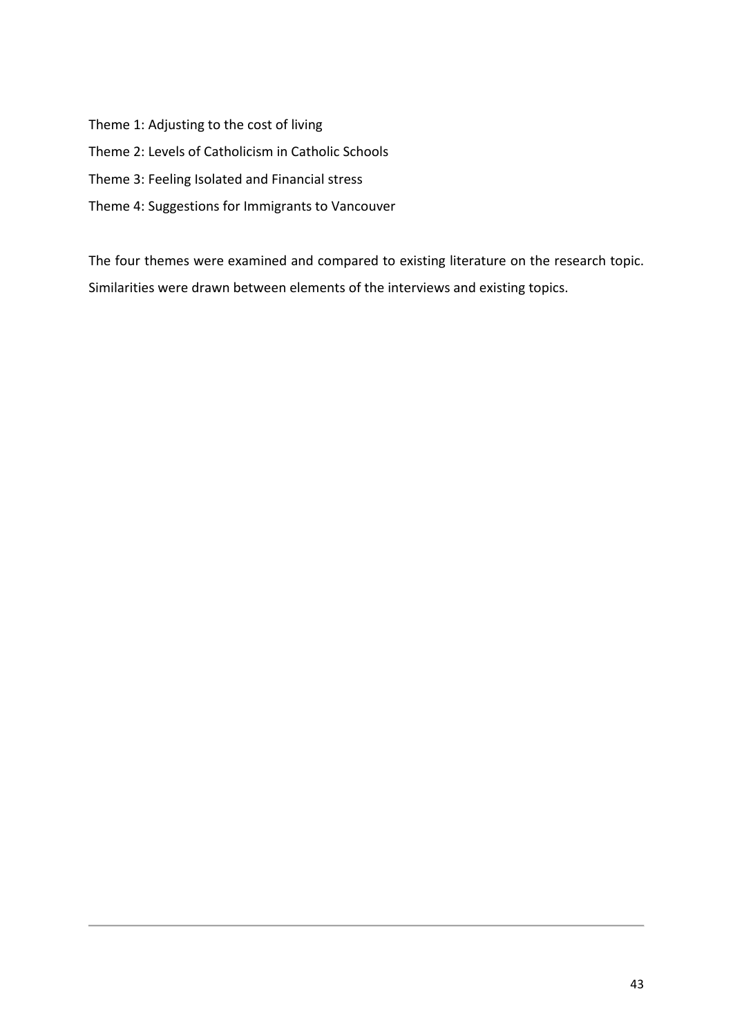Theme 1: Adjusting to the cost of living

Theme 2: Levels of Catholicism in Catholic Schools

Theme 3: Feeling Isolated and Financial stress

Theme 4: Suggestions for Immigrants to Vancouver

The four themes were examined and compared to existing literature on the research topic. Similarities were drawn between elements of the interviews and existing topics.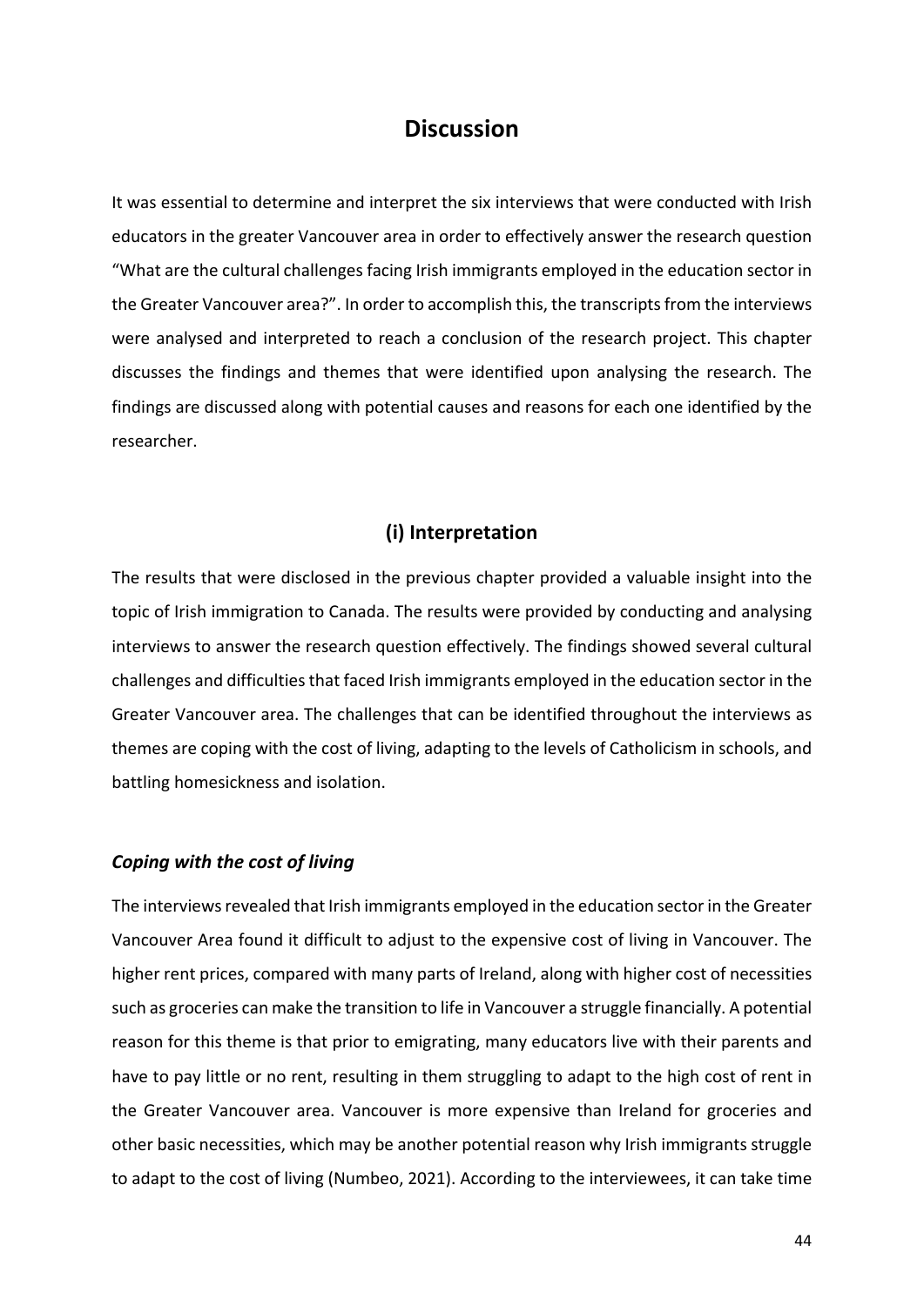# Discussion

It was essential to determine and interpret the six interviews that were conducted with Irish educators in the greater Vancouver area in order to effectively answer the research question "What are the cultural challenges facing Irish immigrants employed in the education sector in the Greater Vancouver area?". In order to accomplish this, the transcripts from the interviews were analysed and interpreted to reach a conclusion of the research project. This chapter discusses the findings and themes that were identified upon analysing the research. The findings are discussed along with potential causes and reasons for each one identified by the researcher.

## (i) Interpretation

The results that were disclosed in the previous chapter provided a valuable insight into the topic of Irish immigration to Canada. The results were provided by conducting and analysing interviews to answer the research question effectively. The findings showed several cultural challenges and difficulties that faced Irish immigrants employed in the education sector in the Greater Vancouver area. The challenges that can be identified throughout the interviews as themes are coping with the cost of living, adapting to the levels of Catholicism in schools, and battling homesickness and isolation.

### *Coping with the cost of living*

The interviews revealed that Irish immigrants employed in the education sector in the Greater Vancouver Area found it difficult to adjust to the expensive cost of living in Vancouver. The higher rent prices, compared with many parts of Ireland, along with higher cost of necessities such as groceries can make the transition to life in Vancouver a struggle financially. A potential reason for this theme is that prior to emigrating, many educators live with their parents and have to pay little or no rent, resulting in them struggling to adapt to the high cost of rent in the Greater Vancouver area. Vancouver is more expensive than Ireland for groceries and other basic necessities, which may be another potential reason why Irish immigrants struggle to adapt to the cost of living (Numbeo, 2021). According to the interviewees, it can take time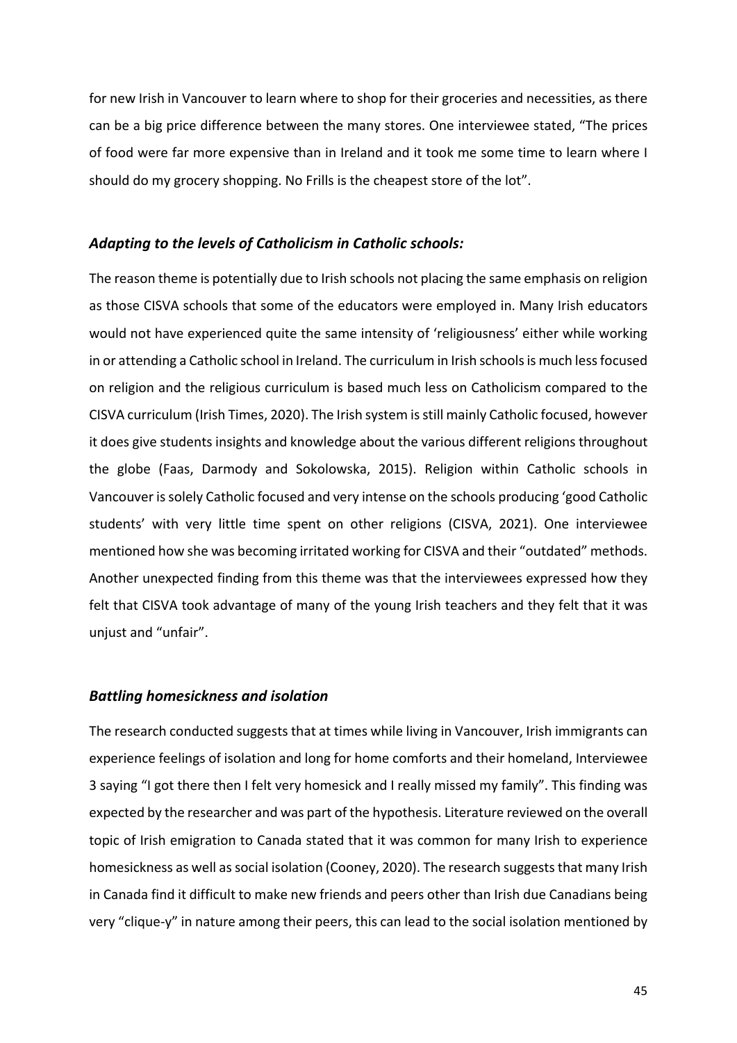for new Irish in Vancouver to learn where to shop for their groceries and necessities, as there can be a big price difference between the many stores. One interviewee stated, "The prices of food were far more expensive than in Ireland and it took me some time to learn where I should do my grocery shopping. No Frills is the cheapest store of the lot".

### *Adapting to the levels of Catholicism in Catholic schools:*

The reason theme is potentially due to Irish schools not placing the same emphasis on religion as those CISVA schools that some of the educators were employed in. Many Irish educators would not have experienced quite the same intensity of 'religiousness' either while working in or attending a Catholic school in Ireland. The curriculum in Irish schools is much less focused on religion and the religious curriculum is based much less on Catholicism compared to the CISVA curriculum (Irish Times, 2020). The Irish system is still mainly Catholic focused, however it does give students insights and knowledge about the various different religions throughout the globe (Faas, Darmody and Sokolowska, 2015). Religion within Catholic schools in Vancouver is solely Catholic focused and very intense on the schools producing 'good Catholic students' with very little time spent on other religions (CISVA, 2021). One interviewee mentioned how she was becoming irritated working for CISVA and their "outdated" methods. Another unexpected finding from this theme was that the interviewees expressed how they felt that CISVA took advantage of many of the young Irish teachers and they felt that it was unjust and "unfair".

### *Battling homesickness and isolation*

The research conducted suggests that at times while living in Vancouver, Irish immigrants can experience feelings of isolation and long for home comforts and their homeland, Interviewee 3 saying "I got there then I felt very homesick and I really missed my family". This finding was expected by the researcher and was part of the hypothesis. Literature reviewed on the overall topic of Irish emigration to Canada stated that it was common for many Irish to experience homesickness as well as social isolation (Cooney, 2020). The research suggests that many Irish in Canada find it difficult to make new friends and peers other than Irish due Canadians being very "clique-y" in nature among their peers, this can lead to the social isolation mentioned by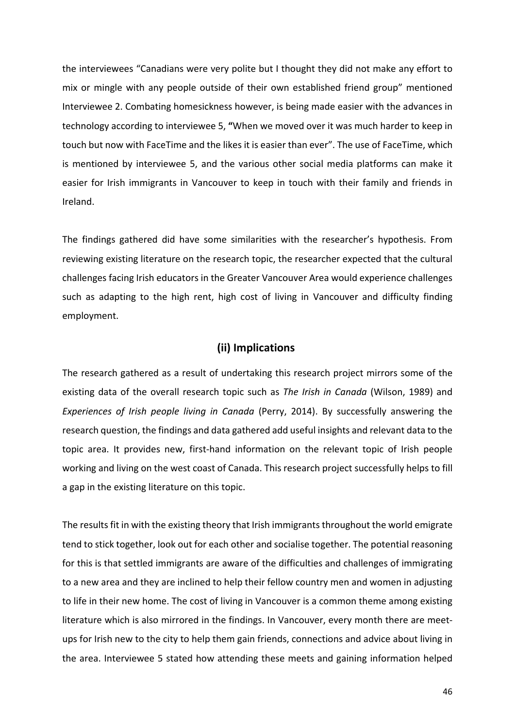the interviewees "Canadians were very polite but I thought they did not make any effort to mix or mingle with any people outside of their own established friend group" mentioned Interviewee 2. Combating homesickness however, is being made easier with the advances in technology according to interviewee 5, **"**When we moved over it was much harder to keep in touch but now with FaceTime and the likes it is easier than ever". The use of FaceTime, which is mentioned by interviewee 5, and the various other social media platforms can make it easier for Irish immigrants in Vancouver to keep in touch with their family and friends in Ireland.

The findings gathered did have some similarities with the researcher's hypothesis. From reviewing existing literature on the research topic, the researcher expected that the cultural challenges facing Irish educators in the Greater Vancouver Area would experience challenges such as adapting to the high rent, high cost of living in Vancouver and difficulty finding employment.

## (ii) Implications

The research gathered as a result of undertaking this research project mirrors some of the existing data of the overall research topic such as *The Irish in Canada* (Wilson, 1989) and *Experiences of Irish people living in Canada* (Perry, 2014). By successfully answering the research question, the findings and data gathered add useful insights and relevant data to the topic area. It provides new, first-hand information on the relevant topic of Irish people working and living on the west coast of Canada. This research project successfully helps to fill a gap in the existing literature on this topic.

The results fit in with the existing theory that Irish immigrants throughout the world emigrate tend to stick together, look out for each other and socialise together. The potential reasoning for this is that settled immigrants are aware of the difficulties and challenges of immigrating to a new area and they are inclined to help their fellow country men and women in adjusting to life in their new home. The cost of living in Vancouver is a common theme among existing literature which is also mirrored in the findings. In Vancouver, every month there are meet-ups for Irish new to the city to help them gain friends, connections and advice about living in the area. Interviewee 5 stated how attending these meets and gaining information helped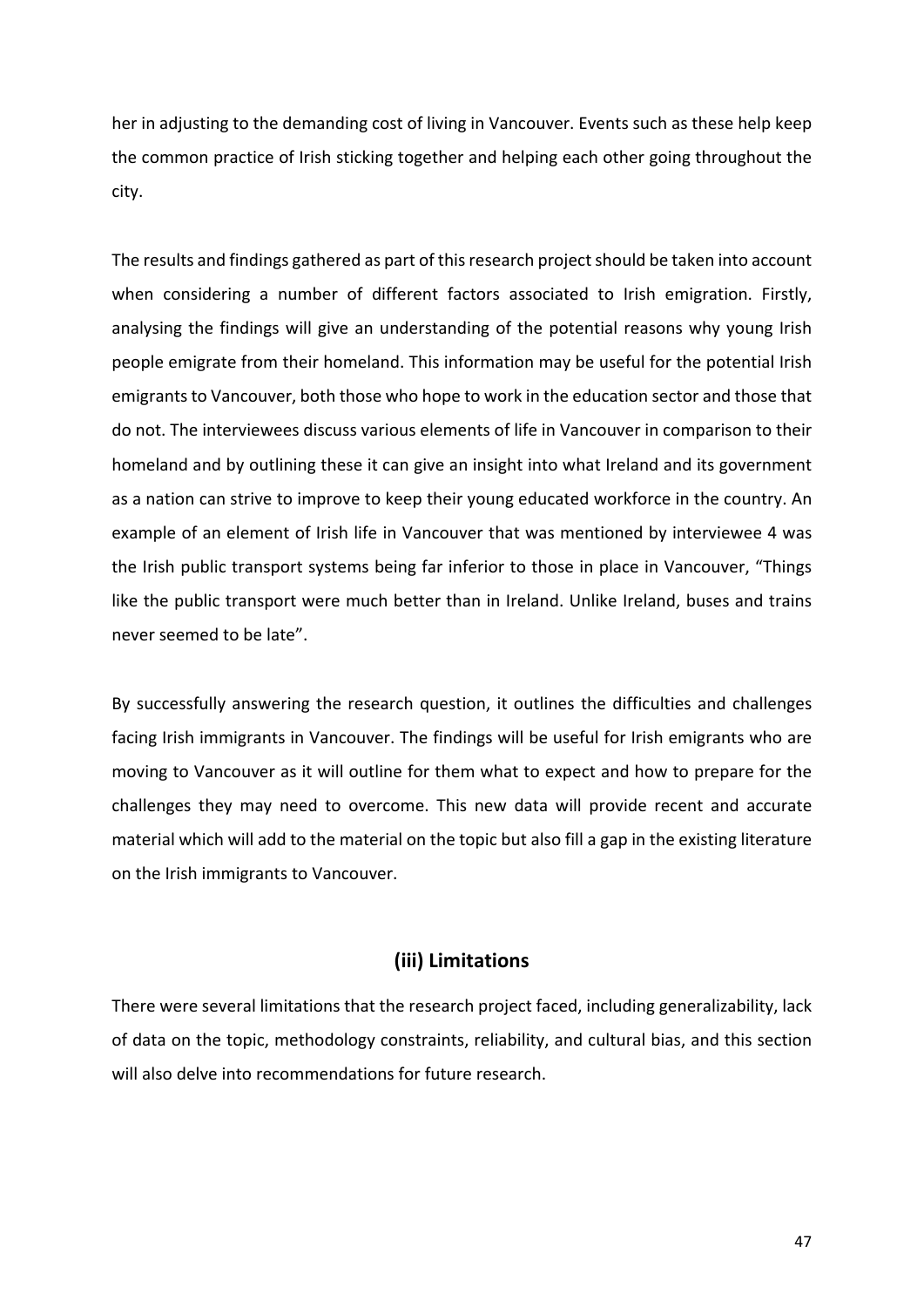her in adjusting to the demanding cost of living in Vancouver. Events such as these help keep the common practice of Irish sticking together and helping each other going throughout the city.

The results and findings gathered as part of this research project should be taken into account when considering a number of different factors associated to Irish emigration. Firstly, analysing the findings will give an understanding of the potential reasons why young Irish people emigrate from their homeland. This information may be useful for the potential Irish emigrants to Vancouver, both those who hope to work in the education sector and those that do not. The interviewees discuss various elements of life in Vancouver in comparison to their homeland and by outlining these it can give an insight into what Ireland and its government as a nation can strive to improve to keep their young educated workforce in the country. An example of an element of Irish life in Vancouver that was mentioned by interviewee 4 was the Irish public transport systems being far inferior to those in place in Vancouver, "Things like the public transport were much better than in Ireland. Unlike Ireland, buses and trains never seemed to be late".

By successfully answering the research question, it outlines the difficulties and challenges facing Irish immigrants in Vancouver. The findings will be useful for Irish emigrants who are moving to Vancouver as it will outline for them what to expect and how to prepare for the challenges they may need to overcome. This new data will provide recent and accurate material which will add to the material on the topic but also fill a gap in the existing literature on the Irish immigrants to Vancouver.

### (iii) Limitations

There were several limitations that the research project faced, including generalizability, lack of data on the topic, methodology constraints, reliability, and cultural bias, and this section will also delve into recommendations for future research.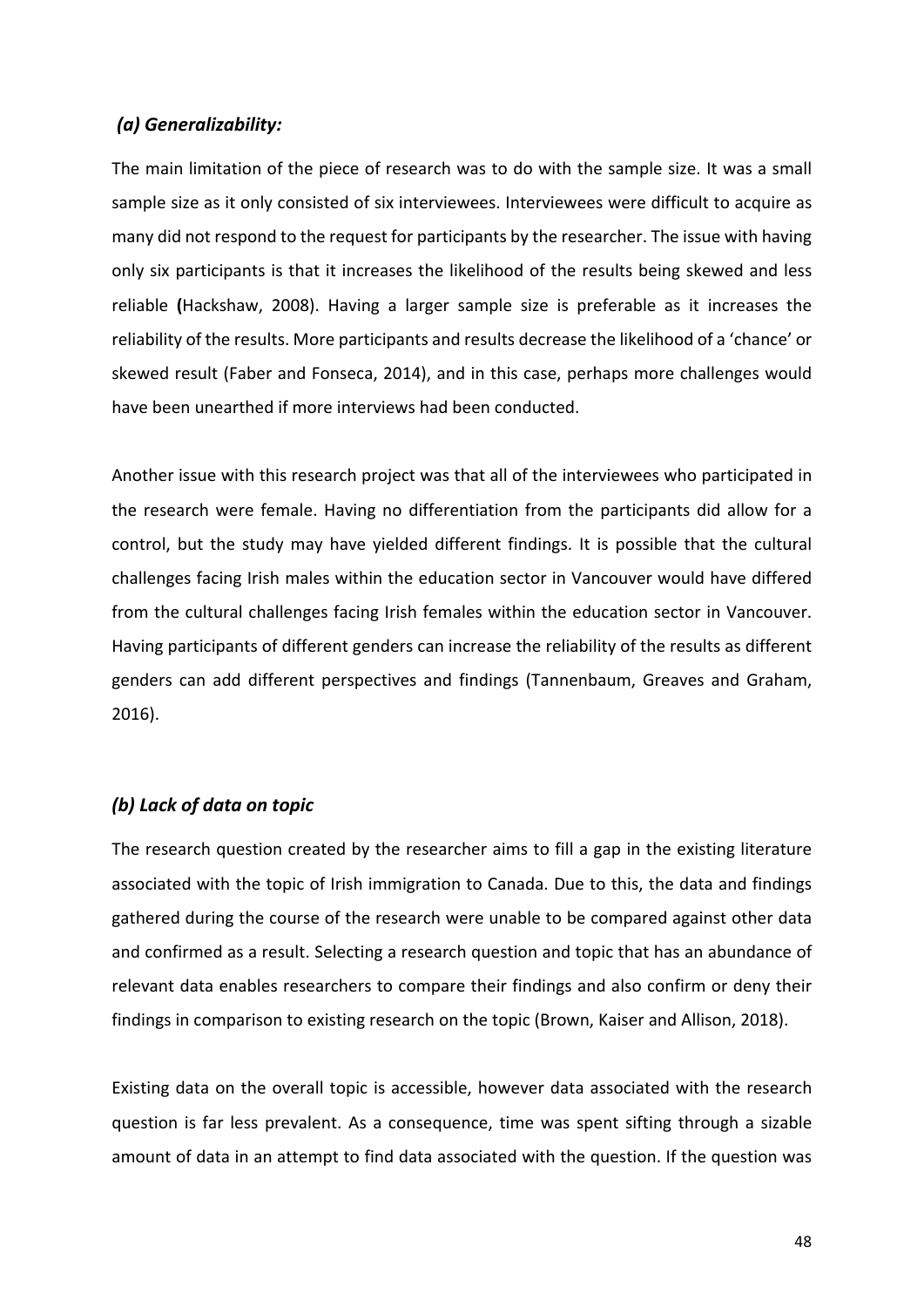### *(a) Generalizability:*

The main limitation of the piece of research was to do with the sample size. It was a small sample size as it only consisted of six interviewees. Interviewees were difficult to acquire as many did not respond to the request for participants by the researcher. The issue with having only six participants is that it increases the likelihood of the results being skewed and less reliable **(**Hackshaw, 2008). Having a larger sample size is preferable as it increases the reliability of the results. More participants and results decrease the likelihood of a 'chance' or skewed result (Faber and Fonseca, 2014), and in this case, perhaps more challenges would have been unearthed if more interviews had been conducted.

Another issue with this research project was that all of the interviewees who participated in the research were female. Having no differentiation from the participants did allow for a control, but the study may have yielded different findings. It is possible that the cultural challenges facing Irish males within the education sector in Vancouver would have differed from the cultural challenges facing Irish females within the education sector in Vancouver. Having participants of different genders can increase the reliability of the results as different genders can add different perspectives and findings (Tannenbaum, Greaves and Graham, 2016).

### *(b) Lack of data on topic*

The research question created by the researcher aims to fill a gap in the existing literature associated with the topic of Irish immigration to Canada. Due to this, the data and findings gathered during the course of the research were unable to be compared against other data and confirmed as a result. Selecting a research question and topic that has an abundance of relevant data enables researchers to compare their findings and also confirm or deny their findings in comparison to existing research on the topic (Brown, Kaiser and Allison, 2018).

Existing data on the overall topic is accessible, however data associated with the research question is far less prevalent. As a consequence, time was spent sifting through a sizable amount of data in an attempt to find data associated with the question. If the question was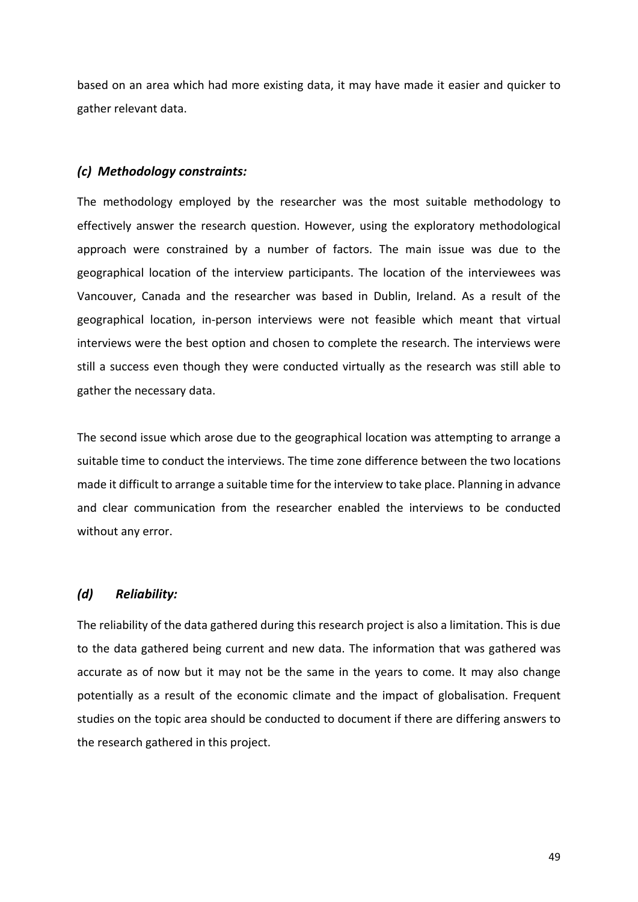based on an area which had more existing data, it may have made it easier and quicker to gather relevant data.

### *(c) Methodology constraints:*

The methodology employed by the researcher was the most suitable methodology to effectively answer the research question. However, using the exploratory methodological approach were constrained by a number of factors. The main issue was due to the geographical location of the interview participants. The location of the interviewees was Vancouver, Canada and the researcher was based in Dublin, Ireland. As a result of the geographical location, in-person interviews were not feasible which meant that virtual interviews were the best option and chosen to complete the research. The interviews were still a success even though they were conducted virtually as the research was still able to gather the necessary data.

The second issue which arose due to the geographical location was attempting to arrange a suitable time to conduct the interviews. The time zone difference between the two locations made it difficult to arrange a suitable time for the interview to take place. Planning in advance and clear communication from the researcher enabled the interviews to be conducted without any error.

### *(d) Reliability:*

The reliability of the data gathered during this research project is also a limitation. This is due to the data gathered being current and new data. The information that was gathered was accurate as of now but it may not be the same in the years to come. It may also change potentially as a result of the economic climate and the impact of globalisation. Frequent studies on the topic area should be conducted to document if there are differing answers to the research gathered in this project.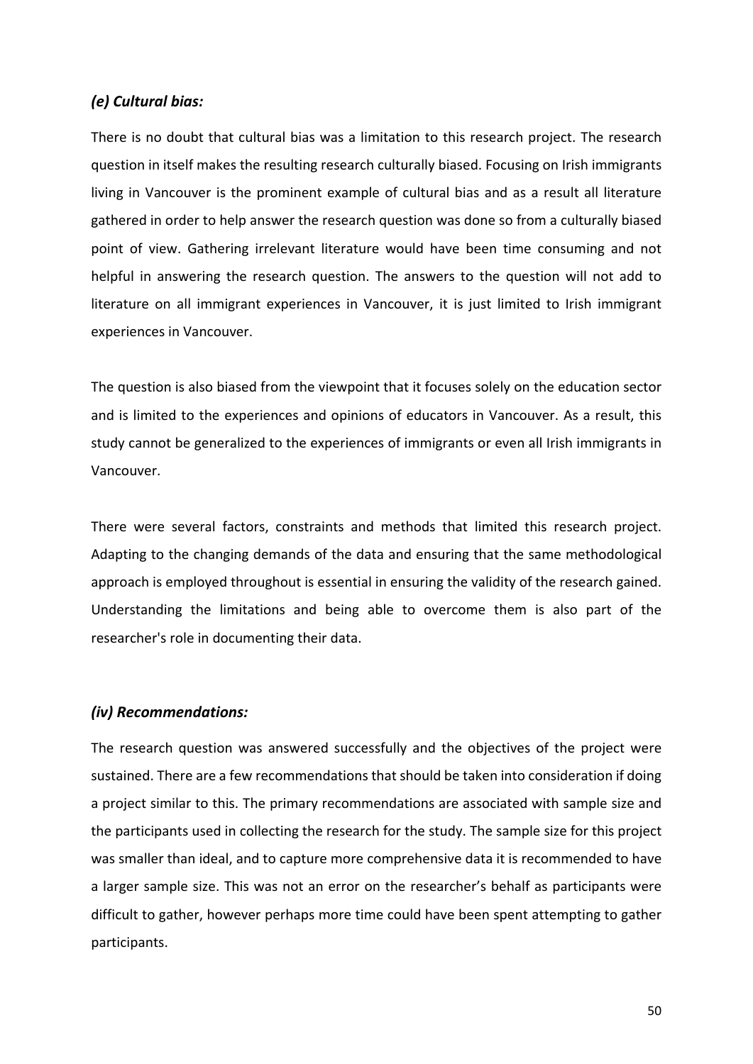### *(e) Cultural bias:*

There is no doubt that cultural bias was a limitation to this research project. The research question in itself makes the resulting research culturally biased. Focusing on Irish immigrants living in Vancouver is the prominent example of cultural bias and as a result all literature gathered in order to help answer the research question was done so from a culturally biased point of view. Gathering irrelevant literature would have been time consuming and not helpful in answering the research question. The answers to the question will not add to literature on all immigrant experiences in Vancouver, it is just limited to Irish immigrant experiences in Vancouver.

The question is also biased from the viewpoint that it focuses solely on the education sector and is limited to the experiences and opinions of educators in Vancouver. As a result, this study cannot be generalized to the experiences of immigrants or even all Irish immigrants in Vancouver.

There were several factors, constraints and methods that limited this research project. Adapting to the changing demands of the data and ensuring that the same methodological approach is employed throughout is essential in ensuring the validity of the research gained. Understanding the limitations and being able to overcome them is also part of the researcher's role in documenting their data.

### *(iv) Recommendations:*

The research question was answered successfully and the objectives of the project were sustained. There are a few recommendations that should be taken into consideration if doing a project similar to this. The primary recommendations are associated with sample size and the participants used in collecting the research for the study. The sample size for this project was smaller than ideal, and to capture more comprehensive data it is recommended to have a larger sample size. This was not an error on the researcher’s behalf as participants were difficult to gather, however perhaps more time could have been spent attempting to gather participants.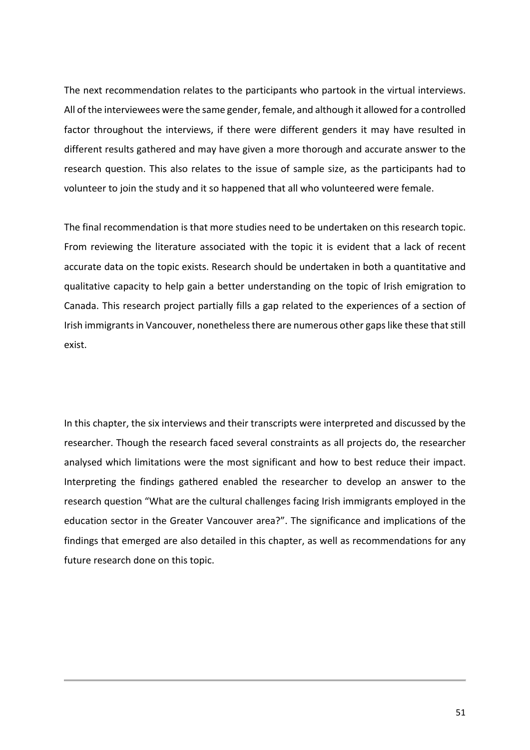The next recommendation relates to the participants who partook in the virtual interviews. All of the interviewees were the same gender, female, and although it allowed for a controlled factor throughout the interviews, if there were different genders it may have resulted in different results gathered and may have given a more thorough and accurate answer to the research question. This also relates to the issue of sample size, as the participants had to volunteer to join the study and it so happened that all who volunteered were female.

The final recommendation is that more studies need to be undertaken on this research topic. From reviewing the literature associated with the topic it is evident that a lack of recent accurate data on the topic exists. Research should be undertaken in both a quantitative and qualitative capacity to help gain a better understanding on the topic of Irish emigration to Canada. This research project partially fills a gap related to the experiences of a section of Irish immigrants in Vancouver, nonetheless there are numerous other gaps like these that still exist.

In this chapter, the six interviews and their transcripts were interpreted and discussed by the researcher. Though the research faced several constraints as all projects do, the researcher analysed which limitations were the most significant and how to best reduce their impact. Interpreting the findings gathered enabled the researcher to develop an answer to the research question "What are the cultural challenges facing Irish immigrants employed in the education sector in the Greater Vancouver area?". The significance and implications of the findings that emerged are also detailed in this chapter, as well as recommendations for any future research done on this topic.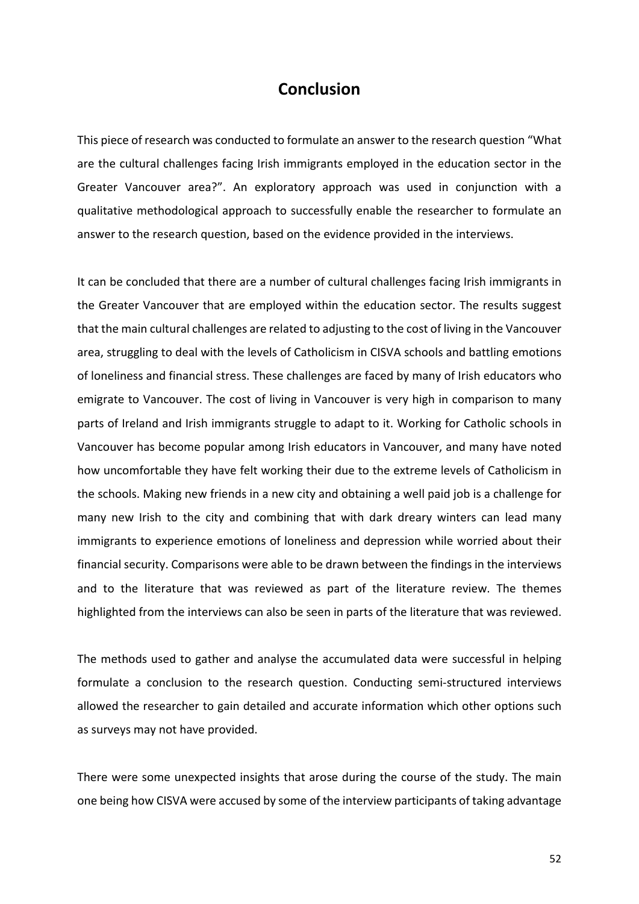# Conclusion

This piece of research was conducted to formulate an answer to the research question "What are the cultural challenges facing Irish immigrants employed in the education sector in the Greater Vancouver area?". An exploratory approach was used in conjunction with a qualitative methodological approach to successfully enable the researcher to formulate an answer to the research question, based on the evidence provided in the interviews.

It can be concluded that there are a number of cultural challenges facing Irish immigrants in the Greater Vancouver that are employed within the education sector. The results suggest that the main cultural challenges are related to adjusting to the cost of living in the Vancouver area, struggling to deal with the levels of Catholicism in CISVA schools and battling emotions of loneliness and financial stress. These challenges are faced by many of Irish educators who emigrate to Vancouver. The cost of living in Vancouver is very high in comparison to many parts of Ireland and Irish immigrants struggle to adapt to it. Working for Catholic schools in Vancouver has become popular among Irish educators in Vancouver, and many have noted how uncomfortable they have felt working their due to the extreme levels of Catholicism in the schools. Making new friends in a new city and obtaining a well paid job is a challenge for many new Irish to the city and combining that with dark dreary winters can lead many immigrants to experience emotions of loneliness and depression while worried about their financial security. Comparisons were able to be drawn between the findings in the interviews and to the literature that was reviewed as part of the literature review. The themes highlighted from the interviews can also be seen in parts of the literature that was reviewed.

The methods used to gather and analyse the accumulated data were successful in helping formulate a conclusion to the research question. Conducting semi-structured interviews allowed the researcher to gain detailed and accurate information which other options such as surveys may not have provided.

There were some unexpected insights that arose during the course of the study. The main one being how CISVA were accused by some of the interview participants of taking advantage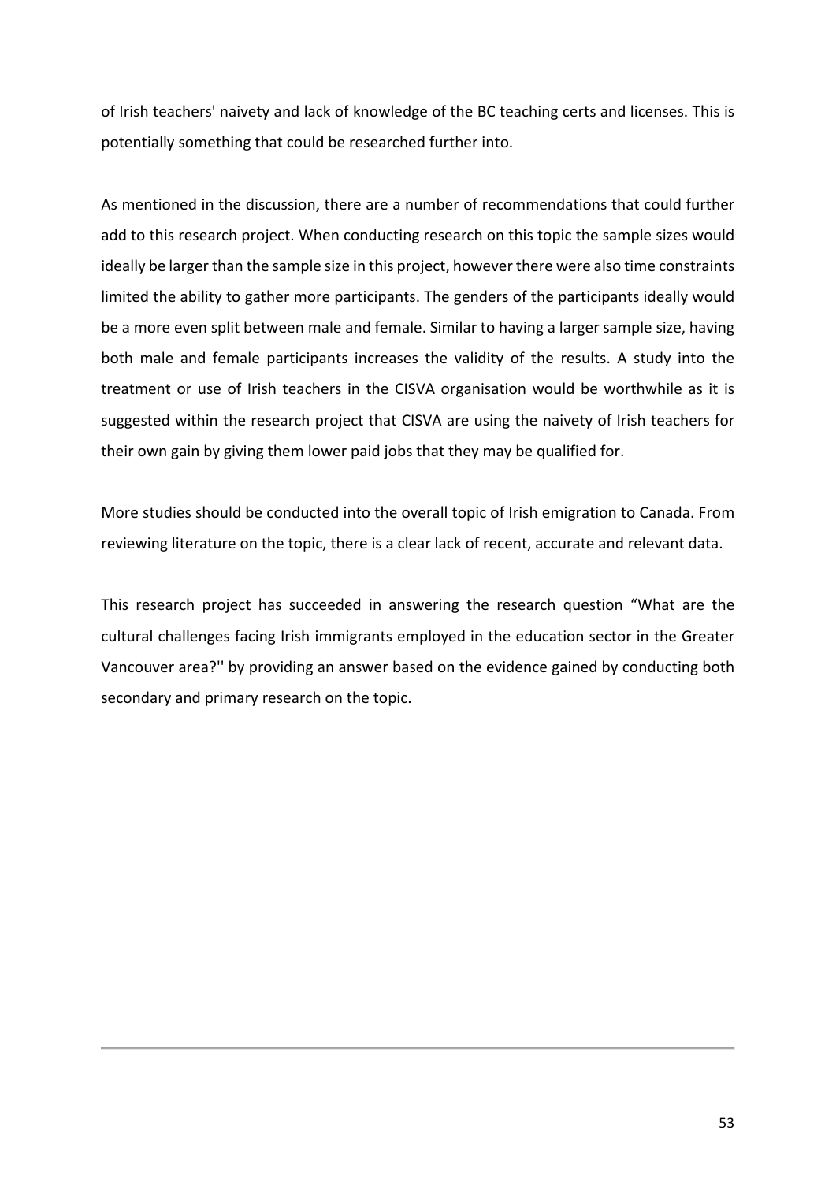of Irish teachers' naivety and lack of knowledge of the BC teaching certs and licenses. This is potentially something that could be researched further into.

As mentioned in the discussion, there are a number of recommendations that could further add to this research project. When conducting research on this topic the sample sizes would ideally be larger than the sample size in this project, however there were also time constraints limited the ability to gather more participants. The genders of the participants ideally would be a more even split between male and female. Similar to having a larger sample size, having both male and female participants increases the validity of the results. A study into the treatment or use of Irish teachers in the CISVA organisation would be worthwhile as it is suggested within the research project that CISVA are using the naivety of Irish teachers for their own gain by giving them lower paid jobs that they may be qualified for.

More studies should be conducted into the overall topic of Irish emigration to Canada. From reviewing literature on the topic, there is a clear lack of recent, accurate and relevant data.

This research project has succeeded in answering the research question "What are the cultural challenges facing Irish immigrants employed in the education sector in the Greater Vancouver area?'' by providing an answer based on the evidence gained by conducting both secondary and primary research on the topic.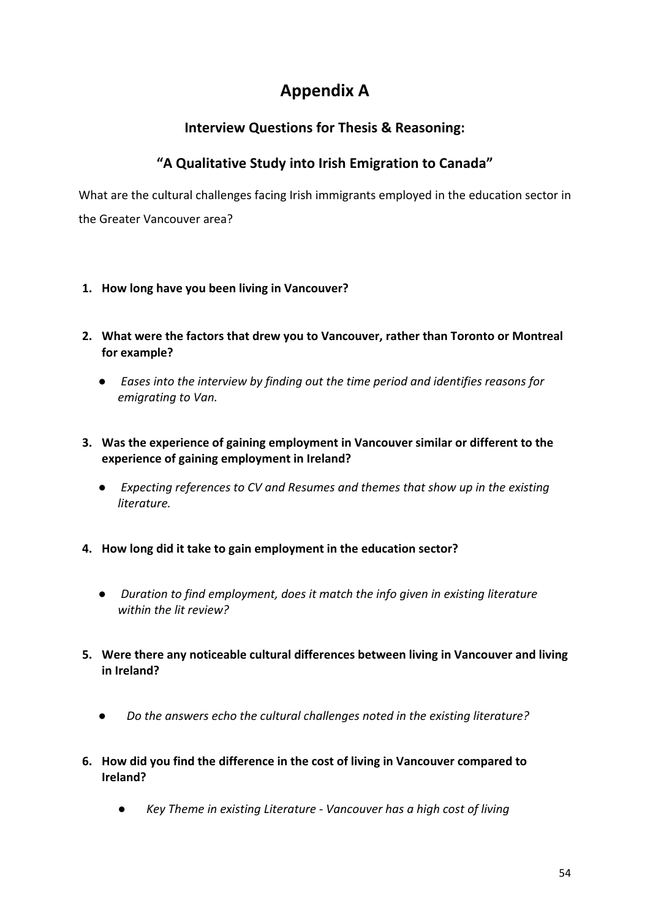# Appendix A

## Interview Questions for Thesis & Reasoning:

## "A Qualitative Study into Irish Emigration to Canada"

What are the cultural challenges facing Irish immigrants employed in the education sector in the Greater Vancouver area?

1. **How long have you been living in Vancouver?**

2. **What were the factors that drew you to Vancouver, rather than Toronto or Montreal for example?**

   - *Eases into the interview by finding out the time period and identifies reasons for emigrating to Van.*

3. **Was the experience of gaining employment in Vancouver similar or different to the experience of gaining employment in Ireland?**

   - *Expecting references to CV and Resumes and themes that show up in the existing literature.*

4. **How long did it take to gain employment in the education sector?**

   - *Duration to find employment, does it match the info given in existing literature within the lit review?*

5. **Were there any noticeable cultural differences between living in Vancouver and living in Ireland?**

   - *Do the answers echo the cultural challenges noted in the existing literature?*

6. **How did you find the difference in the cost of living in Vancouver compared to Ireland?**

   - *Key Theme in existing Literature - Vancouver has a high cost of living*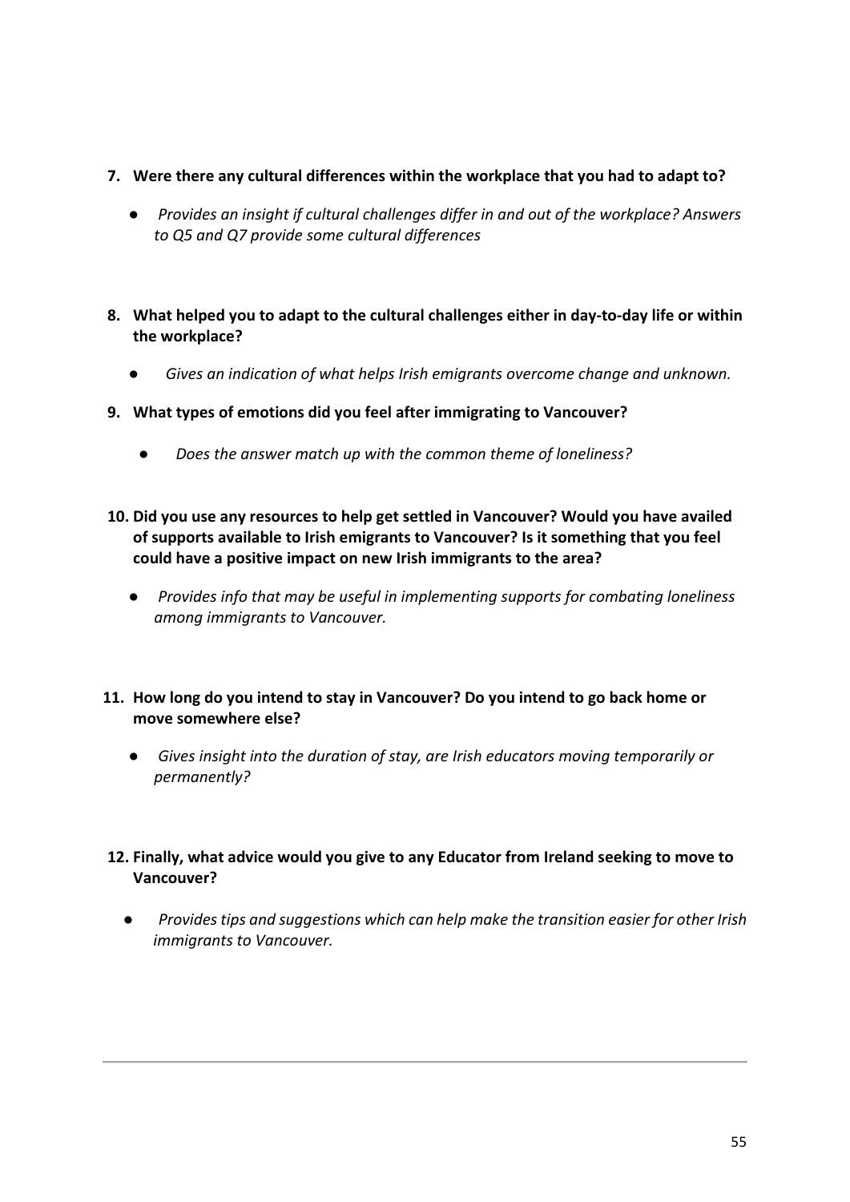7. **Were there any cultural differences within the workplace that you had to adapt to?**

    - *Provides an insight if cultural challenges differ in and out of the workplace? Answers to Q5 and Q7 provide some cultural differences*

8. **What helped you to adapt to the cultural challenges either in day-to-day life or within the workplace?**

    - *Gives an indication of what helps Irish emigrants overcome change and unknown.*

9. **What types of emotions did you feel after immigrating to Vancouver?**

    - *Does the answer match up with the common theme of loneliness?*

10. **Did you use any resources to help get settled in Vancouver? Would you have availed of supports available to Irish emigrants to Vancouver? Is it something that you feel could have a positive impact on new Irish immigrants to the area?**

    - *Provides info that may be useful in implementing supports for combating loneliness among immigrants to Vancouver.*

11. **How long do you intend to stay in Vancouver? Do you intend to go back home or move somewhere else?**

    - *Gives insight into the duration of stay, are Irish educators moving temporarily or permanently?*

12. **Finally, what advice would you give to any Educator from Ireland seeking to move to Vancouver?**

    - *Provides tips and suggestions which can help make the transition easier for other Irish immigrants to Vancouver.*

---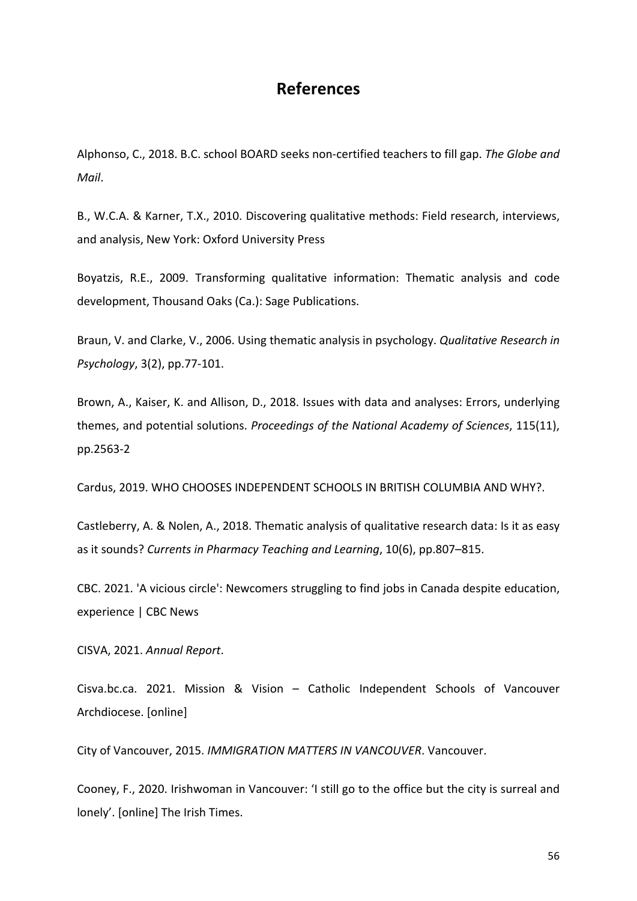# References

Alphonso, C., 2018. B.C. school BOARD seeks non-certified teachers to fill gap. *The Globe and Mail*.

B., W.C.A. & Karner, T.X., 2010. Discovering qualitative methods: Field research, interviews, and analysis, New York: Oxford University Press

Boyatzis, R.E., 2009. Transforming qualitative information: Thematic analysis and code development, Thousand Oaks (Ca.): Sage Publications.

Braun, V. and Clarke, V., 2006. Using thematic analysis in psychology. *Qualitative Research in Psychology*, 3(2), pp.77-101.

Brown, A., Kaiser, K. and Allison, D., 2018. Issues with data and analyses: Errors, underlying themes, and potential solutions. *Proceedings of the National Academy of Sciences*, 115(11), pp.2563-2

Cardus, 2019. WHO CHOOSES INDEPENDENT SCHOOLS IN BRITISH COLUMBIA AND WHY?.

Castleberry, A. & Nolen, A., 2018. Thematic analysis of qualitative research data: Is it as easy as it sounds? *Currents in Pharmacy Teaching and Learning*, 10(6), pp.807–815.

CBC. 2021. 'A vicious circle': Newcomers struggling to find jobs in Canada despite education, experience | CBC News

CISVA, 2021. *Annual Report*.

Cisva.bc.ca. 2021. Mission & Vision – Catholic Independent Schools of Vancouver Archdiocese. [online]

City of Vancouver, 2015. *IMMIGRATION MATTERS IN VANCOUVER*. Vancouver.

Cooney, F., 2020. Irishwoman in Vancouver: 'I still go to the office but the city is surreal and lonely'. [online] The Irish Times.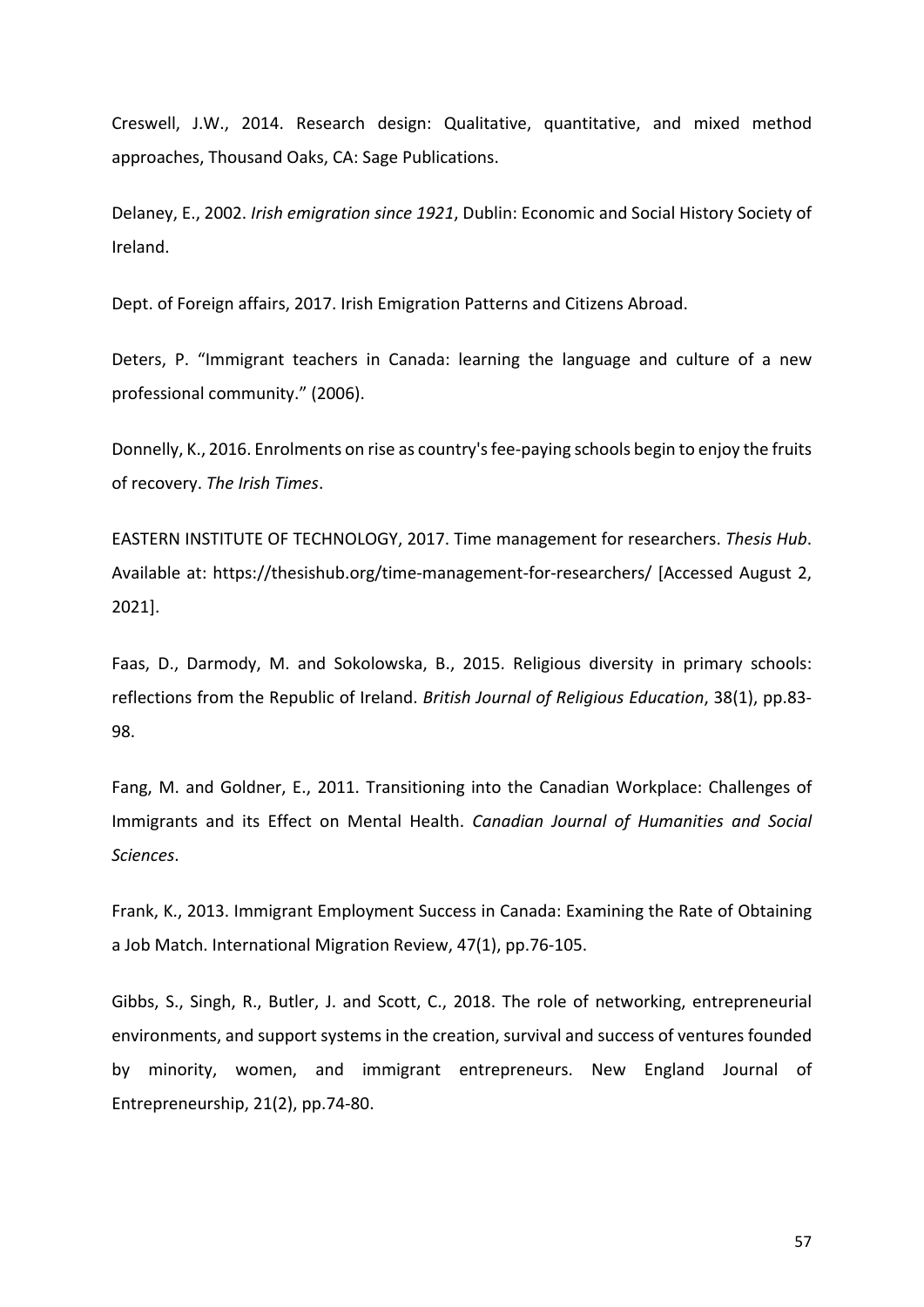Creswell, J.W., 2014. Research design: Qualitative, quantitative, and mixed method approaches, Thousand Oaks, CA: Sage Publications.

Delaney, E., 2002. *Irish emigration since 1921*, Dublin: Economic and Social History Society of Ireland.

Dept. of Foreign affairs, 2017. Irish Emigration Patterns and Citizens Abroad.

Deters, P. "Immigrant teachers in Canada: learning the language and culture of a new professional community." (2006).

Donnelly, K., 2016. Enrolments on rise as country's fee-paying schools begin to enjoy the fruits of recovery. *The Irish Times*.

EASTERN INSTITUTE OF TECHNOLOGY, 2017. Time management for researchers. *Thesis Hub*. Available at: https://thesishub.org/time-management-for-researchers/ [Accessed August 2, 2021].

Faas, D., Darmody, M. and Sokolowska, B., 2015. Religious diversity in primary schools: reflections from the Republic of Ireland. *British Journal of Religious Education*, 38(1), pp.83-98.

Fang, M. and Goldner, E., 2011. Transitioning into the Canadian Workplace: Challenges of Immigrants and its Effect on Mental Health. *Canadian Journal of Humanities and Social Sciences*.

Frank, K., 2013. Immigrant Employment Success in Canada: Examining the Rate of Obtaining a Job Match. International Migration Review, 47(1), pp.76-105.

Gibbs, S., Singh, R., Butler, J. and Scott, C., 2018. The role of networking, entrepreneurial environments, and support systems in the creation, survival and success of ventures founded by minority, women, and immigrant entrepreneurs. New England Journal of Entrepreneurship, 21(2), pp.74-80.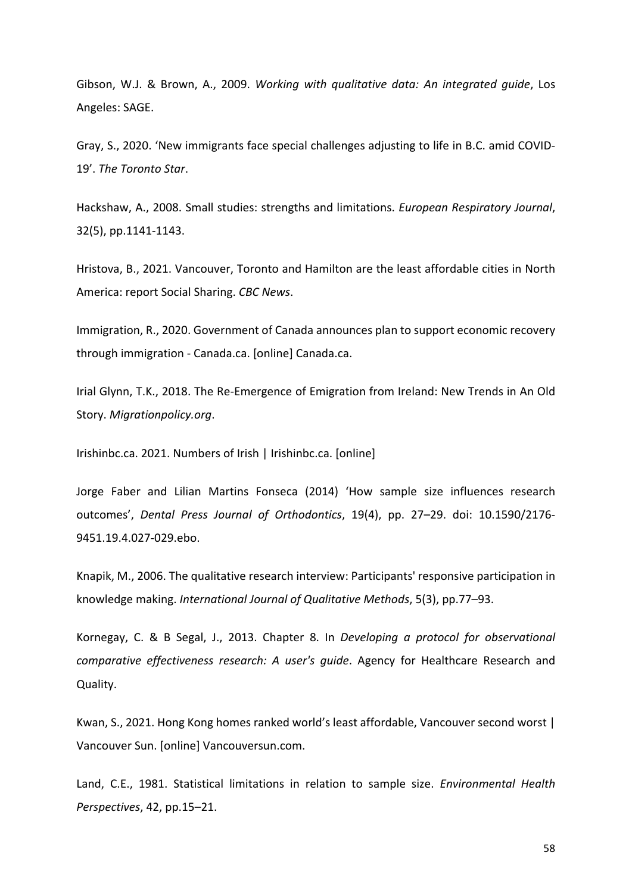Gibson, W.J. & Brown, A., 2009. *Working with qualitative data: An integrated guide*, Los Angeles: SAGE.

Gray, S., 2020. 'New immigrants face special challenges adjusting to life in B.C. amid COVID-19'. *The Toronto Star*.

Hackshaw, A., 2008. Small studies: strengths and limitations. *European Respiratory Journal*, 32(5), pp.1141-1143.

Hristova, B., 2021. Vancouver, Toronto and Hamilton are the least affordable cities in North America: report Social Sharing. *CBC News*.

Immigration, R., 2020. Government of Canada announces plan to support economic recovery through immigration - Canada.ca. [online] Canada.ca.

Irial Glynn, T.K., 2018. The Re-Emergence of Emigration from Ireland: New Trends in An Old Story. *Migrationpolicy.org*.

Irishinbc.ca. 2021. Numbers of Irish | Irishinbc.ca. [online]

Jorge Faber and Lilian Martins Fonseca (2014) 'How sample size influences research outcomes', *Dental Press Journal of Orthodontics*, 19(4), pp. 27–29. doi: 10.1590/2176-9451.19.4.027-029.ebo.

Knapik, M., 2006. The qualitative research interview: Participants' responsive participation in knowledge making. *International Journal of Qualitative Methods*, 5(3), pp.77–93.

Kornegay, C. & B Segal, J., 2013. Chapter 8. In *Developing a protocol for observational comparative effectiveness research: A user's guide*. Agency for Healthcare Research and Quality.

Kwan, S., 2021. Hong Kong homes ranked world's least affordable, Vancouver second worst | Vancouver Sun. [online] Vancouversun.com.

Land, C.E., 1981. Statistical limitations in relation to sample size. *Environmental Health Perspectives*, 42, pp.15–21.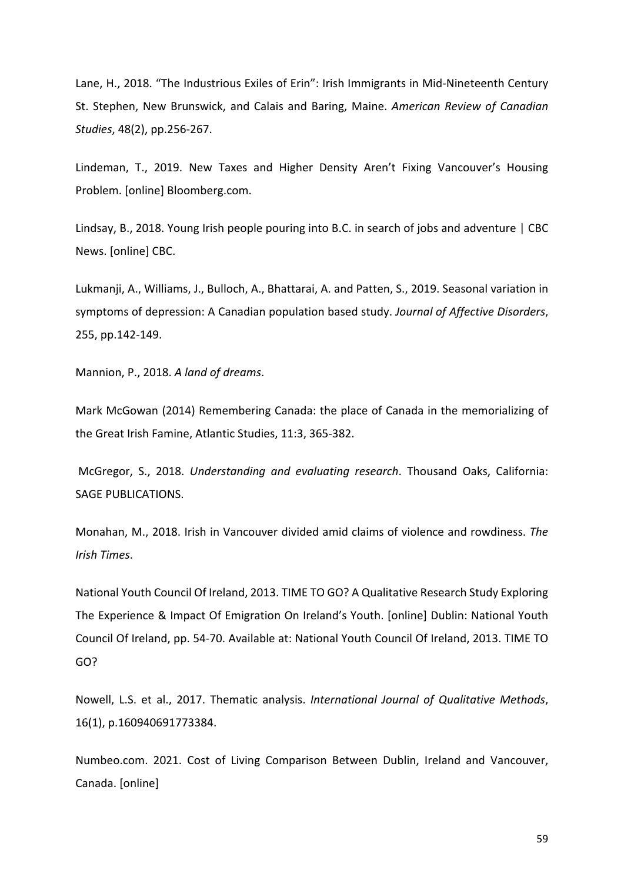Lane, H., 2018. “The Industrious Exiles of Erin”: Irish Immigrants in Mid-Nineteenth Century St. Stephen, New Brunswick, and Calais and Baring, Maine. *American Review of Canadian Studies*, 48(2), pp.256-267.

Lindeman, T., 2019. New Taxes and Higher Density Aren’t Fixing Vancouver’s Housing Problem. [online] Bloomberg.com.

Lindsay, B., 2018. Young Irish people pouring into B.C. in search of jobs and adventure | CBC News. [online] CBC.

Lukmanji, A., Williams, J., Bulloch, A., Bhattarai, A. and Patten, S., 2019. Seasonal variation in symptoms of depression: A Canadian population based study. *Journal of Affective Disorders*, 255, pp.142-149.

Mannion, P., 2018. *A land of dreams*.

Mark McGowan (2014) Remembering Canada: the place of Canada in the memorializing of the Great Irish Famine, Atlantic Studies, 11:3, 365-382.

McGregor, S., 2018. *Understanding and evaluating research*. Thousand Oaks, California: SAGE PUBLICATIONS.

Monahan, M., 2018. Irish in Vancouver divided amid claims of violence and rowdiness. *The Irish Times*.

National Youth Council Of Ireland, 2013. TIME TO GO? A Qualitative Research Study Exploring The Experience & Impact Of Emigration On Ireland’s Youth. [online] Dublin: National Youth Council Of Ireland, pp. 54-70. Available at: National Youth Council Of Ireland, 2013. TIME TO GO?

Nowell, L.S. et al., 2017. Thematic analysis. *International Journal of Qualitative Methods*, 16(1), p.160940691773384.

Numbeo.com. 2021. Cost of Living Comparison Between Dublin, Ireland and Vancouver, Canada. [online]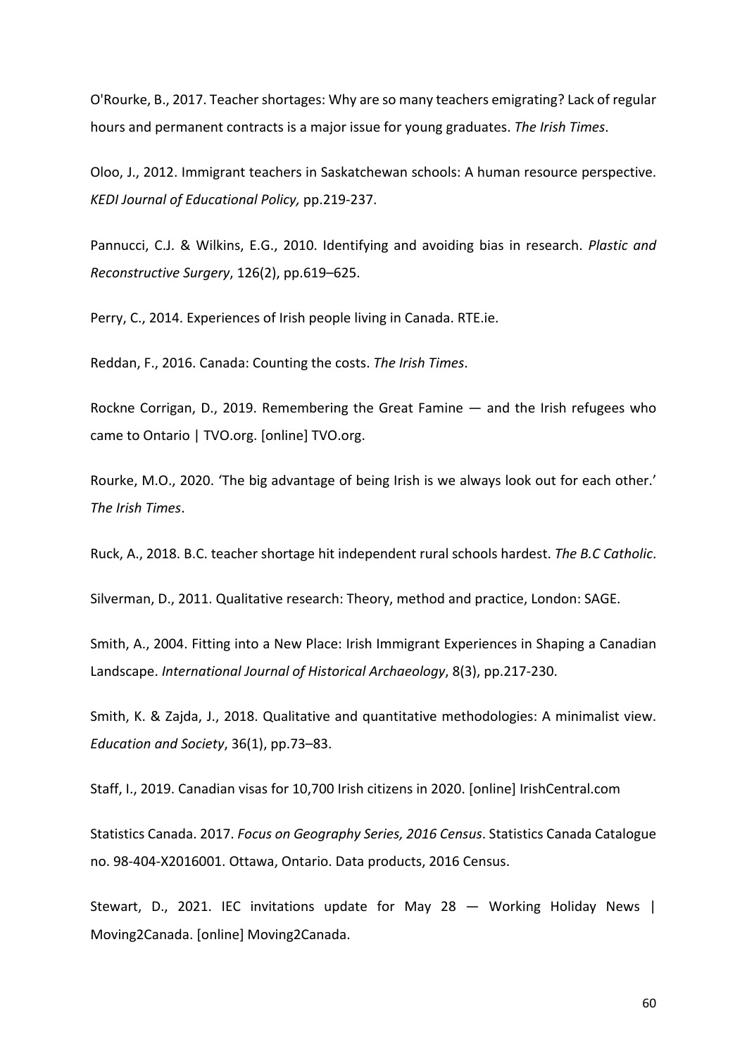O'Rourke, B., 2017. Teacher shortages: Why are so many teachers emigrating? Lack of regular hours and permanent contracts is a major issue for young graduates. *The Irish Times*.

Oloo, J., 2012. Immigrant teachers in Saskatchewan schools: A human resource perspective. *KEDI Journal of Educational Policy,* pp.219-237.

Pannucci, C.J. & Wilkins, E.G., 2010. Identifying and avoiding bias in research. *Plastic and Reconstructive Surgery*, 126(2), pp.619–625.

Perry, C., 2014. Experiences of Irish people living in Canada. RTE.ie.

Reddan, F., 2016. Canada: Counting the costs. *The Irish Times*.

Rockne Corrigan, D., 2019. Remembering the Great Famine — and the Irish refugees who came to Ontario | TVO.org. [online] TVO.org.

Rourke, M.O., 2020. 'The big advantage of being Irish is we always look out for each other.' *The Irish Times*.

Ruck, A., 2018. B.C. teacher shortage hit independent rural schools hardest. *The B.C Catholic*.

Silverman, D., 2011. Qualitative research: Theory, method and practice, London: SAGE.

Smith, A., 2004. Fitting into a New Place: Irish Immigrant Experiences in Shaping a Canadian Landscape. *International Journal of Historical Archaeology*, 8(3), pp.217-230.

Smith, K. & Zajda, J., 2018. Qualitative and quantitative methodologies: A minimalist view. *Education and Society*, 36(1), pp.73–83.

Staff, I., 2019. Canadian visas for 10,700 Irish citizens in 2020. [online] IrishCentral.com

Statistics Canada. 2017. *Focus on Geography Series, 2016 Census*. Statistics Canada Catalogue no. 98-404-X2016001. Ottawa, Ontario. Data products, 2016 Census.

Stewart, D., 2021. IEC invitations update for May 28 — Working Holiday News | Moving2Canada. [online] Moving2Canada.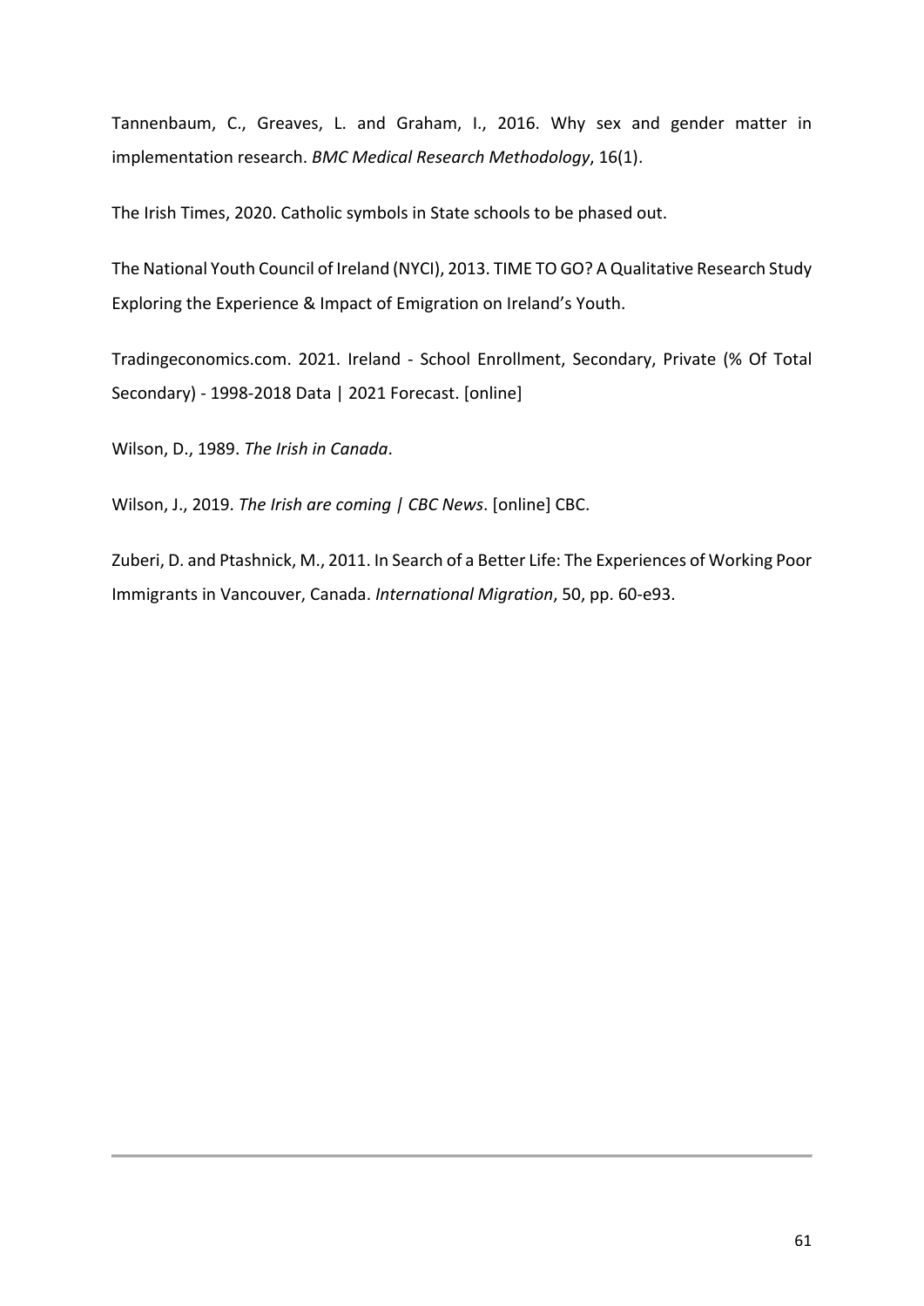Tannenbaum, C., Greaves, L. and Graham, I., 2016. Why sex and gender matter in implementation research. *BMC Medical Research Methodology*, 16(1).

The Irish Times, 2020. Catholic symbols in State schools to be phased out.

The National Youth Council of Ireland (NYCI), 2013. TIME TO GO? A Qualitative Research Study Exploring the Experience & Impact of Emigration on Ireland's Youth.

Tradingeconomics.com. 2021. Ireland - School Enrollment, Secondary, Private (% Of Total Secondary) - 1998-2018 Data | 2021 Forecast. [online]

Wilson, D., 1989. *The Irish in Canada*.

Wilson, J., 2019. *The Irish are coming | CBC News*. [online] CBC.

Zuberi, D. and Ptashnick, M., 2011. In Search of a Better Life: The Experiences of Working Poor Immigrants in Vancouver, Canada. *International Migration*, 50, pp. 60-e93.